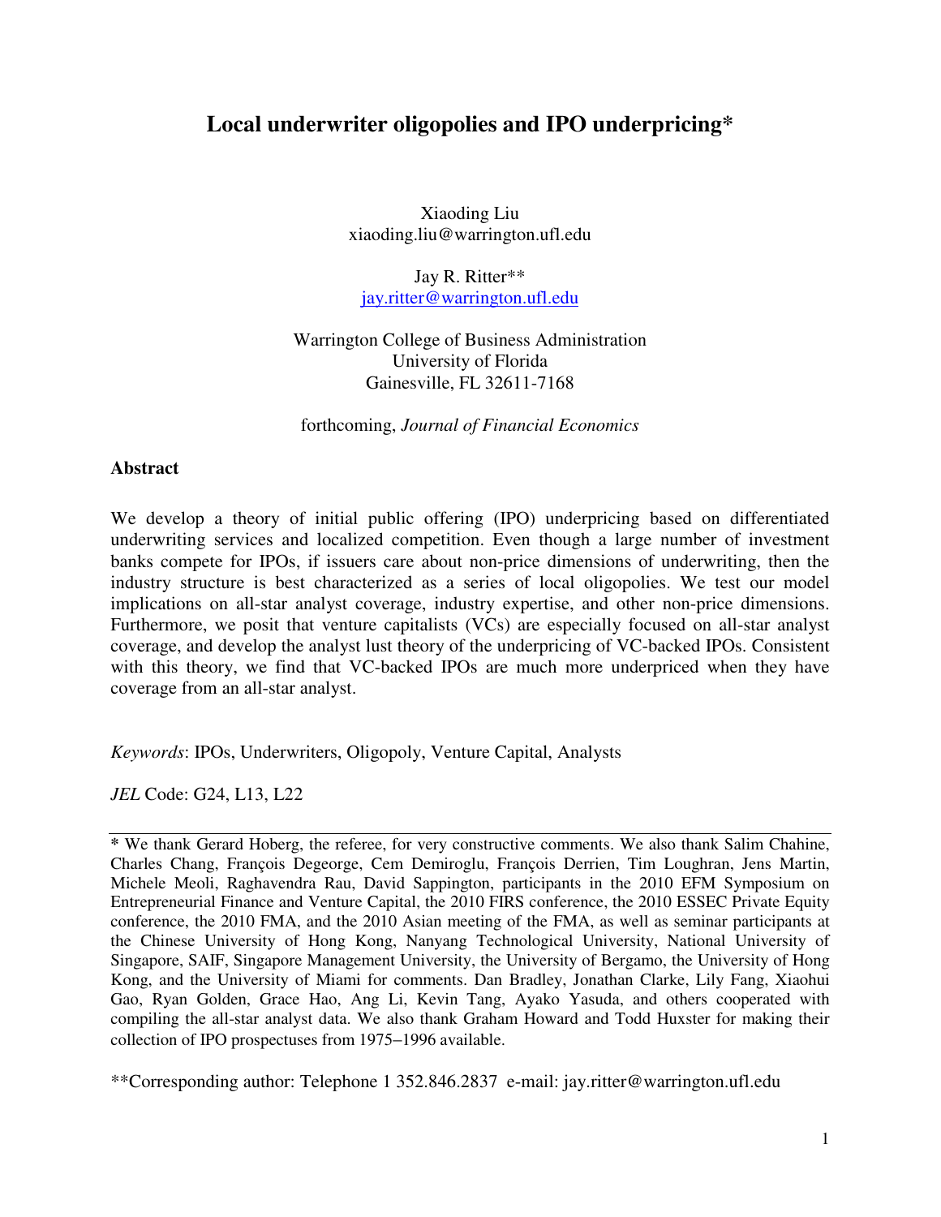# Local underwriter oligopolies and IPO underpricing*

Xiaoding Liu
xiaoding.liu@warrington.ufl.edu

Jay R. Ritter**
jay.ritter@warrington.ufl.edu

Warrington College of Business Administration
University of Florida
Gainesville, FL 32611-7168

forthcoming, *Journal of Financial Economics*

## Abstract

We develop a theory of initial public offering (IPO) underpricing based on differentiated underwriting services and localized competition. Even though a large number of investment banks compete for IPOs, if issuers care about non-price dimensions of underwriting, then the industry structure is best characterized as a series of local oligopolies. We test our model implications on all-star analyst coverage, industry expertise, and other non-price dimensions. Furthermore, we posit that venture capitalists (VCs) are especially focused on all-star analyst coverage, and develop the analyst lust theory of the underpricing of VC-backed IPOs. Consistent with this theory, we find that VC-backed IPOs are much more underpriced when they have coverage from an all-star analyst.

*Keywords*: IPOs, Underwriters, Oligopoly, Venture Capital, Analysts

*JEL* Code: G24, L13, L22

---

* We thank Gerard Hoberg, the referee, for very constructive comments. We also thank Salim Chahine, Charles Chang, François Degeorge, Cem Demiroglu, François Derrien, Tim Loughran, Jens Martin, Michele Meoli, Raghavendra Rau, David Sappington, participants in the 2010 EFM Symposium on Entrepreneurial Finance and Venture Capital, the 2010 FIRS conference, the 2010 ESSEC Private Equity conference, the 2010 FMA, and the 2010 Asian meeting of the FMA, as well as seminar participants at the Chinese University of Hong Kong, Nanyang Technological University, National University of Singapore, SAIF, Singapore Management University, the University of Bergamo, the University of Hong Kong, and the University of Miami for comments. Dan Bradley, Jonathan Clarke, Lily Fang, Xiaohui Gao, Ryan Golden, Grace Hao, Ang Li, Kevin Tang, Ayako Yasuda, and others cooperated with compiling the all-star analyst data. We also thank Graham Howard and Todd Huxster for making their collection of IPO prospectuses from 1975–1996 available.

**Corresponding author: Telephone 1 352.846.2837 e-mail: jay.ritter@warrington.ufl.edu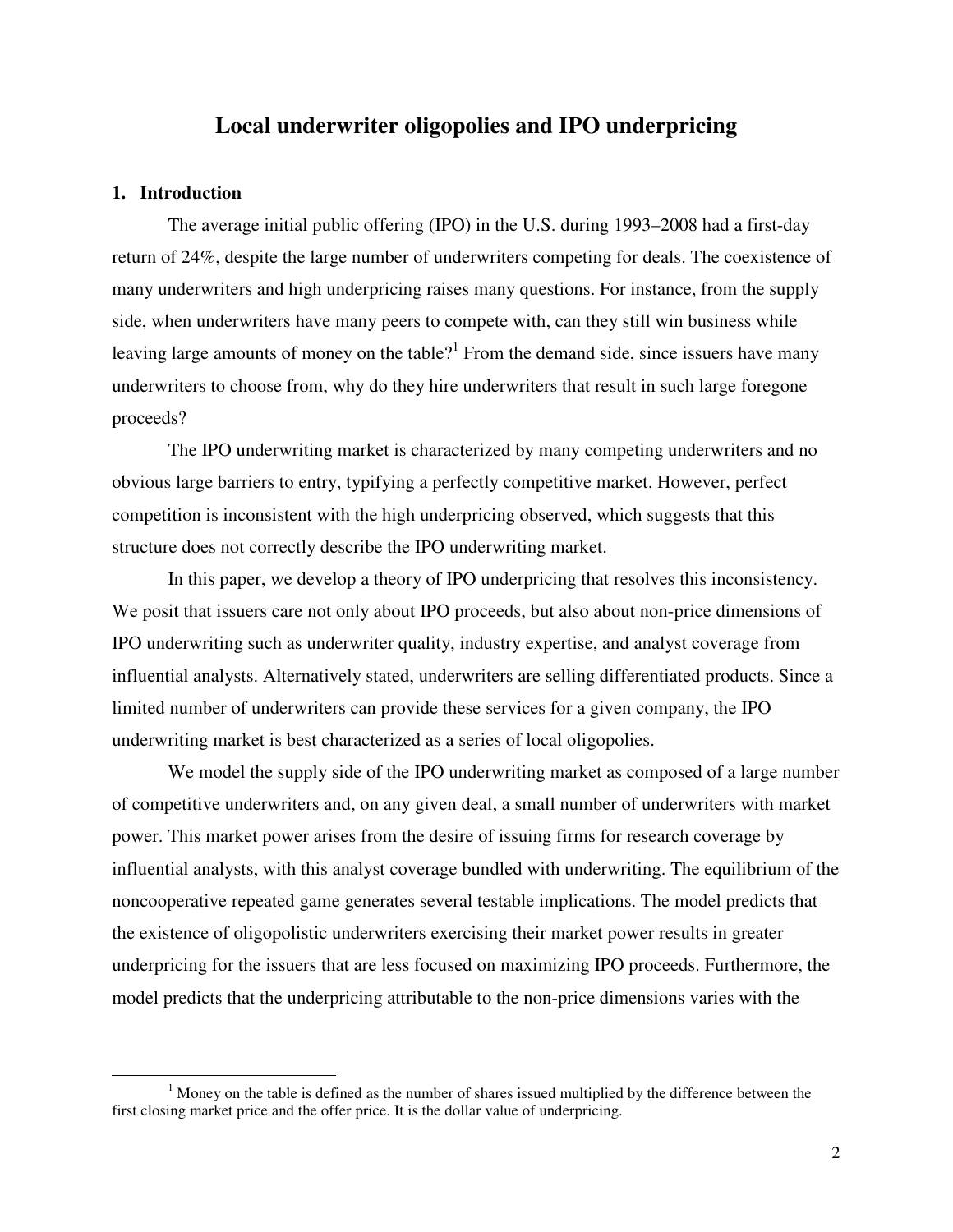# Local underwriter oligopolies and IPO underpricing

## 1. Introduction

The average initial public offering (IPO) in the U.S. during 1993–2008 had a first-day return of 24%, despite the large number of underwriters competing for deals. The coexistence of many underwriters and high underpricing raises many questions. For instance, from the supply side, when underwriters have many peers to compete with, can they still win business while leaving large amounts of money on the table?[1] From the demand side, since issuers have many underwriters to choose from, why do they hire underwriters that result in such large foregone proceeds?

The IPO underwriting market is characterized by many competing underwriters and no obvious large barriers to entry, typifying a perfectly competitive market. However, perfect competition is inconsistent with the high underpricing observed, which suggests that this structure does not correctly describe the IPO underwriting market.

In this paper, we develop a theory of IPO underpricing that resolves this inconsistency. We posit that issuers care not only about IPO proceeds, but also about non-price dimensions of IPO underwriting such as underwriter quality, industry expertise, and analyst coverage from influential analysts. Alternatively stated, underwriters are selling differentiated products. Since a limited number of underwriters can provide these services for a given company, the IPO underwriting market is best characterized as a series of local oligopolies.

We model the supply side of the IPO underwriting market as composed of a large number of competitive underwriters and, on any given deal, a small number of underwriters with market power. This market power arises from the desire of issuing firms for research coverage by influential analysts, with this analyst coverage bundled with underwriting. The equilibrium of the noncooperative repeated game generates several testable implications. The model predicts that the existence of oligopolistic underwriters exercising their market power results in greater underpricing for the issuers that are less focused on maximizing IPO proceeds. Furthermore, the model predicts that the underpricing attributable to the non-price dimensions varies with the

[1] Money on the table is defined as the number of shares issued multiplied by the difference between the first closing market price and the offer price. It is the dollar value of underpricing.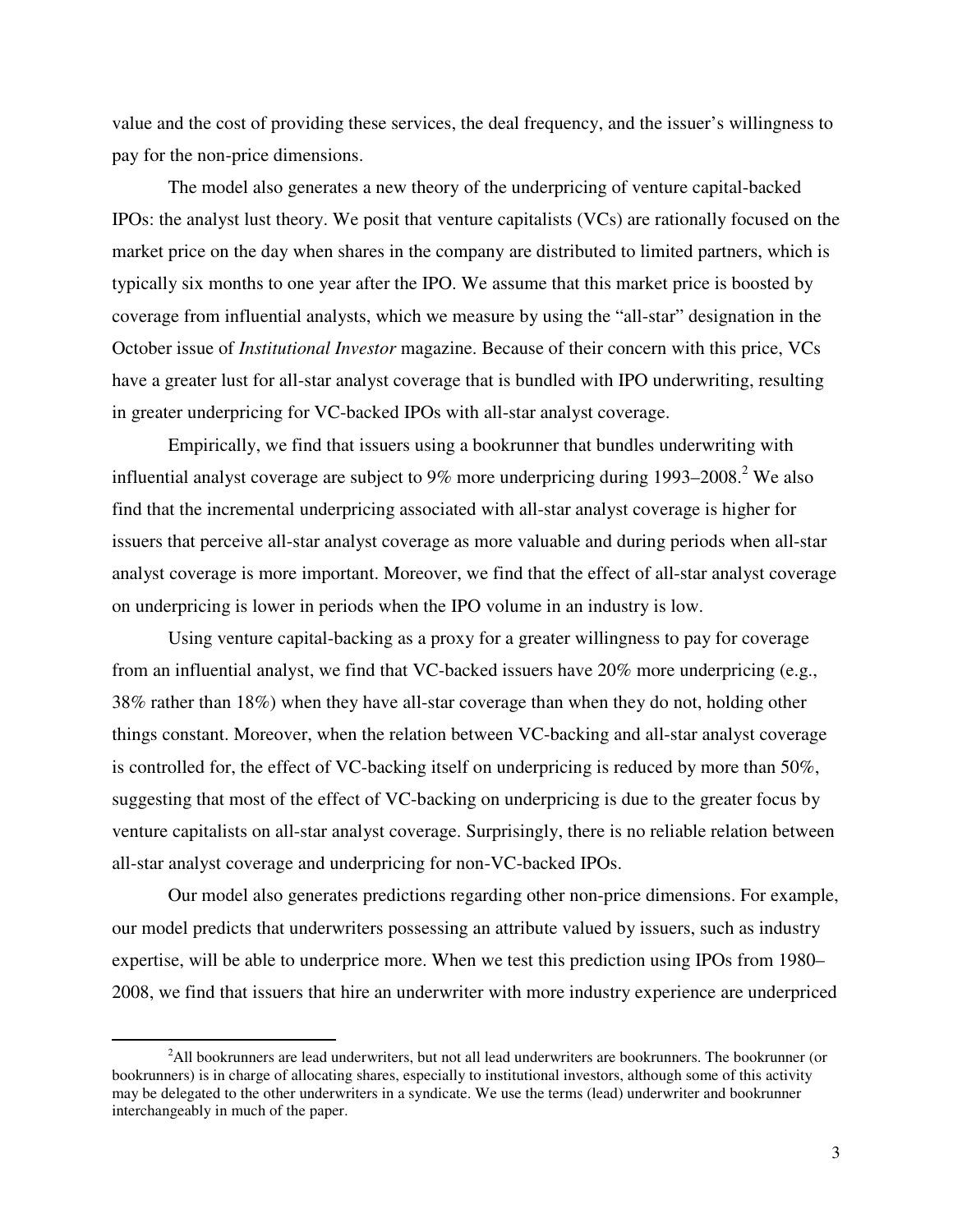value and the cost of providing these services, the deal frequency, and the issuer's willingness to pay for the non-price dimensions.

The model also generates a new theory of the underpricing of venture capital-backed IPOs: the analyst lust theory. We posit that venture capitalists (VCs) are rationally focused on the market price on the day when shares in the company are distributed to limited partners, which is typically six months to one year after the IPO. We assume that this market price is boosted by coverage from influential analysts, which we measure by using the "all-star" designation in the October issue of *Institutional Investor* magazine. Because of their concern with this price, VCs have a greater lust for all-star analyst coverage that is bundled with IPO underwriting, resulting in greater underpricing for VC-backed IPOs with all-star analyst coverage.

Empirically, we find that issuers using a bookrunner that bundles underwriting with influential analyst coverage are subject to 9% more underpricing during 1993–2008.[2] We also find that the incremental underpricing associated with all-star analyst coverage is higher for issuers that perceive all-star analyst coverage as more valuable and during periods when all-star analyst coverage is more important. Moreover, we find that the effect of all-star analyst coverage on underpricing is lower in periods when the IPO volume in an industry is low.

Using venture capital-backing as a proxy for a greater willingness to pay for coverage from an influential analyst, we find that VC-backed issuers have 20% more underpricing (e.g., 38% rather than 18%) when they have all-star coverage than when they do not, holding other things constant. Moreover, when the relation between VC-backing and all-star analyst coverage is controlled for, the effect of VC-backing itself on underpricing is reduced by more than 50%, suggesting that most of the effect of VC-backing on underpricing is due to the greater focus by venture capitalists on all-star analyst coverage. Surprisingly, there is no reliable relation between all-star analyst coverage and underpricing for non-VC-backed IPOs.

Our model also generates predictions regarding other non-price dimensions. For example, our model predicts that underwriters possessing an attribute valued by issuers, such as industry expertise, will be able to underprice more. When we test this prediction using IPOs from 1980–2008, we find that issuers that hire an underwriter with more industry experience are underpriced

[2] All bookrunners are lead underwriters, but not all lead underwriters are bookrunners. The bookrunner (or bookrunners) is in charge of allocating shares, especially to institutional investors, although some of this activity may be delegated to the other underwriters in a syndicate. We use the terms (lead) underwriter and bookrunner interchangeably in much of the paper.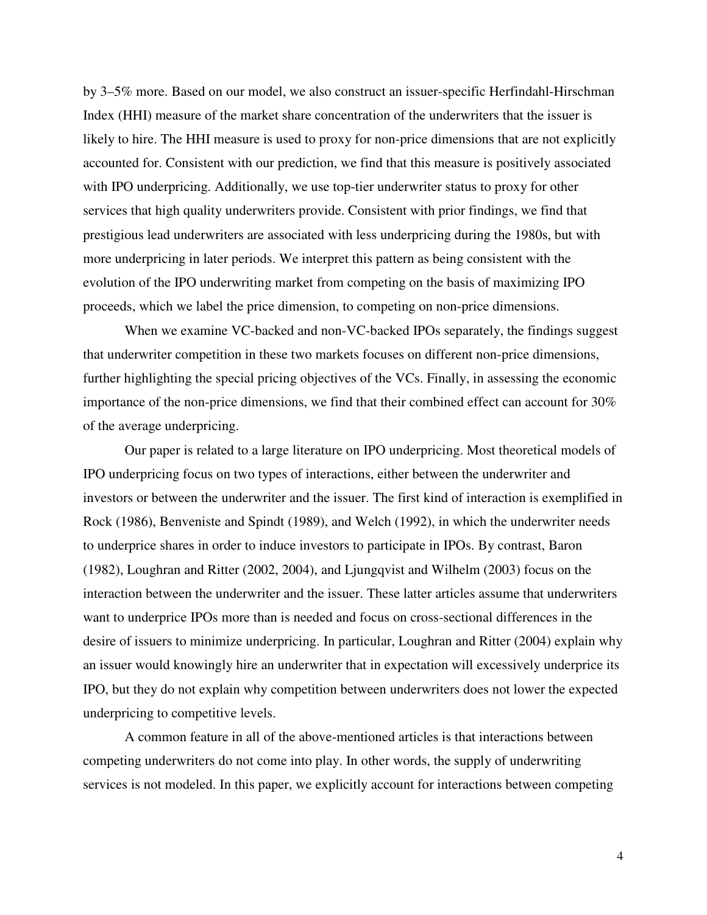by 3–5% more. Based on our model, we also construct an issuer-specific Herfindahl-Hirschman Index (HHI) measure of the market share concentration of the underwriters that the issuer is likely to hire. The HHI measure is used to proxy for non-price dimensions that are not explicitly accounted for. Consistent with our prediction, we find that this measure is positively associated with IPO underpricing. Additionally, we use top-tier underwriter status to proxy for other services that high quality underwriters provide. Consistent with prior findings, we find that prestigious lead underwriters are associated with less underpricing during the 1980s, but with more underpricing in later periods. We interpret this pattern as being consistent with the evolution of the IPO underwriting market from competing on the basis of maximizing IPO proceeds, which we label the price dimension, to competing on non-price dimensions.

When we examine VC-backed and non-VC-backed IPOs separately, the findings suggest that underwriter competition in these two markets focuses on different non-price dimensions, further highlighting the special pricing objectives of the VCs. Finally, in assessing the economic importance of the non-price dimensions, we find that their combined effect can account for 30% of the average underpricing.

Our paper is related to a large literature on IPO underpricing. Most theoretical models of IPO underpricing focus on two types of interactions, either between the underwriter and investors or between the underwriter and the issuer. The first kind of interaction is exemplified in Rock (1986), Benveniste and Spindt (1989), and Welch (1992), in which the underwriter needs to underprice shares in order to induce investors to participate in IPOs. By contrast, Baron (1982), Loughran and Ritter (2002, 2004), and Ljungqvist and Wilhelm (2003) focus on the interaction between the underwriter and the issuer. These latter articles assume that underwriters want to underprice IPOs more than is needed and focus on cross-sectional differences in the desire of issuers to minimize underpricing. In particular, Loughran and Ritter (2004) explain why an issuer would knowingly hire an underwriter that in expectation will excessively underprice its IPO, but they do not explain why competition between underwriters does not lower the expected underpricing to competitive levels.

A common feature in all of the above-mentioned articles is that interactions between competing underwriters do not come into play. In other words, the supply of underwriting services is not modeled. In this paper, we explicitly account for interactions between competing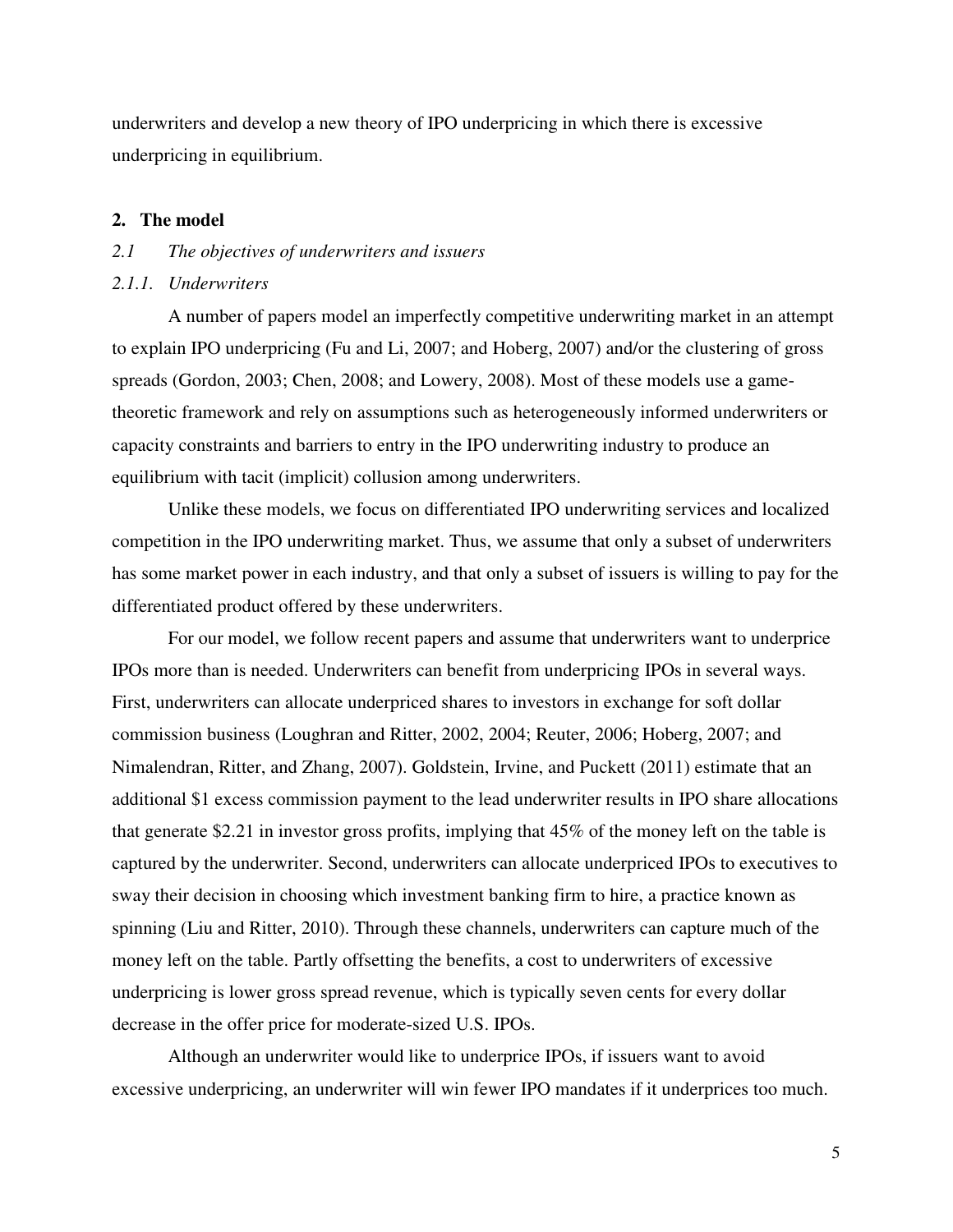underwriters and develop a new theory of IPO underpricing in which there is excessive underpricing in equilibrium.

## 2. The model

### *2.1 The objectives of underwriters and issuers*

#### *2.1.1. Underwriters*

A number of papers model an imperfectly competitive underwriting market in an attempt to explain IPO underpricing (Fu and Li, 2007; and Hoberg, 2007) and/or the clustering of gross spreads (Gordon, 2003; Chen, 2008; and Lowery, 2008). Most of these models use a game-theoretic framework and rely on assumptions such as heterogeneously informed underwriters or capacity constraints and barriers to entry in the IPO underwriting industry to produce an equilibrium with tacit (implicit) collusion among underwriters.

Unlike these models, we focus on differentiated IPO underwriting services and localized competition in the IPO underwriting market. Thus, we assume that only a subset of underwriters has some market power in each industry, and that only a subset of issuers is willing to pay for the differentiated product offered by these underwriters.

For our model, we follow recent papers and assume that underwriters want to underprice IPOs more than is needed. Underwriters can benefit from underpricing IPOs in several ways. First, underwriters can allocate underpriced shares to investors in exchange for soft dollar commission business (Loughran and Ritter, 2002, 2004; Reuter, 2006; Hoberg, 2007; and Nimalendran, Ritter, and Zhang, 2007). Goldstein, Irvine, and Puckett (2011) estimate that an additional $1 excess commission payment to the lead underwriter results in IPO share allocations that generate $2.21 in investor gross profits, implying that 45% of the money left on the table is captured by the underwriter. Second, underwriters can allocate underpriced IPOs to executives to sway their decision in choosing which investment banking firm to hire, a practice known as spinning (Liu and Ritter, 2010). Through these channels, underwriters can capture much of the money left on the table. Partly offsetting the benefits, a cost to underwriters of excessive underpricing is lower gross spread revenue, which is typically seven cents for every dollar decrease in the offer price for moderate-sized U.S. IPOs.

Although an underwriter would like to underprice IPOs, if issuers want to avoid excessive underpricing, an underwriter will win fewer IPO mandates if it underprices too much.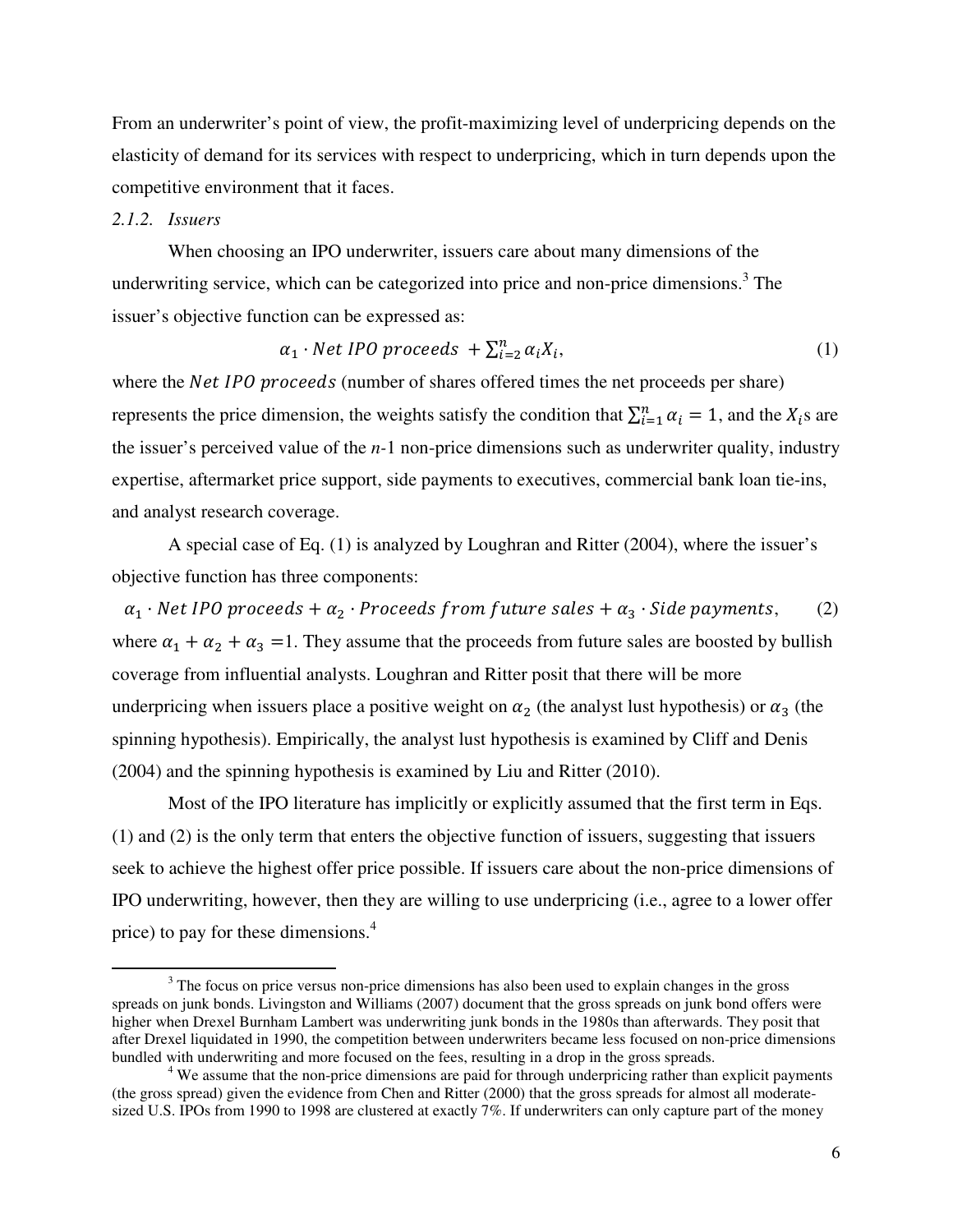From an underwriter's point of view, the profit-maximizing level of underpricing depends on the elasticity of demand for its services with respect to underpricing, which in turn depends upon the competitive environment that it faces.

### 2.1.2. *Issuers*

When choosing an IPO underwriter, issuers care about many dimensions of the underwriting service, which can be categorized into price and non-price dimensions.[3] The issuer's objective function can be expressed as:

$$\alpha_1 \cdot Net\ IPO\ proceeds\ + \sum_{i=2}^{n} \alpha_i X_i, \tag{1}$$

where the $Net\ IPO\ proceeds$ (number of shares offered times the net proceeds per share) represents the price dimension, the weights satisfy the condition that $\sum_{i=1}^{n} \alpha_i = 1$, and the $X_i$s are the issuer's perceived value of the *n*-1 non-price dimensions such as underwriter quality, industry expertise, aftermarket price support, side payments to executives, commercial bank loan tie-ins, and analyst research coverage.

A special case of Eq. (1) is analyzed by Loughran and Ritter (2004), where the issuer's objective function has three components:

$$\alpha_1 \cdot Net\ IPO\ proceeds + \alpha_2 \cdot Proceeds\ from\ future\ sales + \alpha_3 \cdot Side\ payments, \tag{2}$$

where $\alpha_1 + \alpha_2 + \alpha_3 = 1$. They assume that the proceeds from future sales are boosted by bullish coverage from influential analysts. Loughran and Ritter posit that there will be more underpricing when issuers place a positive weight on $\alpha_2$ (the analyst lust hypothesis) or $\alpha_3$ (the spinning hypothesis). Empirically, the analyst lust hypothesis is examined by Cliff and Denis (2004) and the spinning hypothesis is examined by Liu and Ritter (2010).

Most of the IPO literature has implicitly or explicitly assumed that the first term in Eqs. (1) and (2) is the only term that enters the objective function of issuers, suggesting that issuers seek to achieve the highest offer price possible. If issuers care about the non-price dimensions of IPO underwriting, however, then they are willing to use underpricing (i.e., agree to a lower offer price) to pay for these dimensions.[4]

---

[3] The focus on price versus non-price dimensions has also been used to explain changes in the gross spreads on junk bonds. Livingston and Williams (2007) document that the gross spreads on junk bond offers were higher when Drexel Burnham Lambert was underwriting junk bonds in the 1980s than afterwards. They posit that after Drexel liquidated in 1990, the competition between underwriters became less focused on non-price dimensions bundled with underwriting and more focused on the fees, resulting in a drop in the gross spreads.

[4] We assume that the non-price dimensions are paid for through underpricing rather than explicit payments (the gross spread) given the evidence from Chen and Ritter (2000) that the gross spreads for almost all moderate-sized U.S. IPOs from 1990 to 1998 are clustered at exactly 7%. If underwriters can only capture part of the money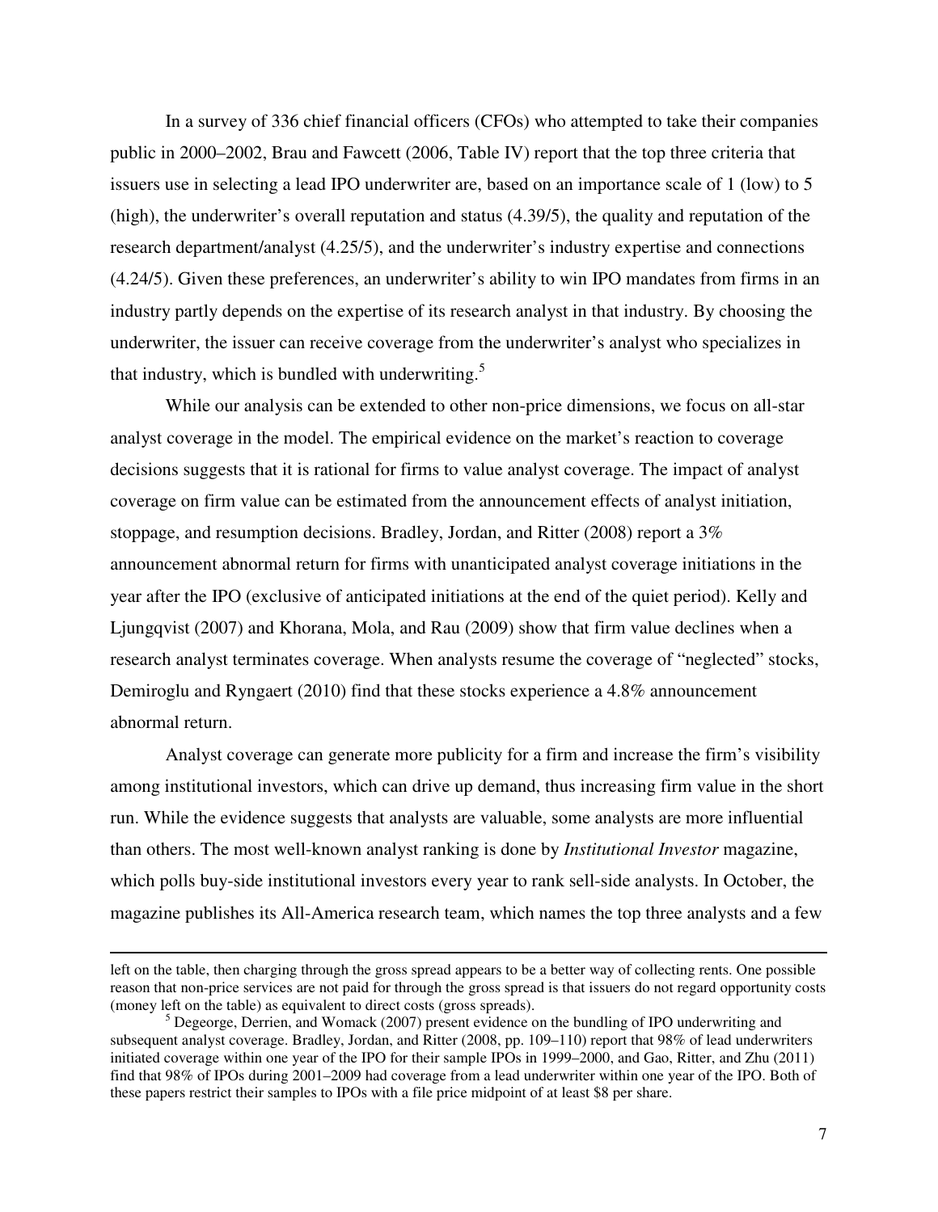In a survey of 336 chief financial officers (CFOs) who attempted to take their companies public in 2000–2002, Brau and Fawcett (2006, Table IV) report that the top three criteria that issuers use in selecting a lead IPO underwriter are, based on an importance scale of 1 (low) to 5 (high), the underwriter's overall reputation and status (4.39/5), the quality and reputation of the research department/analyst (4.25/5), and the underwriter's industry expertise and connections (4.24/5). Given these preferences, an underwriter's ability to win IPO mandates from firms in an industry partly depends on the expertise of its research analyst in that industry. By choosing the underwriter, the issuer can receive coverage from the underwriter's analyst who specializes in that industry, which is bundled with underwriting.[5]

While our analysis can be extended to other non-price dimensions, we focus on all-star analyst coverage in the model. The empirical evidence on the market's reaction to coverage decisions suggests that it is rational for firms to value analyst coverage. The impact of analyst coverage on firm value can be estimated from the announcement effects of analyst initiation, stoppage, and resumption decisions. Bradley, Jordan, and Ritter (2008) report a 3% announcement abnormal return for firms with unanticipated analyst coverage initiations in the year after the IPO (exclusive of anticipated initiations at the end of the quiet period). Kelly and Ljungqvist (2007) and Khorana, Mola, and Rau (2009) show that firm value declines when a research analyst terminates coverage. When analysts resume the coverage of "neglected" stocks, Demiroglu and Ryngaert (2010) find that these stocks experience a 4.8% announcement abnormal return.

Analyst coverage can generate more publicity for a firm and increase the firm's visibility among institutional investors, which can drive up demand, thus increasing firm value in the short run. While the evidence suggests that analysts are valuable, some analysts are more influential than others. The most well-known analyst ranking is done by *Institutional Investor* magazine, which polls buy-side institutional investors every year to rank sell-side analysts. In October, the magazine publishes its All-America research team, which names the top three analysts and a few

---

left on the table, then charging through the gross spread appears to be a better way of collecting rents. One possible reason that non-price services are not paid for through the gross spread is that issuers do not regard opportunity costs (money left on the table) as equivalent to direct costs (gross spreads).

[5] Degeorge, Derrien, and Womack (2007) present evidence on the bundling of IPO underwriting and subsequent analyst coverage. Bradley, Jordan, and Ritter (2008, pp. 109–110) report that 98% of lead underwriters initiated coverage within one year of the IPO for their sample IPOs in 1999–2000, and Gao, Ritter, and Zhu (2011) find that 98% of IPOs during 2001–2009 had coverage from a lead underwriter within one year of the IPO. Both of these papers restrict their samples to IPOs with a file price midpoint of at least $8 per share.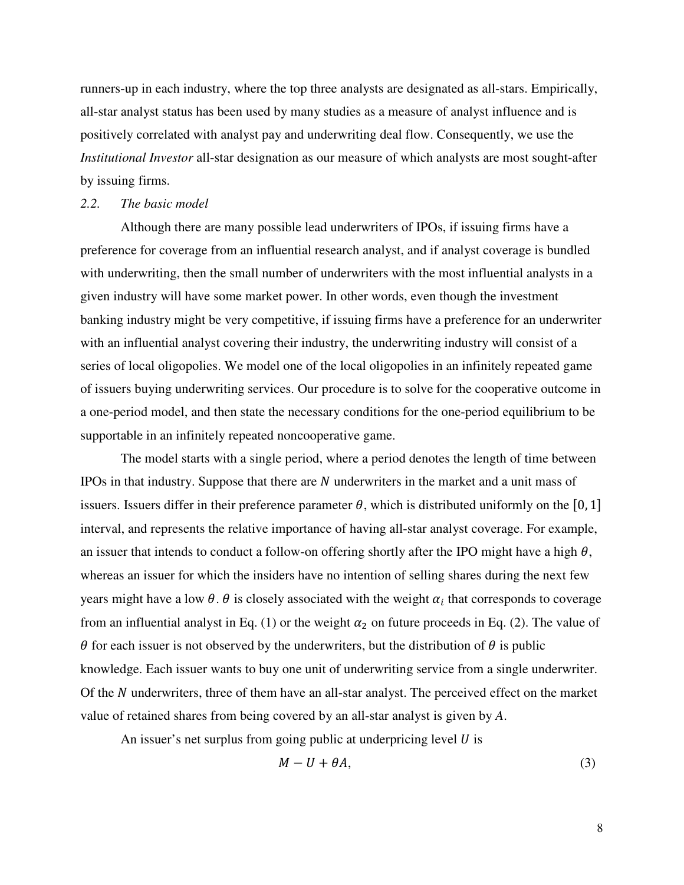runners-up in each industry, where the top three analysts are designated as all-stars. Empirically, all-star analyst status has been used by many studies as a measure of analyst influence and is positively correlated with analyst pay and underwriting deal flow. Consequently, we use the *Institutional Investor* all-star designation as our measure of which analysts are most sought-after by issuing firms.

### *2.2. The basic model*

Although there are many possible lead underwriters of IPOs, if issuing firms have a preference for coverage from an influential research analyst, and if analyst coverage is bundled with underwriting, then the small number of underwriters with the most influential analysts in a given industry will have some market power. In other words, even though the investment banking industry might be very competitive, if issuing firms have a preference for an underwriter with an influential analyst covering their industry, the underwriting industry will consist of a series of local oligopolies. We model one of the local oligopolies in an infinitely repeated game of issuers buying underwriting services. Our procedure is to solve for the cooperative outcome in a one-period model, and then state the necessary conditions for the one-period equilibrium to be supportable in an infinitely repeated noncooperative game.

The model starts with a single period, where a period denotes the length of time between IPOs in that industry. Suppose that there are $N$ underwriters in the market and a unit mass of issuers. Issuers differ in their preference parameter $\theta$, which is distributed uniformly on the $[0, 1]$ interval, and represents the relative importance of having all-star analyst coverage. For example, an issuer that intends to conduct a follow-on offering shortly after the IPO might have a high $\theta$, whereas an issuer for which the insiders have no intention of selling shares during the next few years might have a low $\theta$. $\theta$ is closely associated with the weight $\alpha_i$ that corresponds to coverage from an influential analyst in Eq. (1) or the weight $\alpha_2$ on future proceeds in Eq. (2). The value of $\theta$ for each issuer is not observed by the underwriters, but the distribution of $\theta$ is public knowledge. Each issuer wants to buy one unit of underwriting service from a single underwriter. Of the $N$ underwriters, three of them have an all-star analyst. The perceived effect on the market value of retained shares from being covered by an all-star analyst is given by $A$.

An issuer's net surplus from going public at underpricing level $U$ is

$$M - U + \theta A, \tag{3}$$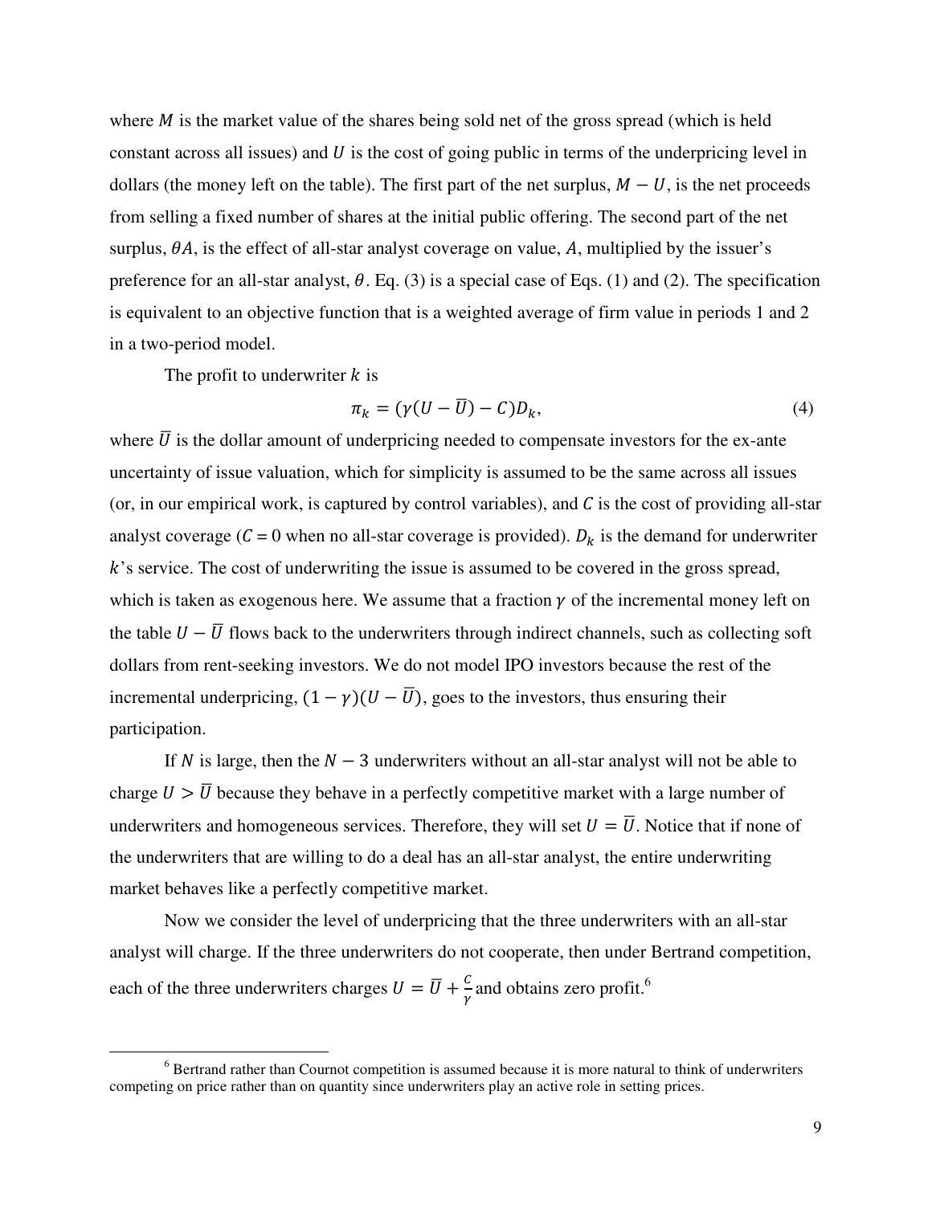where $M$ is the market value of the shares being sold net of the gross spread (which is held constant across all issues) and $U$ is the cost of going public in terms of the underpricing level in dollars (the money left on the table). The first part of the net surplus, $M - U$, is the net proceeds from selling a fixed number of shares at the initial public offering. The second part of the net surplus, $\theta A$, is the effect of all-star analyst coverage on value, $A$, multiplied by the issuer's preference for an all-star analyst, $\theta$. Eq. (3) is a special case of Eqs. (1) and (2). The specification is equivalent to an objective function that is a weighted average of firm value in periods 1 and 2 in a two-period model.

The profit to underwriter $k$ is

$$\pi_k = (\gamma(U - \overline{U}) - C)D_k, \tag{4}$$

where $\overline{U}$ is the dollar amount of underpricing needed to compensate investors for the ex-ante uncertainty of issue valuation, which for simplicity is assumed to be the same across all issues (or, in our empirical work, is captured by control variables), and $C$ is the cost of providing all-star analyst coverage ($C = 0$ when no all-star coverage is provided). $D_k$ is the demand for underwriter $k$'s service. The cost of underwriting the issue is assumed to be covered in the gross spread, which is taken as exogenous here. We assume that a fraction $\gamma$ of the incremental money left on the table $U - \overline{U}$ flows back to the underwriters through indirect channels, such as collecting soft dollars from rent-seeking investors. We do not model IPO investors because the rest of the incremental underpricing, $(1 - \gamma)(U - \overline{U})$, goes to the investors, thus ensuring their participation.

If $N$ is large, then the $N - 3$ underwriters without an all-star analyst will not be able to charge $U > \overline{U}$ because they behave in a perfectly competitive market with a large number of underwriters and homogeneous services. Therefore, they will set $U = \overline{U}$. Notice that if none of the underwriters that are willing to do a deal has an all-star analyst, the entire underwriting market behaves like a perfectly competitive market.

Now we consider the level of underpricing that the three underwriters with an all-star analyst will charge. If the three underwriters do not cooperate, then under Bertrand competition, each of the three underwriters charges $U = \overline{U} + \frac{C}{\gamma}$ and obtains zero profit.[6]

[6] Bertrand rather than Cournot competition is assumed because it is more natural to think of underwriters competing on price rather than on quantity since underwriters play an active role in setting prices.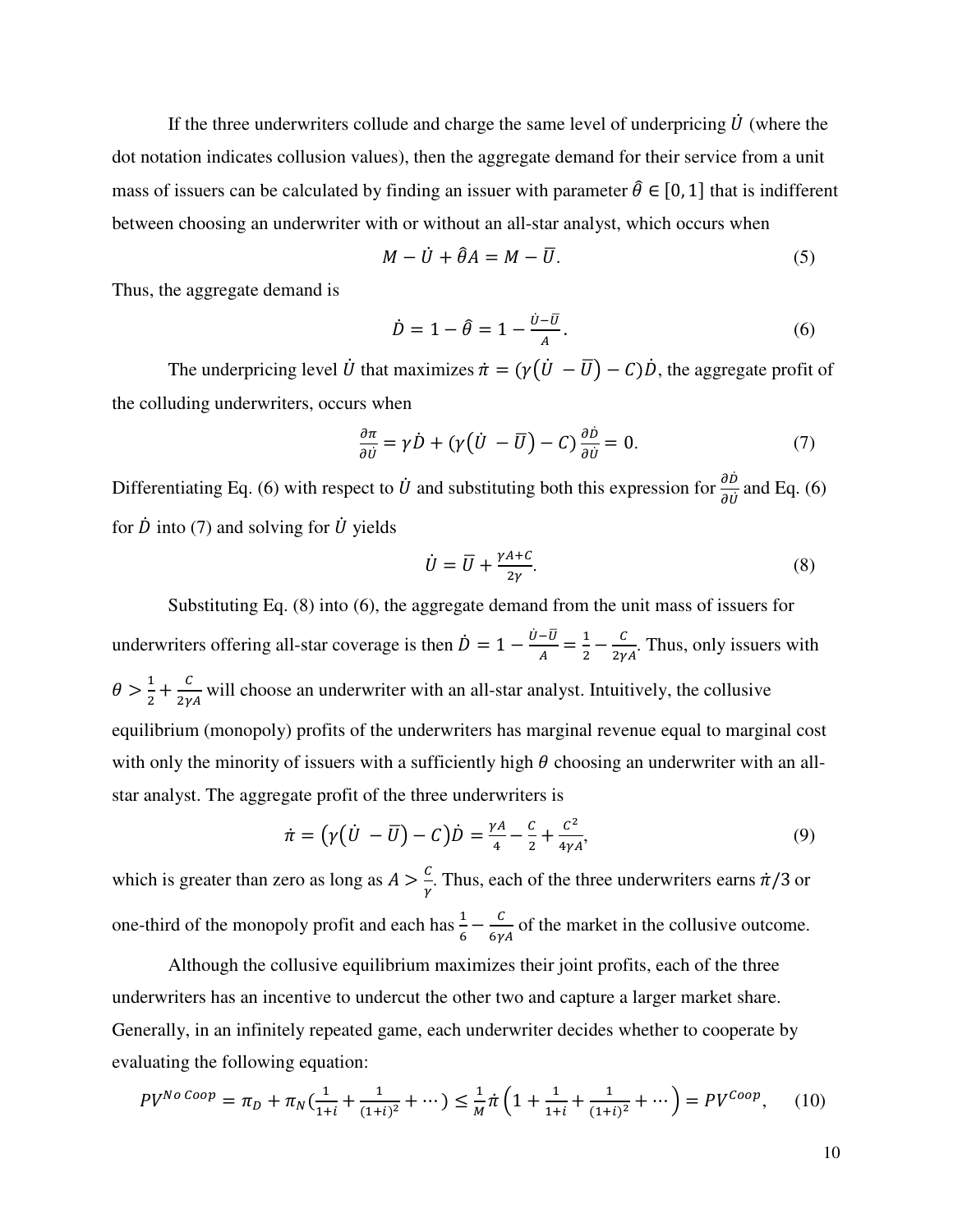If the three underwriters collude and charge the same level of underpricing $\dot{U}$ (where the dot notation indicates collusion values), then the aggregate demand for their service from a unit mass of issuers can be calculated by finding an issuer with parameter $\hat{\theta} \in [0, 1]$ that is indifferent between choosing an underwriter with or without an all-star analyst, which occurs when

$$M - \dot{U} + \hat{\theta}A = M - \bar{U}. \tag{5}$$

Thus, the aggregate demand is

$$\dot{D} = 1 - \hat{\theta} = 1 - \frac{\dot{U} - \bar{U}}{A}. \tag{6}$$

The underpricing level $\dot{U}$ that maximizes $\dot{\pi} = (\gamma(\dot{U} - \bar{U}) - C)\dot{D}$, the aggregate profit of the colluding underwriters, occurs when

$$\frac{\partial \pi}{\partial \dot{U}} = \gamma \dot{D} + (\gamma(\dot{U} - \bar{U}) - C)\frac{\partial \dot{D}}{\partial \dot{U}} = 0. \tag{7}$$

Differentiating Eq. (6) with respect to $\dot{U}$ and substituting both this expression for $\frac{\partial \dot{D}}{\partial \dot{U}}$ and Eq. (6) for $\dot{D}$ into (7) and solving for $\dot{U}$ yields

$$\dot{U} = \bar{U} + \frac{\gamma A + C}{2\gamma}. \tag{8}$$

Substituting Eq. (8) into (6), the aggregate demand from the unit mass of issuers for underwriters offering all-star coverage is then $\dot{D} = 1 - \frac{\dot{U} - \bar{U}}{A} = \frac{1}{2} - \frac{C}{2\gamma A}$. Thus, only issuers with $\theta > \frac{1}{2} + \frac{C}{2\gamma A}$ will choose an underwriter with an all-star analyst. Intuitively, the collusive equilibrium (monopoly) profits of the underwriters has marginal revenue equal to marginal cost with only the minority of issuers with a sufficiently high $\theta$ choosing an underwriter with an all-star analyst. The aggregate profit of the three underwriters is

$$\dot{\pi} = (\gamma(\dot{U} - \bar{U}) - C)\dot{D} = \frac{\gamma A}{4} - \frac{C}{2} + \frac{C^2}{4\gamma A}, \tag{9}$$

which is greater than zero as long as $A > \frac{C}{\gamma}$. Thus, each of the three underwriters earns $\dot{\pi}/3$ or one-third of the monopoly profit and each has $\frac{1}{6} - \frac{C}{6\gamma A}$ of the market in the collusive outcome.

Although the collusive equilibrium maximizes their joint profits, each of the three underwriters has an incentive to undercut the other two and capture a larger market share. Generally, in an infinitely repeated game, each underwriter decides whether to cooperate by evaluating the following equation:

$$PV^{No\ Coop} = \pi_D + \pi_N\left(\frac{1}{1+i} + \frac{1}{(1+i)^2} + \cdots\right) \leq \frac{1}{M}\dot{\pi}\left(1 + \frac{1}{1+i} + \frac{1}{(1+i)^2} + \cdots\right) = PV^{Coop}, \tag{10}$$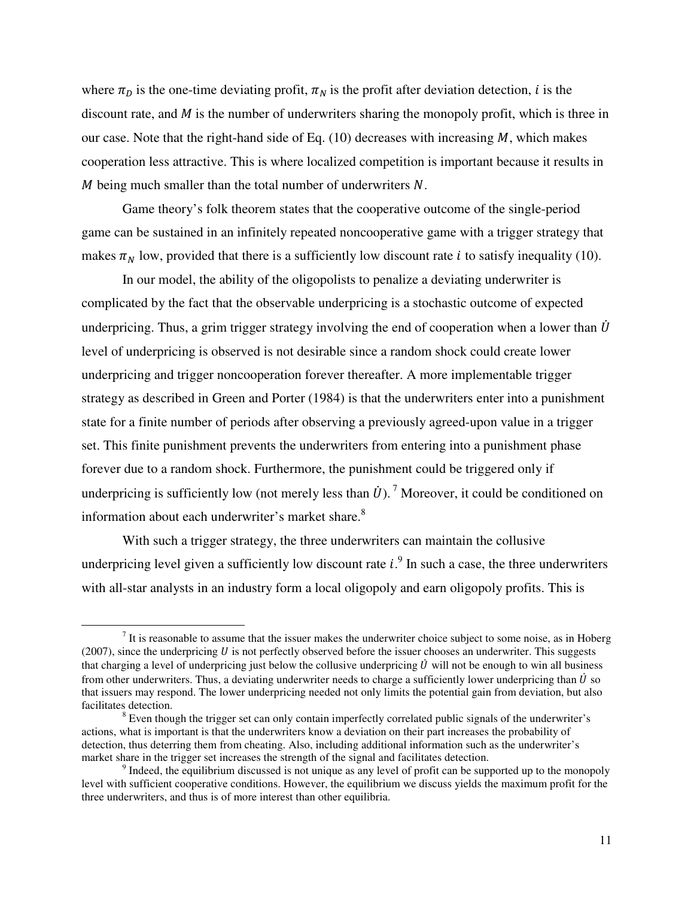where $\pi_D$ is the one-time deviating profit, $\pi_N$ is the profit after deviation detection, $i$ is the discount rate, and $M$ is the number of underwriters sharing the monopoly profit, which is three in our case. Note that the right-hand side of Eq. (10) decreases with increasing $M$, which makes cooperation less attractive. This is where localized competition is important because it results in $M$ being much smaller than the total number of underwriters $N$.

Game theory's folk theorem states that the cooperative outcome of the single-period game can be sustained in an infinitely repeated noncooperative game with a trigger strategy that makes $\pi_N$ low, provided that there is a sufficiently low discount rate $i$ to satisfy inequality (10).

In our model, the ability of the oligopolists to penalize a deviating underwriter is complicated by the fact that the observable underpricing is a stochastic outcome of expected underpricing. Thus, a grim trigger strategy involving the end of cooperation when a lower than $\dot{U}$ level of underpricing is observed is not desirable since a random shock could create lower underpricing and trigger noncooperation forever thereafter. A more implementable trigger strategy as described in Green and Porter (1984) is that the underwriters enter into a punishment state for a finite number of periods after observing a previously agreed-upon value in a trigger set. This finite punishment prevents the underwriters from entering into a punishment phase forever due to a random shock. Furthermore, the punishment could be triggered only if underpricing is sufficiently low (not merely less than $\dot{U}$).[7] Moreover, it could be conditioned on information about each underwriter's market share.[8]

With such a trigger strategy, the three underwriters can maintain the collusive underpricing level given a sufficiently low discount rate $i$.[9] In such a case, the three underwriters with all-star analysts in an industry form a local oligopoly and earn oligopoly profits. This is

[7] It is reasonable to assume that the issuer makes the underwriter choice subject to some noise, as in Hoberg (2007), since the underpricing $U$ is not perfectly observed before the issuer chooses an underwriter. This suggests that charging a level of underpricing just below the collusive underpricing $\dot{U}$ will not be enough to win all business from other underwriters. Thus, a deviating underwriter needs to charge a sufficiently lower underpricing than $\dot{U}$ so that issuers may respond. The lower underpricing needed not only limits the potential gain from deviation, but also facilitates detection.

[8] Even though the trigger set can only contain imperfectly correlated public signals of the underwriter's actions, what is important is that the underwriters know a deviation on their part increases the probability of detection, thus deterring them from cheating. Also, including additional information such as the underwriter's market share in the trigger set increases the strength of the signal and facilitates detection.

[9] Indeed, the equilibrium discussed is not unique as any level of profit can be supported up to the monopoly level with sufficient cooperative conditions. However, the equilibrium we discuss yields the maximum profit for the three underwriters, and thus is of more interest than other equilibria.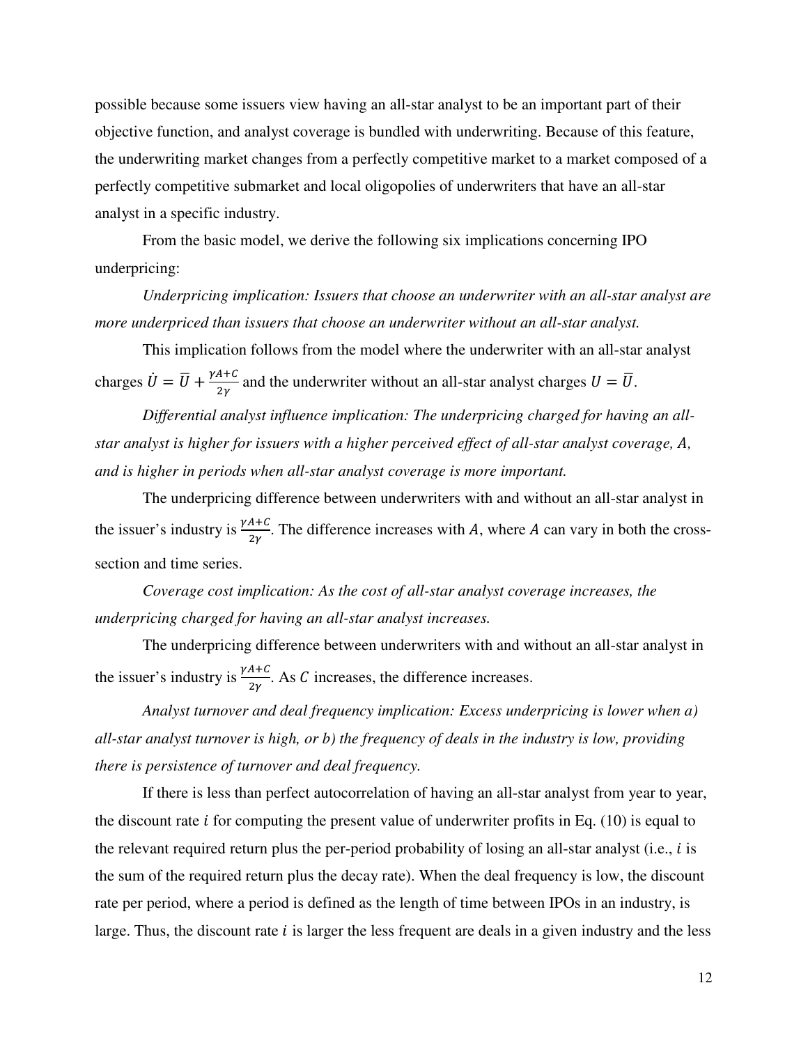possible because some issuers view having an all-star analyst to be an important part of their objective function, and analyst coverage is bundled with underwriting. Because of this feature, the underwriting market changes from a perfectly competitive market to a market composed of a perfectly competitive submarket and local oligopolies of underwriters that have an all-star analyst in a specific industry.

From the basic model, we derive the following six implications concerning IPO underpricing:

*Underpricing implication: Issuers that choose an underwriter with an all-star analyst are more underpriced than issuers that choose an underwriter without an all-star analyst.*

This implication follows from the model where the underwriter with an all-star analyst charges $\dot{U} = \overline{U} + \frac{\gamma A + C}{2\gamma}$ and the underwriter without an all-star analyst charges $U = \overline{U}$.

*Differential analyst influence implication: The underpricing charged for having an all-star analyst is higher for issuers with a higher perceived effect of all-star analyst coverage, A, and is higher in periods when all-star analyst coverage is more important.*

The underpricing difference between underwriters with and without an all-star analyst in the issuer's industry is $\frac{\gamma A + C}{2\gamma}$. The difference increases with $A$, where $A$ can vary in both the cross-section and time series.

*Coverage cost implication: As the cost of all-star analyst coverage increases, the underpricing charged for having an all-star analyst increases.*

The underpricing difference between underwriters with and without an all-star analyst in the issuer's industry is $\frac{\gamma A + C}{2\gamma}$. As $C$ increases, the difference increases.

*Analyst turnover and deal frequency implication: Excess underpricing is lower when a) all-star analyst turnover is high, or b) the frequency of deals in the industry is low, providing there is persistence of turnover and deal frequency.*

If there is less than perfect autocorrelation of having an all-star analyst from year to year, the discount rate $i$ for computing the present value of underwriter profits in Eq. (10) is equal to the relevant required return plus the per-period probability of losing an all-star analyst (i.e., $i$ is the sum of the required return plus the decay rate). When the deal frequency is low, the discount rate per period, where a period is defined as the length of time between IPOs in an industry, is large. Thus, the discount rate $i$ is larger the less frequent are deals in a given industry and the less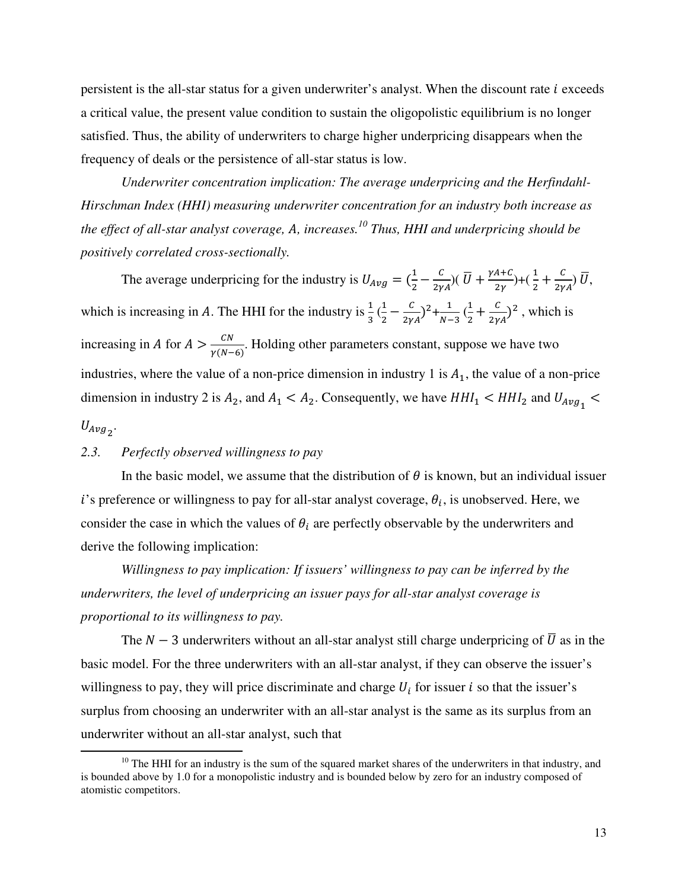persistent is the all-star status for a given underwriter's analyst. When the discount rate $i$ exceeds a critical value, the present value condition to sustain the oligopolistic equilibrium is no longer satisfied. Thus, the ability of underwriters to charge higher underpricing disappears when the frequency of deals or the persistence of all-star status is low.

*Underwriter concentration implication: The average underpricing and the Herfindahl-Hirschman Index (HHI) measuring underwriter concentration for an industry both increase as the effect of all-star analyst coverage, A, increases.*[10] *Thus, HHI and underpricing should be positively correlated cross-sectionally.*

The average underpricing for the industry is $U_{Avg} = (\frac{1}{2} - \frac{C}{2\gamma A})(\,\overline{U} + \frac{\gamma A + C}{2\gamma}) + (\frac{1}{2} + \frac{C}{2\gamma A})\,\overline{U}$, which is increasing in $A$. The HHI for the industry is $\frac{1}{3}\,(\frac{1}{2} - \frac{C}{2\gamma A})^2 + \frac{1}{N-3}\,(\frac{1}{2} + \frac{C}{2\gamma A})^2$ , which is increasing in $A$ for $A > \frac{CN}{\gamma(N-6)}$. Holding other parameters constant, suppose we have two industries, where the value of a non-price dimension in industry 1 is $A_1$, the value of a non-price dimension in industry 2 is $A_2$, and $A_1 < A_2$. Consequently, we have $HHI_1 < HHI_2$ and $U_{Avg_1} < U_{Avg_2}$.

### 2.3. Perfectly observed willingness to pay

In the basic model, we assume that the distribution of $\theta$ is known, but an individual issuer $i$'s preference or willingness to pay for all-star analyst coverage, $\theta_i$, is unobserved. Here, we consider the case in which the values of $\theta_i$ are perfectly observable by the underwriters and derive the following implication:

*Willingness to pay implication: If issuers' willingness to pay can be inferred by the underwriters, the level of underpricing an issuer pays for all-star analyst coverage is proportional to its willingness to pay.*

The $N-3$ underwriters without an all-star analyst still charge underpricing of $\overline{U}$ as in the basic model. For the three underwriters with an all-star analyst, if they can observe the issuer's willingness to pay, they will price discriminate and charge $U_i$ for issuer $i$ so that the issuer's surplus from choosing an underwriter with an all-star analyst is the same as its surplus from an underwriter without an all-star analyst, such that

[10] The HHI for an industry is the sum of the squared market shares of the underwriters in that industry, and is bounded above by 1.0 for a monopolistic industry and is bounded below by zero for an industry composed of atomistic competitors.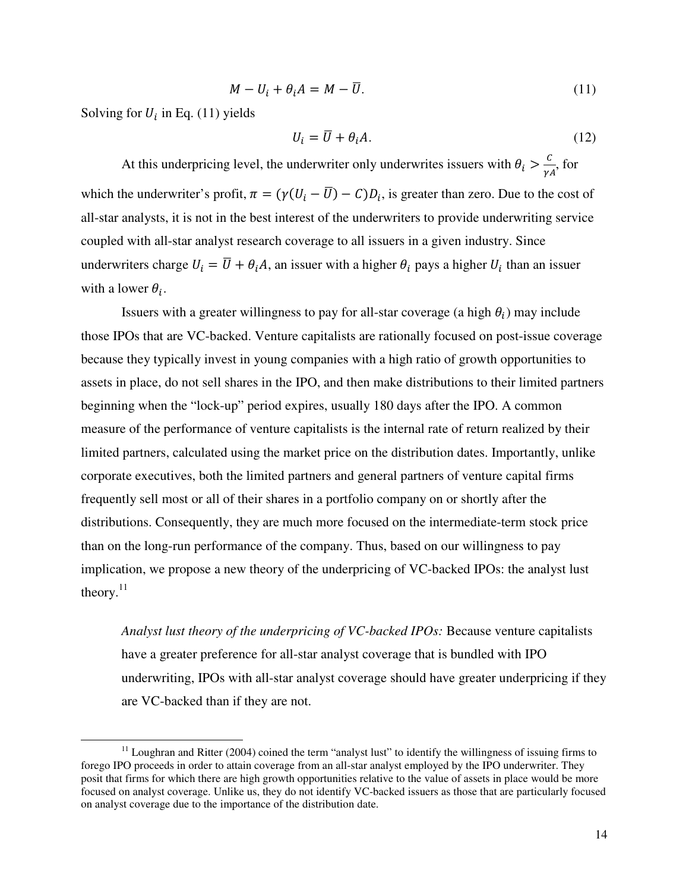$$M - U_i + \theta_i A = M - \overline{U}. \tag{11}$$

Solving for $U_i$ in Eq. (11) yields

$$U_i = \overline{U} + \theta_i A. \tag{12}$$

At this underpricing level, the underwriter only underwrites issuers with $\theta_i > \frac{C}{\gamma A}$, for which the underwriter's profit, $\pi = (\gamma(U_i - \overline{U}) - C)D_i$, is greater than zero. Due to the cost of all-star analysts, it is not in the best interest of the underwriters to provide underwriting service coupled with all-star analyst research coverage to all issuers in a given industry. Since underwriters charge $U_i = \overline{U} + \theta_i A$, an issuer with a higher $\theta_i$ pays a higher $U_i$ than an issuer with a lower $\theta_i$.

Issuers with a greater willingness to pay for all-star coverage (a high $\theta_i$) may include those IPOs that are VC-backed. Venture capitalists are rationally focused on post-issue coverage because they typically invest in young companies with a high ratio of growth opportunities to assets in place, do not sell shares in the IPO, and then make distributions to their limited partners beginning when the "lock-up" period expires, usually 180 days after the IPO. A common measure of the performance of venture capitalists is the internal rate of return realized by their limited partners, calculated using the market price on the distribution dates. Importantly, unlike corporate executives, both the limited partners and general partners of venture capital firms frequently sell most or all of their shares in a portfolio company on or shortly after the distributions. Consequently, they are much more focused on the intermediate-term stock price than on the long-run performance of the company. Thus, based on our willingness to pay implication, we propose a new theory of the underpricing of VC-backed IPOs: the analyst lust theory.[11]

> *Analyst lust theory of the underpricing of VC-backed IPOs:* Because venture capitalists have a greater preference for all-star analyst coverage that is bundled with IPO underwriting, IPOs with all-star analyst coverage should have greater underpricing if they are VC-backed than if they are not.

[11] Loughran and Ritter (2004) coined the term "analyst lust" to identify the willingness of issuing firms to forego IPO proceeds in order to attain coverage from an all-star analyst employed by the IPO underwriter. They posit that firms for which there are high growth opportunities relative to the value of assets in place would be more focused on analyst coverage. Unlike us, they do not identify VC-backed issuers as those that are particularly focused on analyst coverage due to the importance of the distribution date.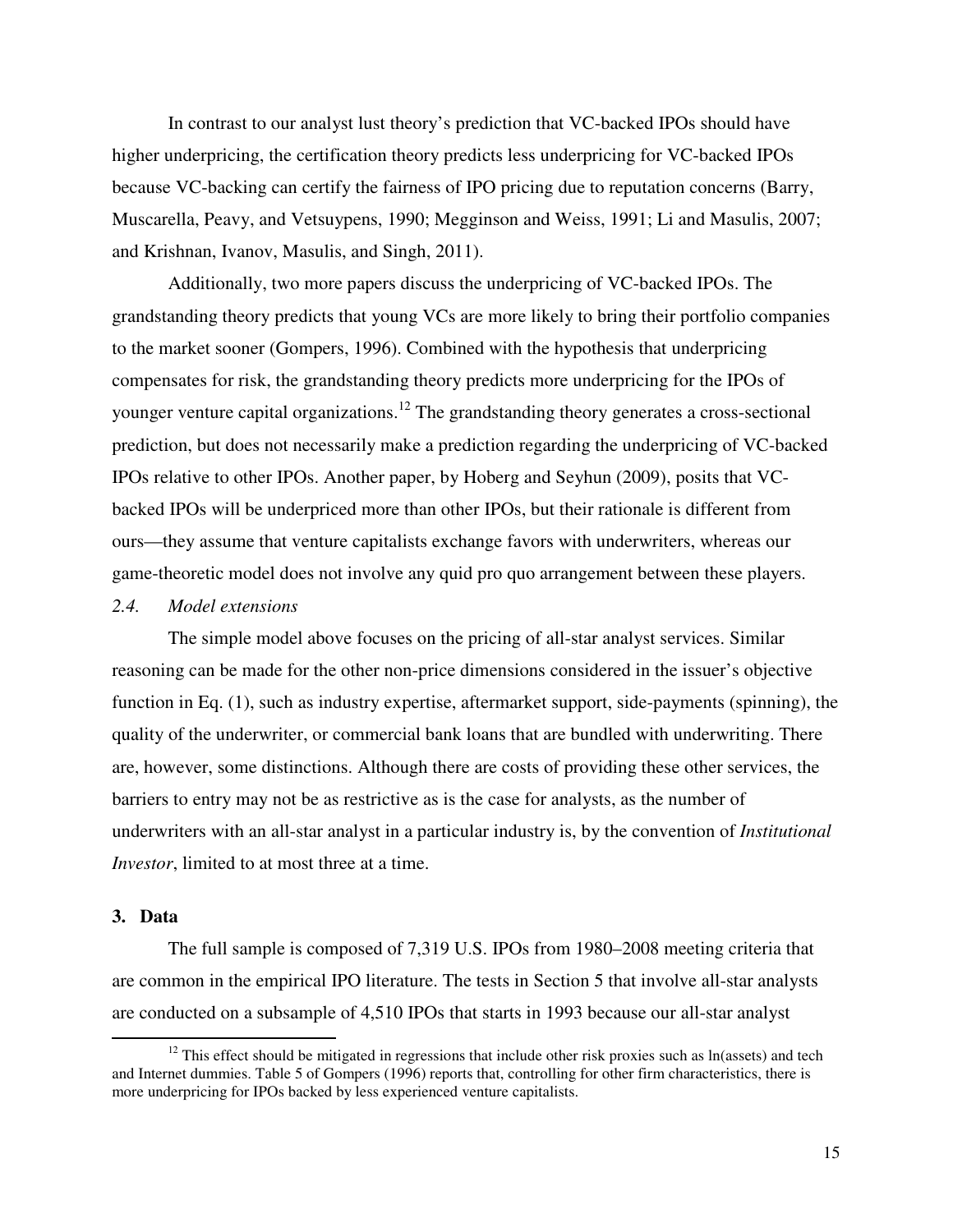In contrast to our analyst lust theory's prediction that VC-backed IPOs should have higher underpricing, the certification theory predicts less underpricing for VC-backed IPOs because VC-backing can certify the fairness of IPO pricing due to reputation concerns (Barry, Muscarella, Peavy, and Vetsuypens, 1990; Megginson and Weiss, 1991; Li and Masulis, 2007; and Krishnan, Ivanov, Masulis, and Singh, 2011).

Additionally, two more papers discuss the underpricing of VC-backed IPOs. The grandstanding theory predicts that young VCs are more likely to bring their portfolio companies to the market sooner (Gompers, 1996). Combined with the hypothesis that underpricing compensates for risk, the grandstanding theory predicts more underpricing for the IPOs of younger venture capital organizations.[12] The grandstanding theory generates a cross-sectional prediction, but does not necessarily make a prediction regarding the underpricing of VC-backed IPOs relative to other IPOs. Another paper, by Hoberg and Seyhun (2009), posits that VC-backed IPOs will be underpriced more than other IPOs, but their rationale is different from ours—they assume that venture capitalists exchange favors with underwriters, whereas our game-theoretic model does not involve any quid pro quo arrangement between these players.

### *2.4. Model extensions*

The simple model above focuses on the pricing of all-star analyst services. Similar reasoning can be made for the other non-price dimensions considered in the issuer's objective function in Eq. (1), such as industry expertise, aftermarket support, side-payments (spinning), the quality of the underwriter, or commercial bank loans that are bundled with underwriting. There are, however, some distinctions. Although there are costs of providing these other services, the barriers to entry may not be as restrictive as is the case for analysts, as the number of underwriters with an all-star analyst in a particular industry is, by the convention of *Institutional Investor*, limited to at most three at a time.

## 3. Data

The full sample is composed of 7,319 U.S. IPOs from 1980–2008 meeting criteria that are common in the empirical IPO literature. The tests in Section 5 that involve all-star analysts are conducted on a subsample of 4,510 IPOs that starts in 1993 because our all-star analyst

---

[12] This effect should be mitigated in regressions that include other risk proxies such as ln(assets) and tech and Internet dummies. Table 5 of Gompers (1996) reports that, controlling for other firm characteristics, there is more underpricing for IPOs backed by less experienced venture capitalists.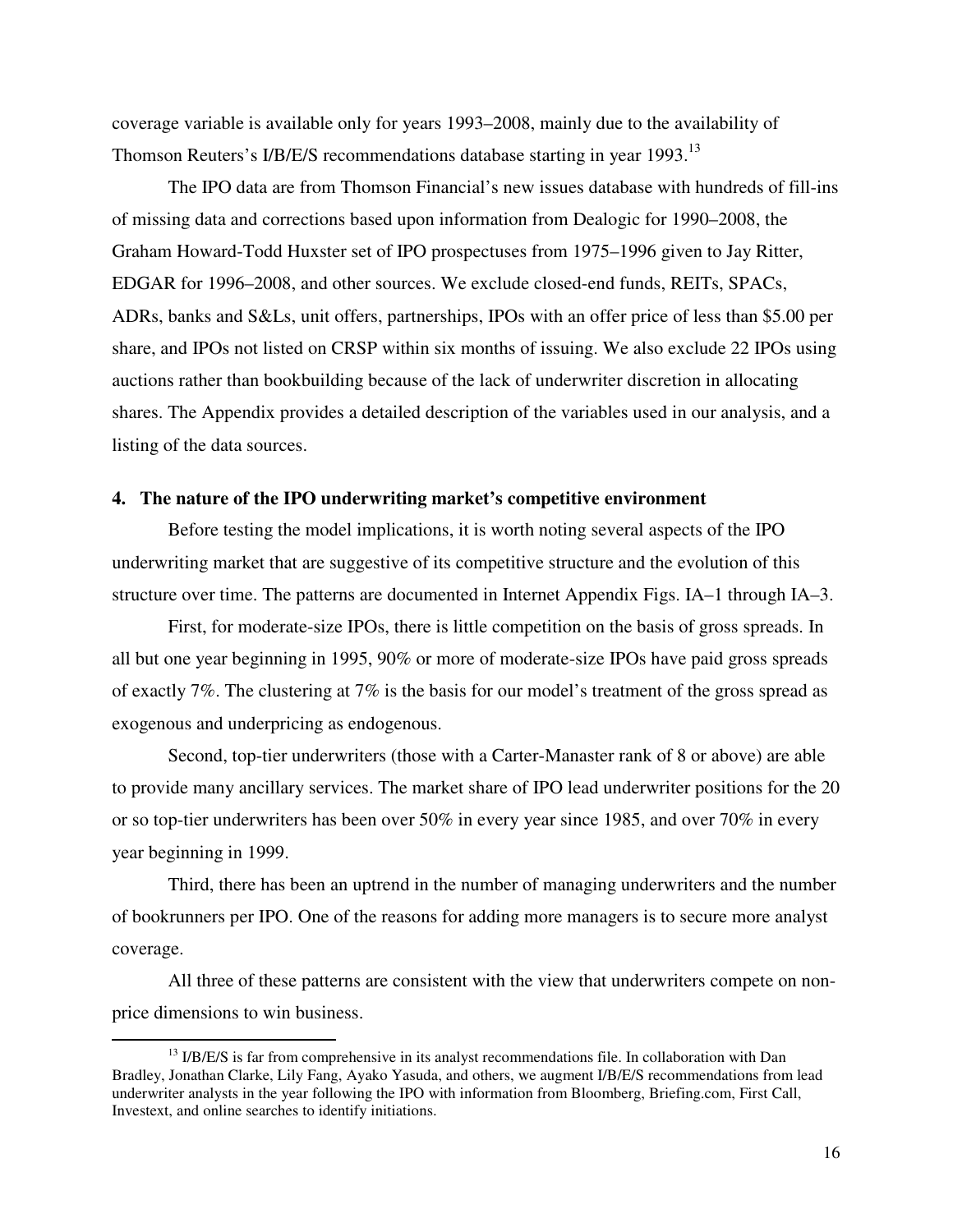coverage variable is available only for years 1993–2008, mainly due to the availability of Thomson Reuters's I/B/E/S recommendations database starting in year 1993.[13]

The IPO data are from Thomson Financial's new issues database with hundreds of fill-ins of missing data and corrections based upon information from Dealogic for 1990–2008, the Graham Howard-Todd Huxster set of IPO prospectuses from 1975–1996 given to Jay Ritter, EDGAR for 1996–2008, and other sources. We exclude closed-end funds, REITs, SPACs, ADRs, banks and S&Ls, unit offers, partnerships, IPOs with an offer price of less than $5.00 per share, and IPOs not listed on CRSP within six months of issuing. We also exclude 22 IPOs using auctions rather than bookbuilding because of the lack of underwriter discretion in allocating shares. The Appendix provides a detailed description of the variables used in our analysis, and a listing of the data sources.

## 4. The nature of the IPO underwriting market's competitive environment

Before testing the model implications, it is worth noting several aspects of the IPO underwriting market that are suggestive of its competitive structure and the evolution of this structure over time. The patterns are documented in Internet Appendix Figs. IA–1 through IA–3.

First, for moderate-size IPOs, there is little competition on the basis of gross spreads. In all but one year beginning in 1995, 90% or more of moderate-size IPOs have paid gross spreads of exactly 7%. The clustering at 7% is the basis for our model's treatment of the gross spread as exogenous and underpricing as endogenous.

Second, top-tier underwriters (those with a Carter-Manaster rank of 8 or above) are able to provide many ancillary services. The market share of IPO lead underwriter positions for the 20 or so top-tier underwriters has been over 50% in every year since 1985, and over 70% in every year beginning in 1999.

Third, there has been an uptrend in the number of managing underwriters and the number of bookrunners per IPO. One of the reasons for adding more managers is to secure more analyst coverage.

All three of these patterns are consistent with the view that underwriters compete on non-price dimensions to win business.

[13] I/B/E/S is far from comprehensive in its analyst recommendations file. In collaboration with Dan Bradley, Jonathan Clarke, Lily Fang, Ayako Yasuda, and others, we augment I/B/E/S recommendations from lead underwriter analysts in the year following the IPO with information from Bloomberg, Briefing.com, First Call, Investext, and online searches to identify initiations.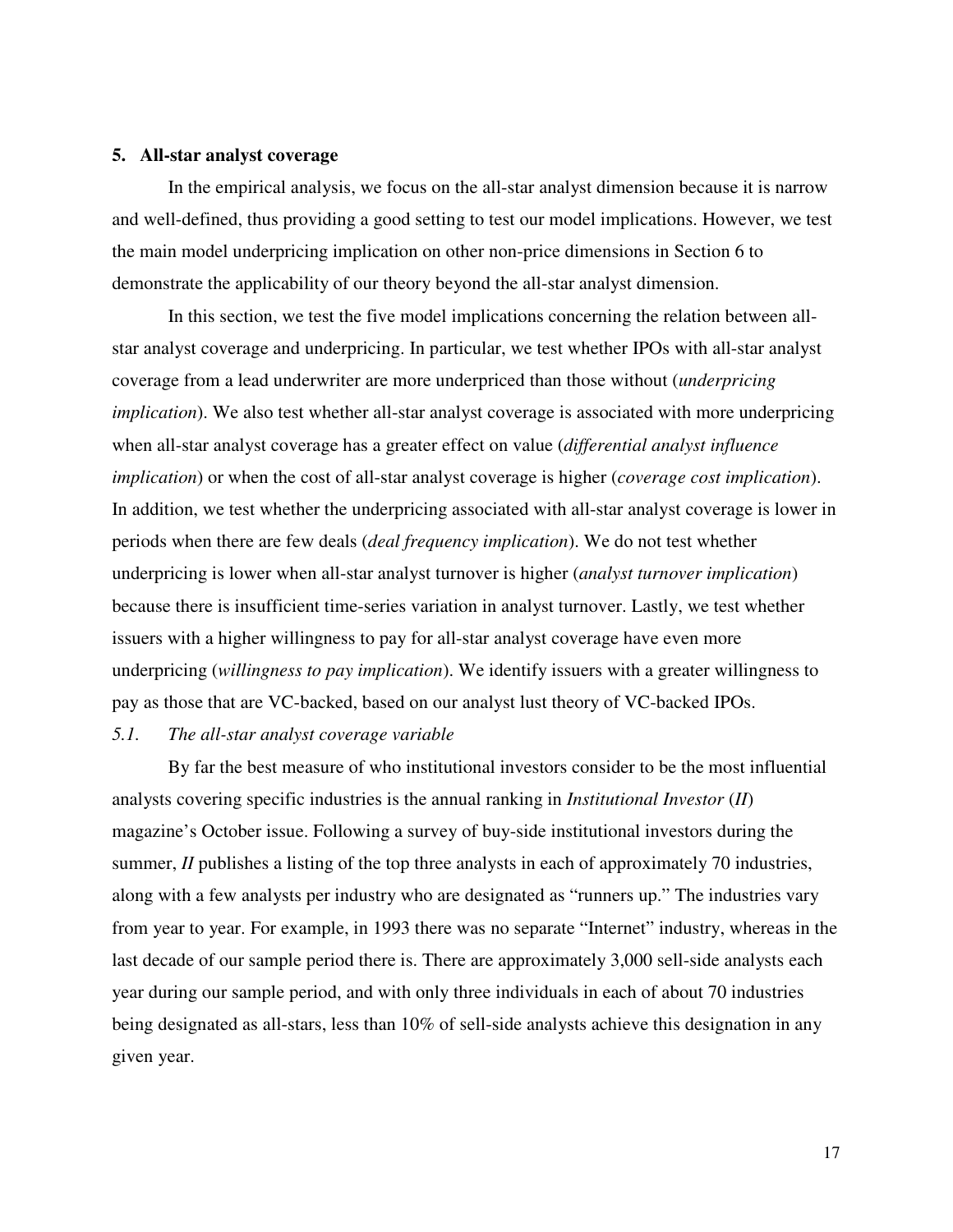## 5. All-star analyst coverage

In the empirical analysis, we focus on the all-star analyst dimension because it is narrow and well-defined, thus providing a good setting to test our model implications. However, we test the main model underpricing implication on other non-price dimensions in Section 6 to demonstrate the applicability of our theory beyond the all-star analyst dimension.

In this section, we test the five model implications concerning the relation between all-star analyst coverage and underpricing. In particular, we test whether IPOs with all-star analyst coverage from a lead underwriter are more underpriced than those without (*underpricing implication*). We also test whether all-star analyst coverage is associated with more underpricing when all-star analyst coverage has a greater effect on value (*differential analyst influence implication*) or when the cost of all-star analyst coverage is higher (*coverage cost implication*). In addition, we test whether the underpricing associated with all-star analyst coverage is lower in periods when there are few deals (*deal frequency implication*). We do not test whether underpricing is lower when all-star analyst turnover is higher (*analyst turnover implication*) because there is insufficient time-series variation in analyst turnover. Lastly, we test whether issuers with a higher willingness to pay for all-star analyst coverage have even more underpricing (*willingness to pay implication*). We identify issuers with a greater willingness to pay as those that are VC-backed, based on our analyst lust theory of VC-backed IPOs.

### *5.1. The all-star analyst coverage variable*

By far the best measure of who institutional investors consider to be the most influential analysts covering specific industries is the annual ranking in *Institutional Investor* (*II*) magazine's October issue. Following a survey of buy-side institutional investors during the summer, *II* publishes a listing of the top three analysts in each of approximately 70 industries, along with a few analysts per industry who are designated as "runners up." The industries vary from year to year. For example, in 1993 there was no separate "Internet" industry, whereas in the last decade of our sample period there is. There are approximately 3,000 sell-side analysts each year during our sample period, and with only three individuals in each of about 70 industries being designated as all-stars, less than 10% of sell-side analysts achieve this designation in any given year.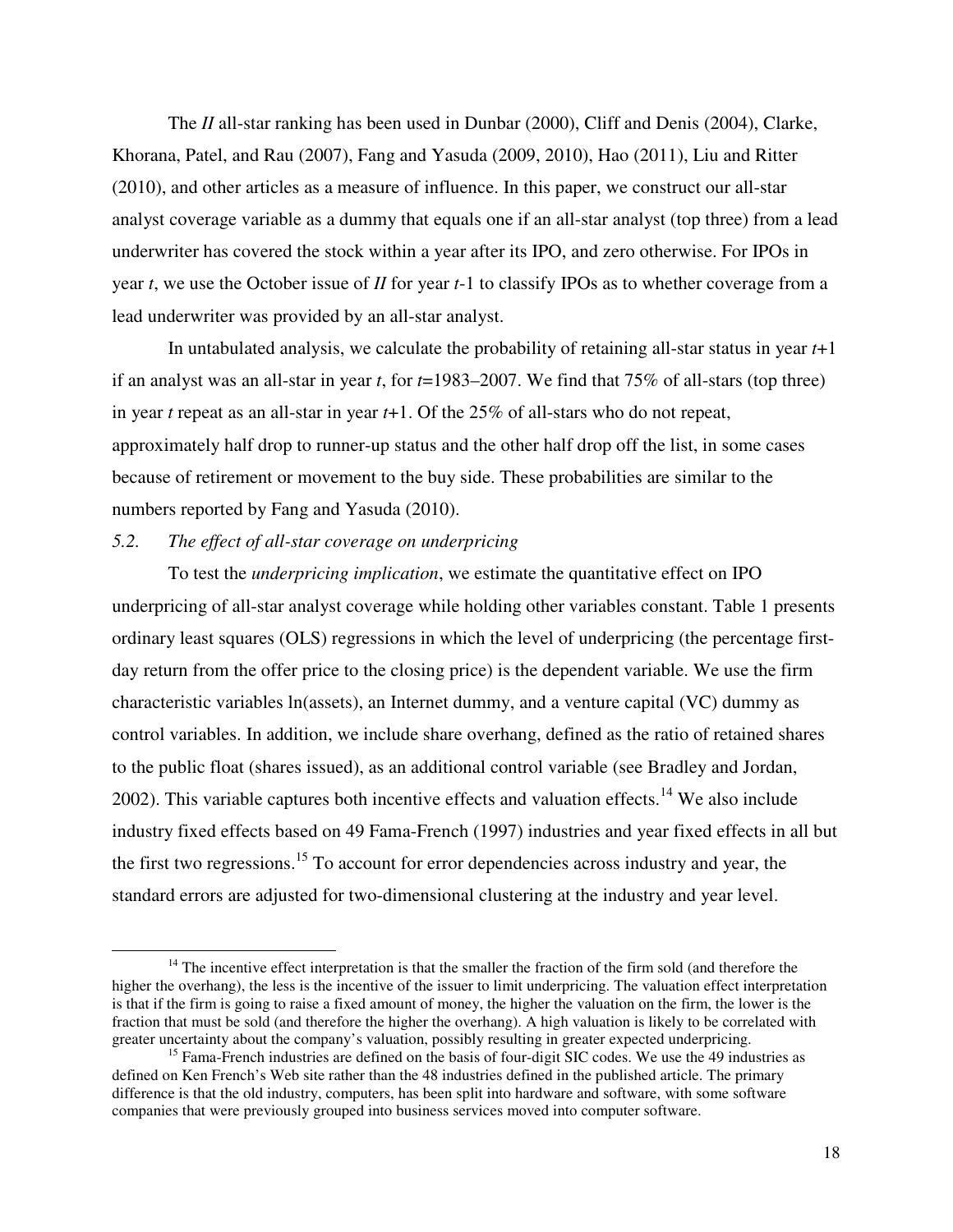The *II* all-star ranking has been used in Dunbar (2000), Cliff and Denis (2004), Clarke, Khorana, Patel, and Rau (2007), Fang and Yasuda (2009, 2010), Hao (2011), Liu and Ritter (2010), and other articles as a measure of influence. In this paper, we construct our all-star analyst coverage variable as a dummy that equals one if an all-star analyst (top three) from a lead underwriter has covered the stock within a year after its IPO, and zero otherwise. For IPOs in year *t*, we use the October issue of *II* for year *t*-1 to classify IPOs as to whether coverage from a lead underwriter was provided by an all-star analyst.

In untabulated analysis, we calculate the probability of retaining all-star status in year *t*+1 if an analyst was an all-star in year *t*, for *t*=1983–2007. We find that 75% of all-stars (top three) in year *t* repeat as an all-star in year *t*+1. Of the 25% of all-stars who do not repeat, approximately half drop to runner-up status and the other half drop off the list, in some cases because of retirement or movement to the buy side. These probabilities are similar to the numbers reported by Fang and Yasuda (2010).

### *5.2. The effect of all-star coverage on underpricing*

To test the *underpricing implication*, we estimate the quantitative effect on IPO underpricing of all-star analyst coverage while holding other variables constant. Table 1 presents ordinary least squares (OLS) regressions in which the level of underpricing (the percentage first-day return from the offer price to the closing price) is the dependent variable. We use the firm characteristic variables ln(assets), an Internet dummy, and a venture capital (VC) dummy as control variables. In addition, we include share overhang, defined as the ratio of retained shares to the public float (shares issued), as an additional control variable (see Bradley and Jordan, 2002). This variable captures both incentive effects and valuation effects.[14] We also include industry fixed effects based on 49 Fama-French (1997) industries and year fixed effects in all but the first two regressions.[15] To account for error dependencies across industry and year, the standard errors are adjusted for two-dimensional clustering at the industry and year level.

---

[14] The incentive effect interpretation is that the smaller the fraction of the firm sold (and therefore the higher the overhang), the less is the incentive of the issuer to limit underpricing. The valuation effect interpretation is that if the firm is going to raise a fixed amount of money, the higher the valuation on the firm, the lower is the fraction that must be sold (and therefore the higher the overhang). A high valuation is likely to be correlated with greater uncertainty about the company's valuation, possibly resulting in greater expected underpricing.

[15] Fama-French industries are defined on the basis of four-digit SIC codes. We use the 49 industries as defined on Ken French's Web site rather than the 48 industries defined in the published article. The primary difference is that the old industry, computers, has been split into hardware and software, with some software companies that were previously grouped into business services moved into computer software.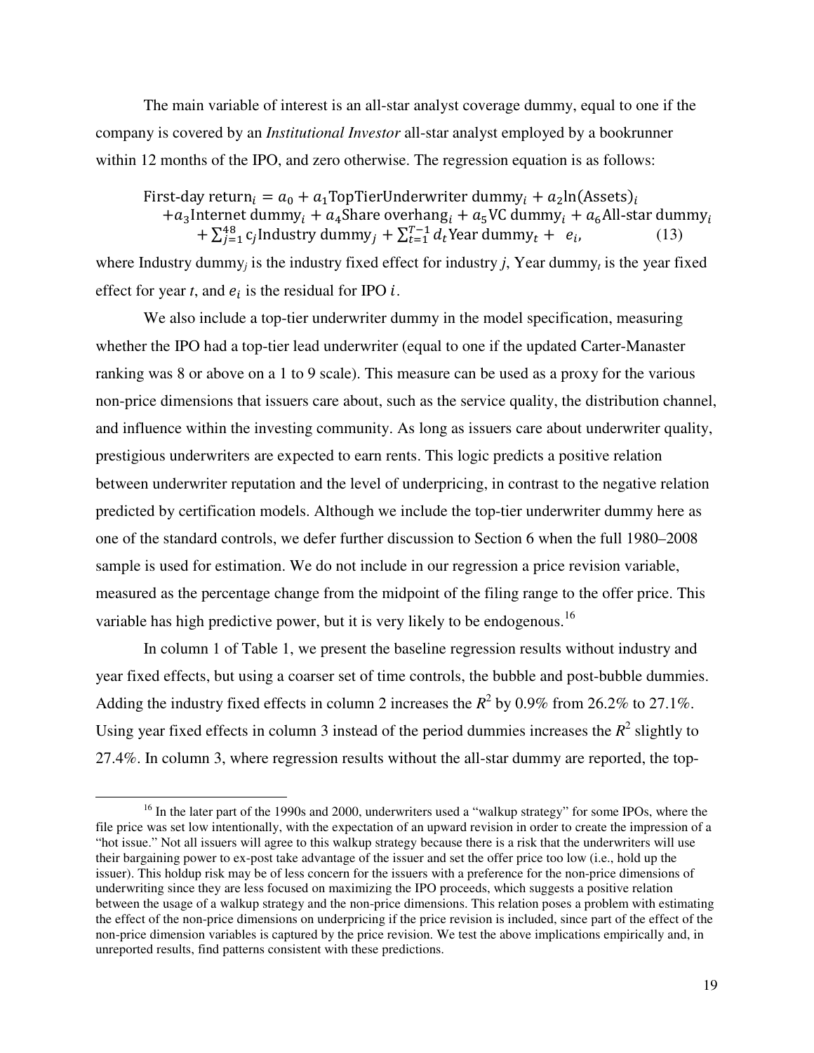The main variable of interest is an all-star analyst coverage dummy, equal to one if the company is covered by an *Institutional Investor* all-star analyst employed by a bookrunner within 12 months of the IPO, and zero otherwise. The regression equation is as follows:

$$
\begin{aligned}
\text{First-day return}_i = a_0 + a_1\text{TopTierUnderwriter dummy}_i + a_2\ln(\text{Assets})_i \\
+ a_3\text{Internet dummy}_i + a_4\text{Share overhang}_i + a_5\text{VC dummy}_i + a_6\text{All-star dummy}_i \\
+ \textstyle\sum_{j=1}^{48} c_j\text{Industry dummy}_j + \sum_{t=1}^{T-1} d_t\text{Year dummy}_t + e_i, \qquad (13)
\end{aligned}
$$

where Industry dummy$_j$ is the industry fixed effect for industry $j$, Year dummy$_t$ is the year fixed effect for year $t$, and $e_i$ is the residual for IPO $i$.

We also include a top-tier underwriter dummy in the model specification, measuring whether the IPO had a top-tier lead underwriter (equal to one if the updated Carter-Manaster ranking was 8 or above on a 1 to 9 scale). This measure can be used as a proxy for the various non-price dimensions that issuers care about, such as the service quality, the distribution channel, and influence within the investing community. As long as issuers care about underwriter quality, prestigious underwriters are expected to earn rents. This logic predicts a positive relation between underwriter reputation and the level of underpricing, in contrast to the negative relation predicted by certification models. Although we include the top-tier underwriter dummy here as one of the standard controls, we defer further discussion to Section 6 when the full 1980–2008 sample is used for estimation. We do not include in our regression a price revision variable, measured as the percentage change from the midpoint of the filing range to the offer price. This variable has high predictive power, but it is very likely to be endogenous.[16]

In column 1 of Table 1, we present the baseline regression results without industry and year fixed effects, but using a coarser set of time controls, the bubble and post-bubble dummies. Adding the industry fixed effects in column 2 increases the $R^2$ by 0.9% from 26.2% to 27.1%. Using year fixed effects in column 3 instead of the period dummies increases the $R^2$ slightly to 27.4%. In column 3, where regression results without the all-star dummy are reported, the top-

[16] In the later part of the 1990s and 2000, underwriters used a "walkup strategy" for some IPOs, where the file price was set low intentionally, with the expectation of an upward revision in order to create the impression of a "hot issue." Not all issuers will agree to this walkup strategy because there is a risk that the underwriters will use their bargaining power to ex-post take advantage of the issuer and set the offer price too low (i.e., hold up the issuer). This holdup risk may be of less concern for the issuers with a preference for the non-price dimensions of underwriting since they are less focused on maximizing the IPO proceeds, which suggests a positive relation between the usage of a walkup strategy and the non-price dimensions. This relation poses a problem with estimating the effect of the non-price dimensions on underpricing if the price revision is included, since part of the effect of the non-price dimension variables is captured by the price revision. We test the above implications empirically and, in unreported results, find patterns consistent with these predictions.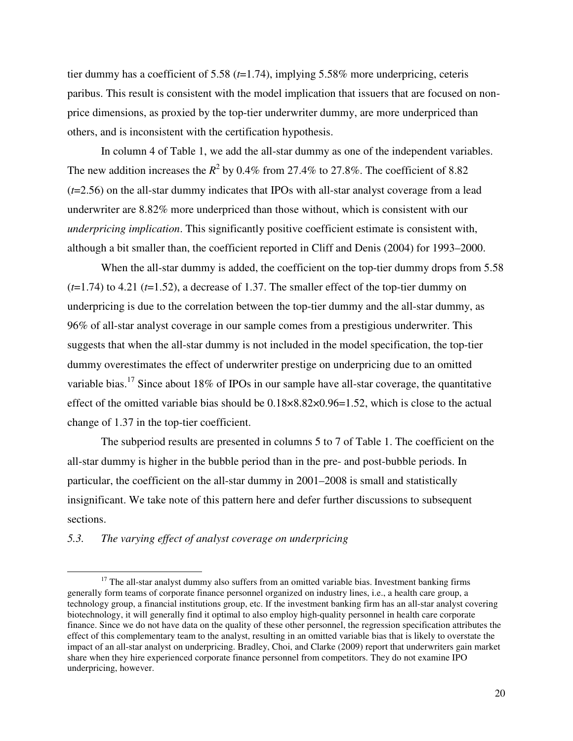tier dummy has a coefficient of 5.58 ($t$=1.74), implying 5.58% more underpricing, ceteris paribus. This result is consistent with the model implication that issuers that are focused on non-price dimensions, as proxied by the top-tier underwriter dummy, are more underpriced than others, and is inconsistent with the certification hypothesis.

In column 4 of Table 1, we add the all-star dummy as one of the independent variables. The new addition increases the $R^2$ by 0.4% from 27.4% to 27.8%. The coefficient of 8.82 ($t$=2.56) on the all-star dummy indicates that IPOs with all-star analyst coverage from a lead underwriter are 8.82% more underpriced than those without, which is consistent with our *underpricing implication*. This significantly positive coefficient estimate is consistent with, although a bit smaller than, the coefficient reported in Cliff and Denis (2004) for 1993–2000.

When the all-star dummy is added, the coefficient on the top-tier dummy drops from 5.58 ($t$=1.74) to 4.21 ($t$=1.52), a decrease of 1.37. The smaller effect of the top-tier dummy on underpricing is due to the correlation between the top-tier dummy and the all-star dummy, as 96% of all-star analyst coverage in our sample comes from a prestigious underwriter. This suggests that when the all-star dummy is not included in the model specification, the top-tier dummy overestimates the effect of underwriter prestige on underpricing due to an omitted variable bias.[17] Since about 18% of IPOs in our sample have all-star coverage, the quantitative effect of the omitted variable bias should be $0.18\times8.82\times0.96=1.52$, which is close to the actual change of 1.37 in the top-tier coefficient.

The subperiod results are presented in columns 5 to 7 of Table 1. The coefficient on the all-star dummy is higher in the bubble period than in the pre- and post-bubble periods. In particular, the coefficient on the all-star dummy in 2001–2008 is small and statistically insignificant. We take note of this pattern here and defer further discussions to subsequent sections.

### *5.3. The varying effect of analyst coverage on underpricing*

[17] The all-star analyst dummy also suffers from an omitted variable bias. Investment banking firms generally form teams of corporate finance personnel organized on industry lines, i.e., a health care group, a technology group, a financial institutions group, etc. If the investment banking firm has an all-star analyst covering biotechnology, it will generally find it optimal to also employ high-quality personnel in health care corporate finance. Since we do not have data on the quality of these other personnel, the regression specification attributes the effect of this complementary team to the analyst, resulting in an omitted variable bias that is likely to overstate the impact of an all-star analyst on underpricing. Bradley, Choi, and Clarke (2009) report that underwriters gain market share when they hire experienced corporate finance personnel from competitors. They do not examine IPO underpricing, however.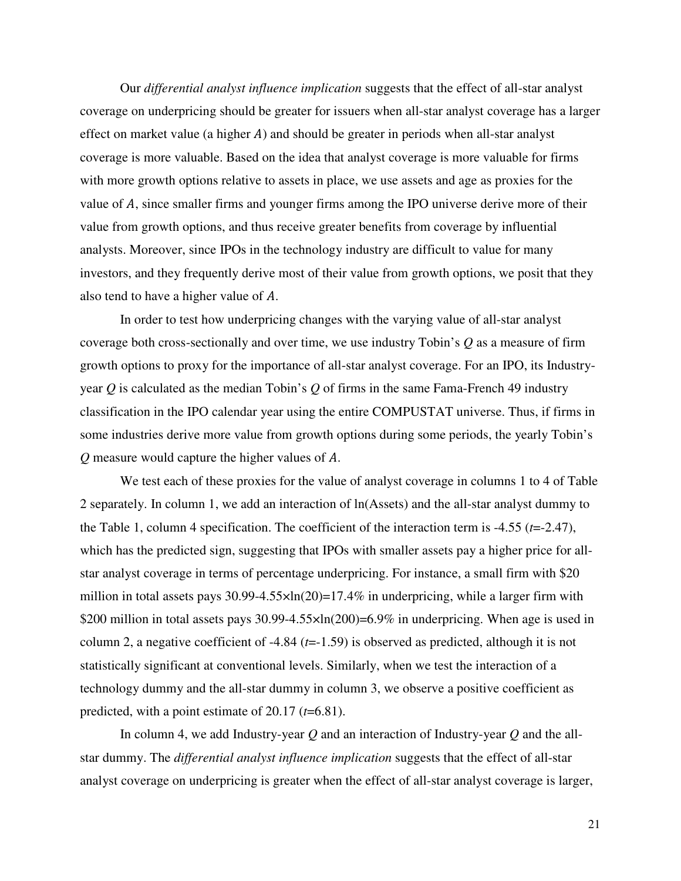Our *differential analyst influence implication* suggests that the effect of all-star analyst coverage on underpricing should be greater for issuers when all-star analyst coverage has a larger effect on market value (a higher $A$) and should be greater in periods when all-star analyst coverage is more valuable. Based on the idea that analyst coverage is more valuable for firms with more growth options relative to assets in place, we use assets and age as proxies for the value of $A$, since smaller firms and younger firms among the IPO universe derive more of their value from growth options, and thus receive greater benefits from coverage by influential analysts. Moreover, since IPOs in the technology industry are difficult to value for many investors, and they frequently derive most of their value from growth options, we posit that they also tend to have a higher value of $A$.

In order to test how underpricing changes with the varying value of all-star analyst coverage both cross-sectionally and over time, we use industry Tobin's $Q$ as a measure of firm growth options to proxy for the importance of all-star analyst coverage. For an IPO, its Industry-year $Q$ is calculated as the median Tobin's $Q$ of firms in the same Fama-French 49 industry classification in the IPO calendar year using the entire COMPUSTAT universe. Thus, if firms in some industries derive more value from growth options during some periods, the yearly Tobin's $Q$ measure would capture the higher values of $A$.

We test each of these proxies for the value of analyst coverage in columns 1 to 4 of Table 2 separately. In column 1, we add an interaction of ln(Assets) and the all-star analyst dummy to the Table 1, column 4 specification. The coefficient of the interaction term is -4.55 ($t$=-2.47), which has the predicted sign, suggesting that IPOs with smaller assets pay a higher price for all-star analyst coverage in terms of percentage underpricing. For instance, a small firm with \$20 million in total assets pays $30.99-4.55\times\ln(20)=17.4\%$ in underpricing, while a larger firm with \$200 million in total assets pays $30.99-4.55\times\ln(200)=6.9\%$ in underpricing. When age is used in column 2, a negative coefficient of -4.84 ($t$=-1.59) is observed as predicted, although it is not statistically significant at conventional levels. Similarly, when we test the interaction of a technology dummy and the all-star dummy in column 3, we observe a positive coefficient as predicted, with a point estimate of 20.17 ($t$=6.81).

In column 4, we add Industry-year $Q$ and an interaction of Industry-year $Q$ and the all-star dummy. The *differential analyst influence implication* suggests that the effect of all-star analyst coverage on underpricing is greater when the effect of all-star analyst coverage is larger,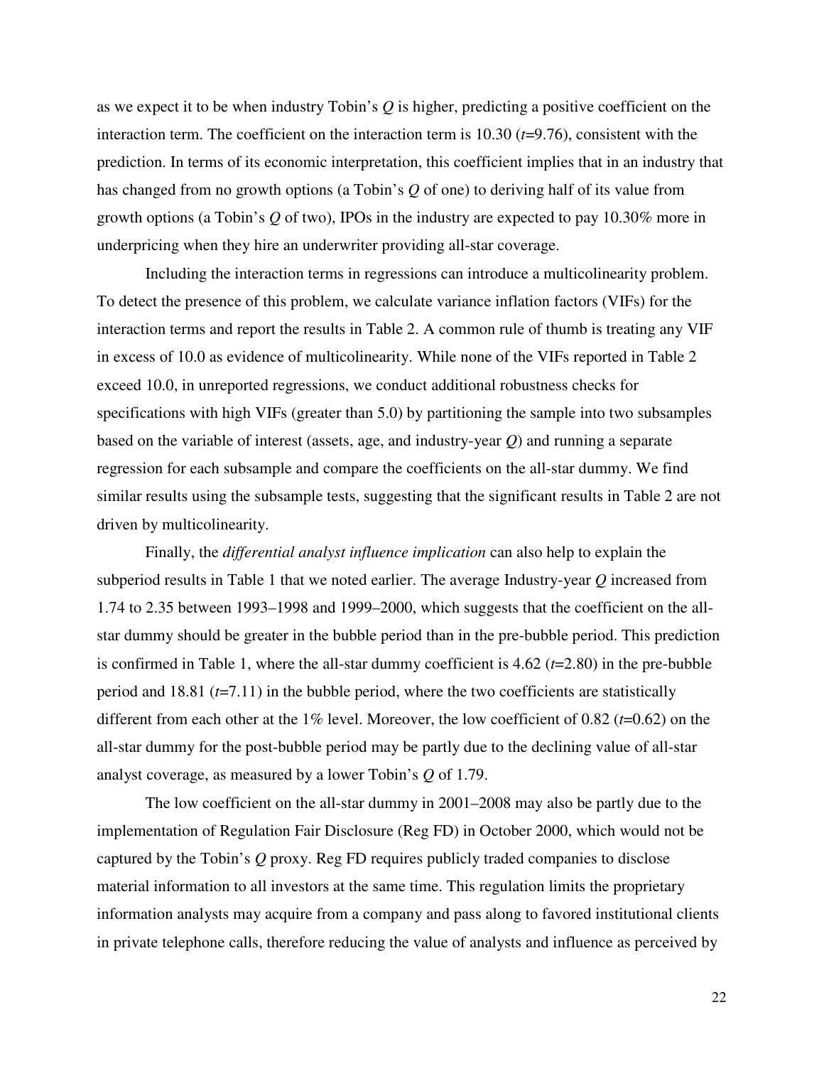as we expect it to be when industry Tobin's $Q$ is higher, predicting a positive coefficient on the interaction term. The coefficient on the interaction term is 10.30 ($t$=9.76), consistent with the prediction. In terms of its economic interpretation, this coefficient implies that in an industry that has changed from no growth options (a Tobin's $Q$ of one) to deriving half of its value from growth options (a Tobin's $Q$ of two), IPOs in the industry are expected to pay 10.30% more in underpricing when they hire an underwriter providing all-star coverage.

Including the interaction terms in regressions can introduce a multicolinearity problem. To detect the presence of this problem, we calculate variance inflation factors (VIFs) for the interaction terms and report the results in Table 2. A common rule of thumb is treating any VIF in excess of 10.0 as evidence of multicolinearity. While none of the VIFs reported in Table 2 exceed 10.0, in unreported regressions, we conduct additional robustness checks for specifications with high VIFs (greater than 5.0) by partitioning the sample into two subsamples based on the variable of interest (assets, age, and industry-year $Q$) and running a separate regression for each subsample and compare the coefficients on the all-star dummy. We find similar results using the subsample tests, suggesting that the significant results in Table 2 are not driven by multicolinearity.

Finally, the *differential analyst influence implication* can also help to explain the subperiod results in Table 1 that we noted earlier. The average Industry-year $Q$ increased from 1.74 to 2.35 between 1993–1998 and 1999–2000, which suggests that the coefficient on the all-star dummy should be greater in the bubble period than in the pre-bubble period. This prediction is confirmed in Table 1, where the all-star dummy coefficient is 4.62 ($t$=2.80) in the pre-bubble period and 18.81 ($t$=7.11) in the bubble period, where the two coefficients are statistically different from each other at the 1% level. Moreover, the low coefficient of 0.82 ($t$=0.62) on the all-star dummy for the post-bubble period may be partly due to the declining value of all-star analyst coverage, as measured by a lower Tobin's $Q$ of 1.79.

The low coefficient on the all-star dummy in 2001–2008 may also be partly due to the implementation of Regulation Fair Disclosure (Reg FD) in October 2000, which would not be captured by the Tobin's $Q$ proxy. Reg FD requires publicly traded companies to disclose material information to all investors at the same time. This regulation limits the proprietary information analysts may acquire from a company and pass along to favored institutional clients in private telephone calls, therefore reducing the value of analysts and influence as perceived by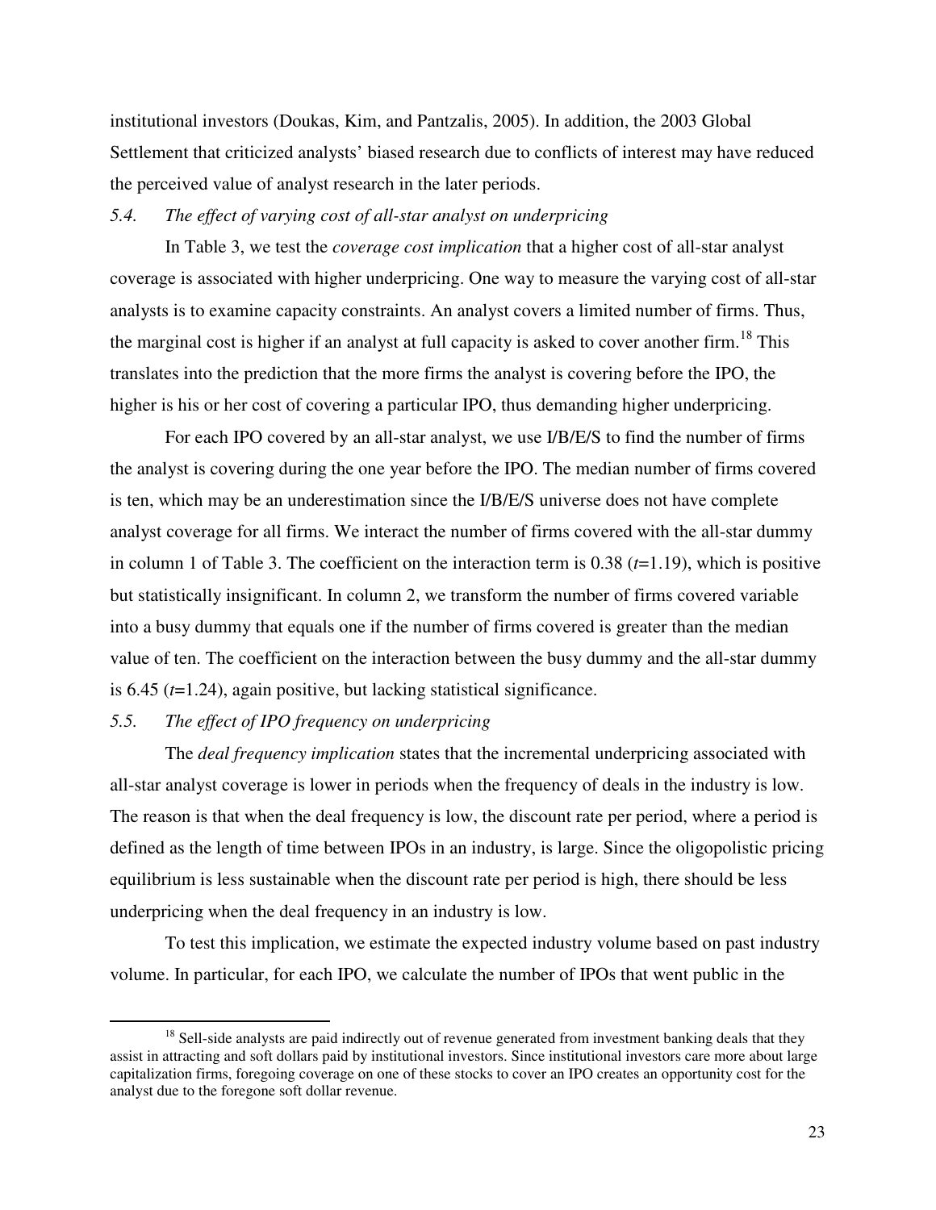institutional investors (Doukas, Kim, and Pantzalis, 2005). In addition, the 2003 Global Settlement that criticized analysts' biased research due to conflicts of interest may have reduced the perceived value of analyst research in the later periods.

### *5.4. The effect of varying cost of all-star analyst on underpricing*

In Table 3, we test the *coverage cost implication* that a higher cost of all-star analyst coverage is associated with higher underpricing. One way to measure the varying cost of all-star analysts is to examine capacity constraints. An analyst covers a limited number of firms. Thus, the marginal cost is higher if an analyst at full capacity is asked to cover another firm.[18] This translates into the prediction that the more firms the analyst is covering before the IPO, the higher is his or her cost of covering a particular IPO, thus demanding higher underpricing.

For each IPO covered by an all-star analyst, we use I/B/E/S to find the number of firms the analyst is covering during the one year before the IPO. The median number of firms covered is ten, which may be an underestimation since the I/B/E/S universe does not have complete analyst coverage for all firms. We interact the number of firms covered with the all-star dummy in column 1 of Table 3. The coefficient on the interaction term is 0.38 ($t$=1.19), which is positive but statistically insignificant. In column 2, we transform the number of firms covered variable into a busy dummy that equals one if the number of firms covered is greater than the median value of ten. The coefficient on the interaction between the busy dummy and the all-star dummy is 6.45 ($t$=1.24), again positive, but lacking statistical significance.

### *5.5. The effect of IPO frequency on underpricing*

The *deal frequency implication* states that the incremental underpricing associated with all-star analyst coverage is lower in periods when the frequency of deals in the industry is low. The reason is that when the deal frequency is low, the discount rate per period, where a period is defined as the length of time between IPOs in an industry, is large. Since the oligopolistic pricing equilibrium is less sustainable when the discount rate per period is high, there should be less underpricing when the deal frequency in an industry is low.

To test this implication, we estimate the expected industry volume based on past industry volume. In particular, for each IPO, we calculate the number of IPOs that went public in the

---

[18] Sell-side analysts are paid indirectly out of revenue generated from investment banking deals that they assist in attracting and soft dollars paid by institutional investors. Since institutional investors care more about large capitalization firms, foregoing coverage on one of these stocks to cover an IPO creates an opportunity cost for the analyst due to the foregone soft dollar revenue.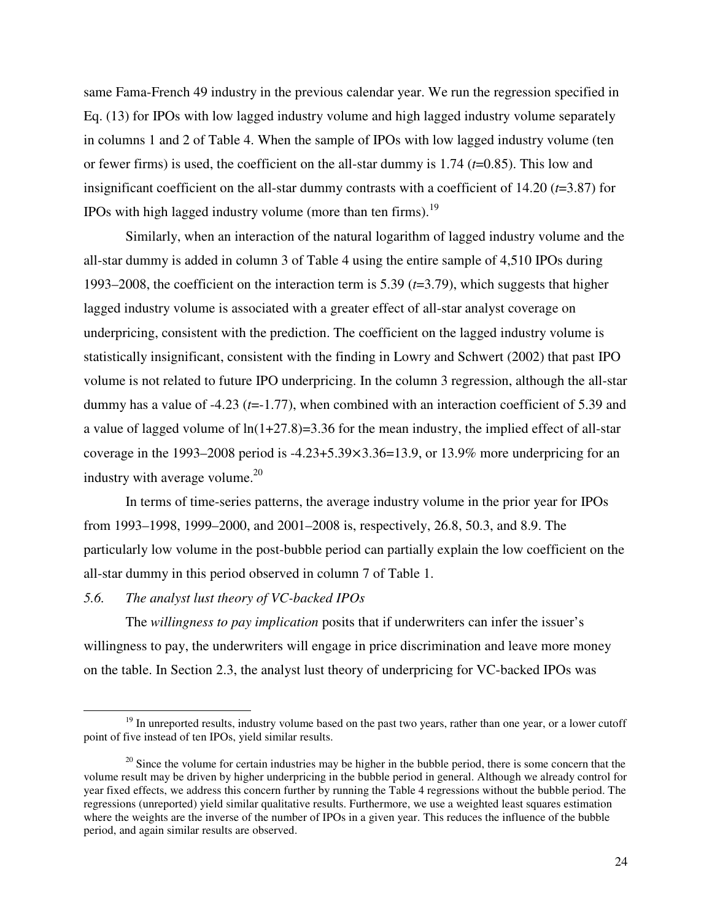same Fama-French 49 industry in the previous calendar year. We run the regression specified in Eq. (13) for IPOs with low lagged industry volume and high lagged industry volume separately in columns 1 and 2 of Table 4. When the sample of IPOs with low lagged industry volume (ten or fewer firms) is used, the coefficient on the all-star dummy is 1.74 ($t$=0.85). This low and insignificant coefficient on the all-star dummy contrasts with a coefficient of 14.20 ($t$=3.87) for IPOs with high lagged industry volume (more than ten firms).[19]

Similarly, when an interaction of the natural logarithm of lagged industry volume and the all-star dummy is added in column 3 of Table 4 using the entire sample of 4,510 IPOs during 1993–2008, the coefficient on the interaction term is 5.39 ($t$=3.79), which suggests that higher lagged industry volume is associated with a greater effect of all-star analyst coverage on underpricing, consistent with the prediction. The coefficient on the lagged industry volume is statistically insignificant, consistent with the finding in Lowry and Schwert (2002) that past IPO volume is not related to future IPO underpricing. In the column 3 regression, although the all-star dummy has a value of -4.23 ($t$=-1.77), when combined with an interaction coefficient of 5.39 and a value of lagged volume of $\ln(1+27.8)=3.36$ for the mean industry, the implied effect of all-star coverage in the 1993–2008 period is $-4.23+5.39\times3.36=13.9$, or 13.9% more underpricing for an industry with average volume.[20]

In terms of time-series patterns, the average industry volume in the prior year for IPOs from 1993–1998, 1999–2000, and 2001–2008 is, respectively, 26.8, 50.3, and 8.9. The particularly low volume in the post-bubble period can partially explain the low coefficient on the all-star dummy in this period observed in column 7 of Table 1.

### *5.6. The analyst lust theory of VC-backed IPOs*

The *willingness to pay implication* posits that if underwriters can infer the issuer's willingness to pay, the underwriters will engage in price discrimination and leave more money on the table. In Section 2.3, the analyst lust theory of underpricing for VC-backed IPOs was

---

[19] In unreported results, industry volume based on the past two years, rather than one year, or a lower cutoff point of five instead of ten IPOs, yield similar results.

[20] Since the volume for certain industries may be higher in the bubble period, there is some concern that the volume result may be driven by higher underpricing in the bubble period in general. Although we already control for year fixed effects, we address this concern further by running the Table 4 regressions without the bubble period. The regressions (unreported) yield similar qualitative results. Furthermore, we use a weighted least squares estimation where the weights are the inverse of the number of IPOs in a given year. This reduces the influence of the bubble period, and again similar results are observed.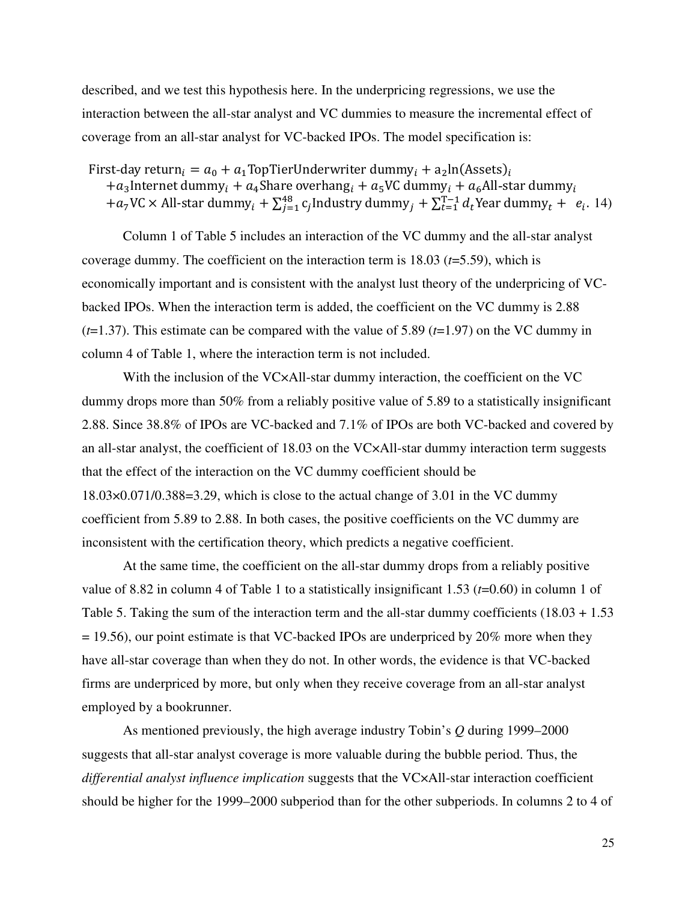described, and we test this hypothesis here. In the underpricing regressions, we use the interaction between the all-star analyst and VC dummies to measure the incremental effect of coverage from an all-star analyst for VC-backed IPOs. The model specification is:

$$\text{First-day return}_i = a_0 + a_1\text{TopTierUnderwriter dummy}_i + a_2\ln(\text{Assets})_i + a_3\text{Internet dummy}_i + a_4\text{Share overhang}_i + a_5\text{VC dummy}_i + a_6\text{All-star dummy}_i + a_7\text{VC} \times \text{All-star dummy}_i + \sum_{j=1}^{48} c_j\text{Industry dummy}_j + \sum_{t=1}^{T-1} d_t\text{Year dummy}_t + e_i. \quad 14)$$

Column 1 of Table 5 includes an interaction of the VC dummy and the all-star analyst coverage dummy. The coefficient on the interaction term is 18.03 ($t$=5.59), which is economically important and is consistent with the analyst lust theory of the underpricing of VC-backed IPOs. When the interaction term is added, the coefficient on the VC dummy is 2.88 ($t$=1.37). This estimate can be compared with the value of 5.89 ($t$=1.97) on the VC dummy in column 4 of Table 1, where the interaction term is not included.

With the inclusion of the VC×All-star dummy interaction, the coefficient on the VC dummy drops more than 50% from a reliably positive value of 5.89 to a statistically insignificant 2.88. Since 38.8% of IPOs are VC-backed and 7.1% of IPOs are both VC-backed and covered by an all-star analyst, the coefficient of 18.03 on the VC×All-star dummy interaction term suggests that the effect of the interaction on the VC dummy coefficient should be 18.03×0.071/0.388=3.29, which is close to the actual change of 3.01 in the VC dummy coefficient from 5.89 to 2.88. In both cases, the positive coefficients on the VC dummy are inconsistent with the certification theory, which predicts a negative coefficient.

At the same time, the coefficient on the all-star dummy drops from a reliably positive value of 8.82 in column 4 of Table 1 to a statistically insignificant 1.53 ($t$=0.60) in column 1 of Table 5. Taking the sum of the interaction term and the all-star dummy coefficients (18.03 + 1.53 = 19.56), our point estimate is that VC-backed IPOs are underpriced by 20% more when they have all-star coverage than when they do not. In other words, the evidence is that VC-backed firms are underpriced by more, but only when they receive coverage from an all-star analyst employed by a bookrunner.

As mentioned previously, the high average industry Tobin's $Q$ during 1999–2000 suggests that all-star analyst coverage is more valuable during the bubble period. Thus, the *differential analyst influence implication* suggests that the VC×All-star interaction coefficient should be higher for the 1999–2000 subperiod than for the other subperiods. In columns 2 to 4 of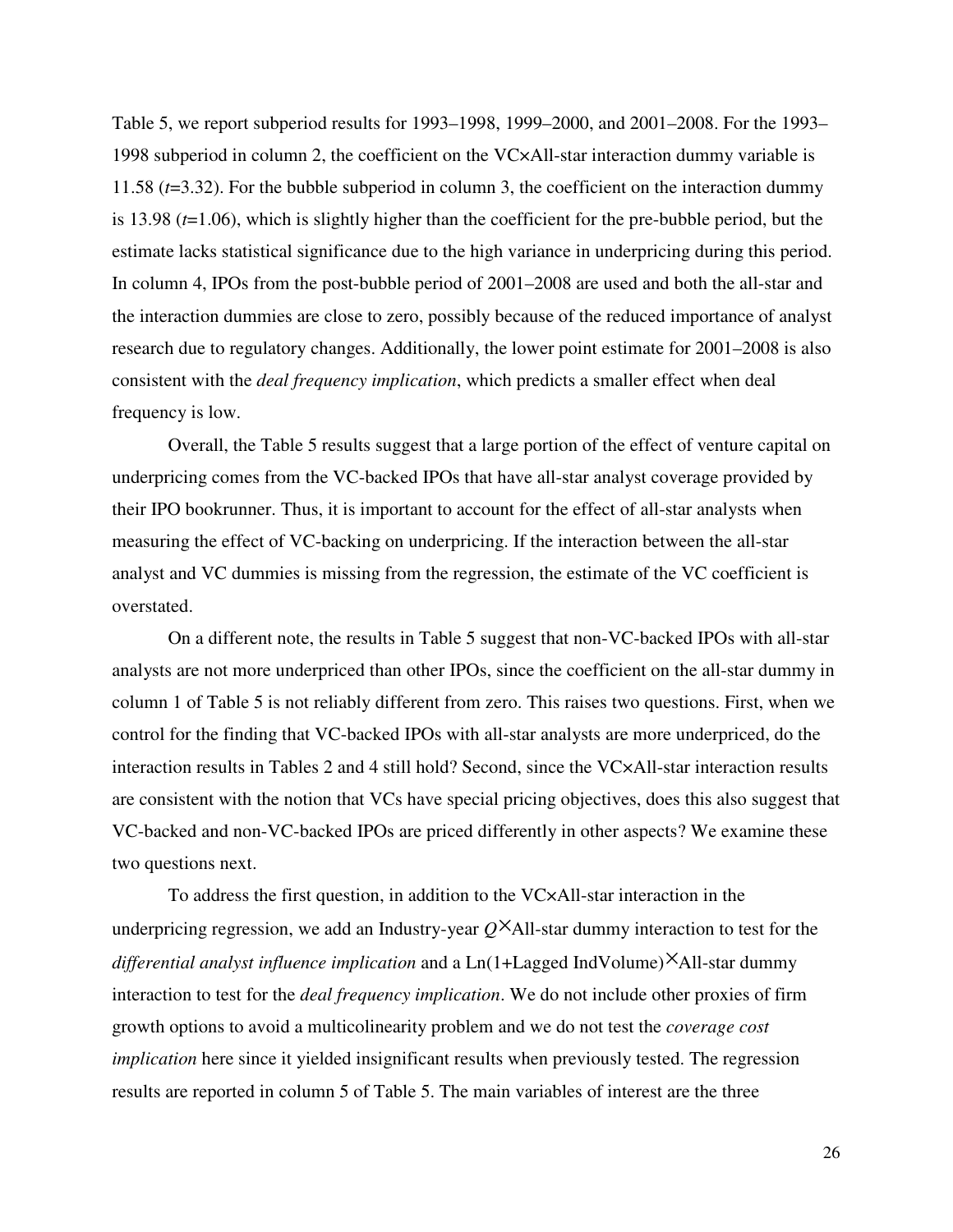Table 5, we report subperiod results for 1993–1998, 1999–2000, and 2001–2008. For the 1993–1998 subperiod in column 2, the coefficient on the VC×All-star interaction dummy variable is 11.58 ($t$=3.32). For the bubble subperiod in column 3, the coefficient on the interaction dummy is 13.98 ($t$=1.06), which is slightly higher than the coefficient for the pre-bubble period, but the estimate lacks statistical significance due to the high variance in underpricing during this period. In column 4, IPOs from the post-bubble period of 2001–2008 are used and both the all-star and the interaction dummies are close to zero, possibly because of the reduced importance of analyst research due to regulatory changes. Additionally, the lower point estimate for 2001–2008 is also consistent with the *deal frequency implication*, which predicts a smaller effect when deal frequency is low.

Overall, the Table 5 results suggest that a large portion of the effect of venture capital on underpricing comes from the VC-backed IPOs that have all-star analyst coverage provided by their IPO bookrunner. Thus, it is important to account for the effect of all-star analysts when measuring the effect of VC-backing on underpricing. If the interaction between the all-star analyst and VC dummies is missing from the regression, the estimate of the VC coefficient is overstated.

On a different note, the results in Table 5 suggest that non-VC-backed IPOs with all-star analysts are not more underpriced than other IPOs, since the coefficient on the all-star dummy in column 1 of Table 5 is not reliably different from zero. This raises two questions. First, when we control for the finding that VC-backed IPOs with all-star analysts are more underpriced, do the interaction results in Tables 2 and 4 still hold? Second, since the VC×All-star interaction results are consistent with the notion that VCs have special pricing objectives, does this also suggest that VC-backed and non-VC-backed IPOs are priced differently in other aspects? We examine these two questions next.

To address the first question, in addition to the VC×All-star interaction in the underpricing regression, we add an Industry-year $Q$×All-star dummy interaction to test for the *differential analyst influence implication* and a Ln(1+Lagged IndVolume)×All-star dummy interaction to test for the *deal frequency implication*. We do not include other proxies of firm growth options to avoid a multicolinearity problem and we do not test the *coverage cost implication* here since it yielded insignificant results when previously tested. The regression results are reported in column 5 of Table 5. The main variables of interest are the three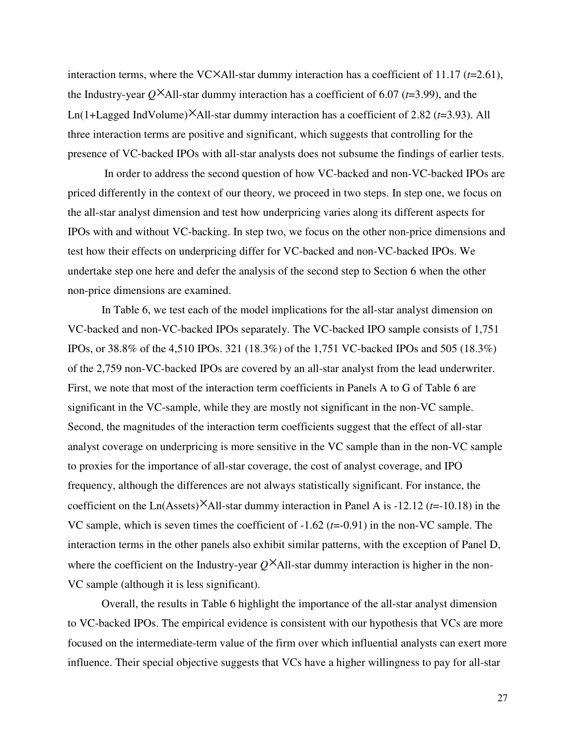interaction terms, where the VC×All-star dummy interaction has a coefficient of 11.17 ($t$=2.61), the Industry-year $Q$×All-star dummy interaction has a coefficient of 6.07 ($t$=3.99), and the Ln(1+Lagged IndVolume)×All-star dummy interaction has a coefficient of 2.82 ($t$=3.93). All three interaction terms are positive and significant, which suggests that controlling for the presence of VC-backed IPOs with all-star analysts does not subsume the findings of earlier tests.

In order to address the second question of how VC-backed and non-VC-backed IPOs are priced differently in the context of our theory, we proceed in two steps. In step one, we focus on the all-star analyst dimension and test how underpricing varies along its different aspects for IPOs with and without VC-backing. In step two, we focus on the other non-price dimensions and test how their effects on underpricing differ for VC-backed and non-VC-backed IPOs. We undertake step one here and defer the analysis of the second step to Section 6 when the other non-price dimensions are examined.

In Table 6, we test each of the model implications for the all-star analyst dimension on VC-backed and non-VC-backed IPOs separately. The VC-backed IPO sample consists of 1,751 IPOs, or 38.8% of the 4,510 IPOs. 321 (18.3%) of the 1,751 VC-backed IPOs and 505 (18.3%) of the 2,759 non-VC-backed IPOs are covered by an all-star analyst from the lead underwriter. First, we note that most of the interaction term coefficients in Panels A to G of Table 6 are significant in the VC-sample, while they are mostly not significant in the non-VC sample. Second, the magnitudes of the interaction term coefficients suggest that the effect of all-star analyst coverage on underpricing is more sensitive in the VC sample than in the non-VC sample to proxies for the importance of all-star coverage, the cost of analyst coverage, and IPO frequency, although the differences are not always statistically significant. For instance, the coefficient on the Ln(Assets)×All-star dummy interaction in Panel A is -12.12 ($t$=-10.18) in the VC sample, which is seven times the coefficient of -1.62 ($t$=-0.91) in the non-VC sample. The interaction terms in the other panels also exhibit similar patterns, with the exception of Panel D, where the coefficient on the Industry-year $Q$×All-star dummy interaction is higher in the non-VC sample (although it is less significant).

Overall, the results in Table 6 highlight the importance of the all-star analyst dimension to VC-backed IPOs. The empirical evidence is consistent with our hypothesis that VCs are more focused on the intermediate-term value of the firm over which influential analysts can exert more influence. Their special objective suggests that VCs have a higher willingness to pay for all-star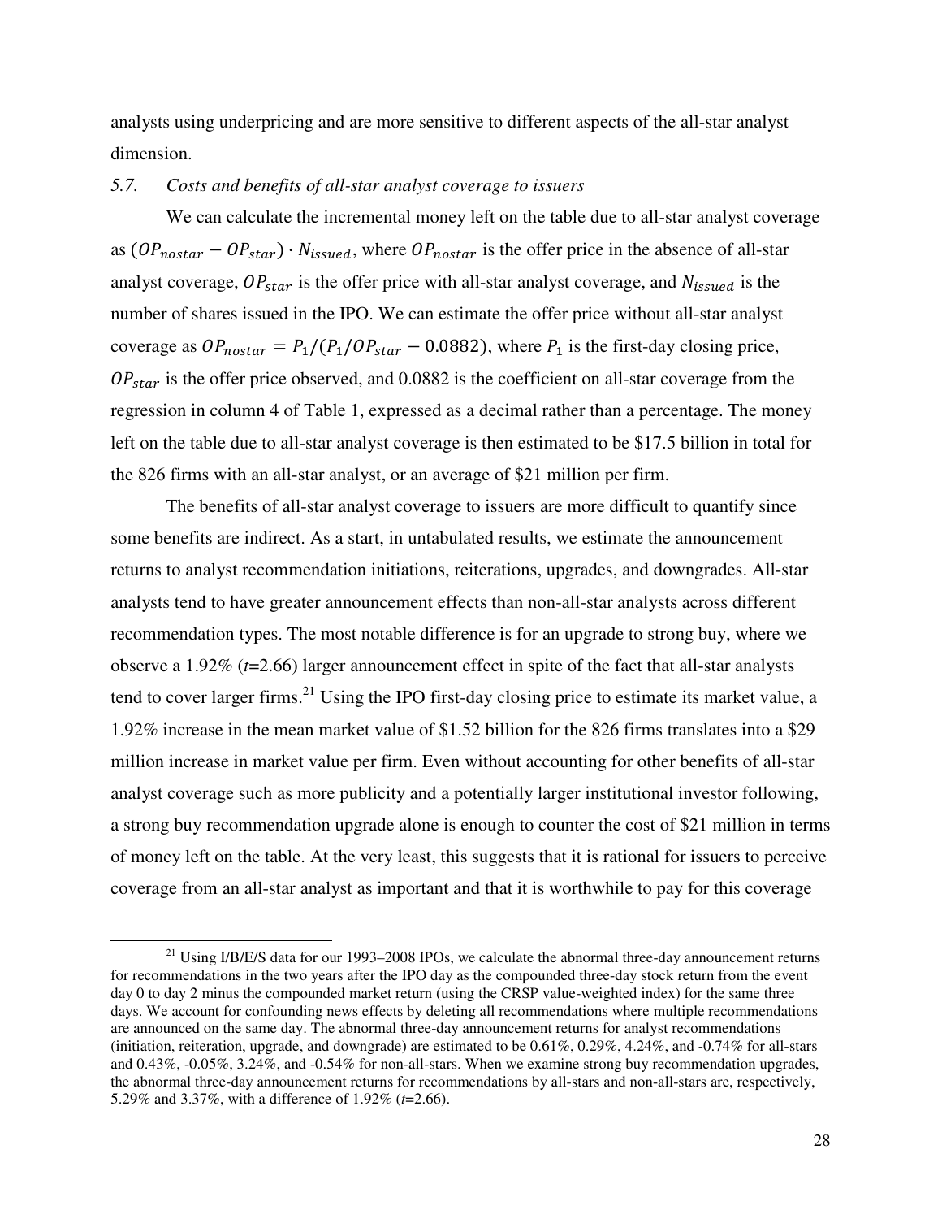analysts using underpricing and are more sensitive to different aspects of the all-star analyst dimension.

### *5.7. Costs and benefits of all-star analyst coverage to issuers*

We can calculate the incremental money left on the table due to all-star analyst coverage as $(OP_{nostar} - OP_{star}) \cdot N_{issued}$, where $OP_{nostar}$ is the offer price in the absence of all-star analyst coverage, $OP_{star}$ is the offer price with all-star analyst coverage, and $N_{issued}$ is the number of shares issued in the IPO. We can estimate the offer price without all-star analyst coverage as $OP_{nostar} = P_1/(P_1/OP_{star} - 0.0882)$, where $P_1$ is the first-day closing price, $OP_{star}$ is the offer price observed, and 0.0882 is the coefficient on all-star coverage from the regression in column 4 of Table 1, expressed as a decimal rather than a percentage. The money left on the table due to all-star analyst coverage is then estimated to be $17.5 billion in total for the 826 firms with an all-star analyst, or an average of $21 million per firm.

The benefits of all-star analyst coverage to issuers are more difficult to quantify since some benefits are indirect. As a start, in untabulated results, we estimate the announcement returns to analyst recommendation initiations, reiterations, upgrades, and downgrades. All-star analysts tend to have greater announcement effects than non-all-star analysts across different recommendation types. The most notable difference is for an upgrade to strong buy, where we observe a 1.92% (*t*=2.66) larger announcement effect in spite of the fact that all-star analysts tend to cover larger firms.[21] Using the IPO first-day closing price to estimate its market value, a 1.92% increase in the mean market value of $1.52 billion for the 826 firms translates into a $29 million increase in market value per firm. Even without accounting for other benefits of all-star analyst coverage such as more publicity and a potentially larger institutional investor following, a strong buy recommendation upgrade alone is enough to counter the cost of $21 million in terms of money left on the table. At the very least, this suggests that it is rational for issuers to perceive coverage from an all-star analyst as important and that it is worthwhile to pay for this coverage

---

[21] Using I/B/E/S data for our 1993–2008 IPOs, we calculate the abnormal three-day announcement returns for recommendations in the two years after the IPO day as the compounded three-day stock return from the event day 0 to day 2 minus the compounded market return (using the CRSP value-weighted index) for the same three days. We account for confounding news effects by deleting all recommendations where multiple recommendations are announced on the same day. The abnormal three-day announcement returns for analyst recommendations (initiation, reiteration, upgrade, and downgrade) are estimated to be 0.61%, 0.29%, 4.24%, and -0.74% for all-stars and 0.43%, -0.05%, 3.24%, and -0.54% for non-all-stars. When we examine strong buy recommendation upgrades, the abnormal three-day announcement returns for recommendations by all-stars and non-all-stars are, respectively, 5.29% and 3.37%, with a difference of 1.92% (*t*=2.66).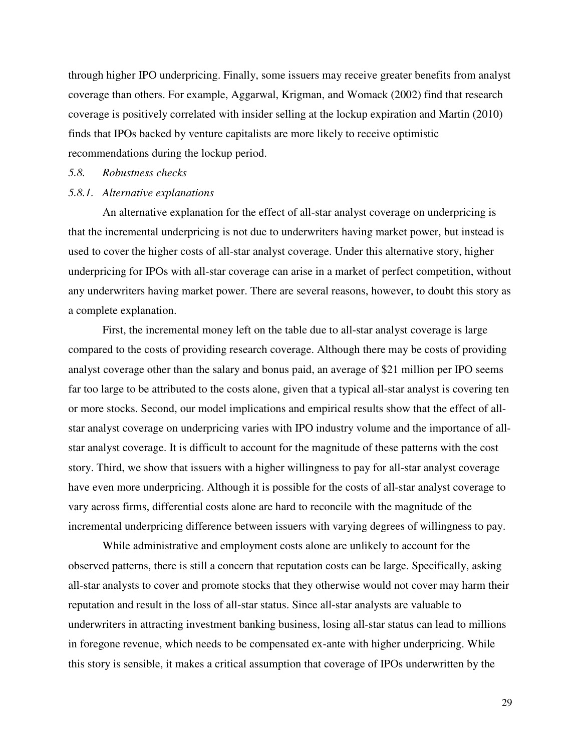through higher IPO underpricing. Finally, some issuers may receive greater benefits from analyst coverage than others. For example, Aggarwal, Krigman, and Womack (2002) find that research coverage is positively correlated with insider selling at the lockup expiration and Martin (2010) finds that IPOs backed by venture capitalists are more likely to receive optimistic recommendations during the lockup period.

### *5.8. Robustness checks*

#### *5.8.1. Alternative explanations*

An alternative explanation for the effect of all-star analyst coverage on underpricing is that the incremental underpricing is not due to underwriters having market power, but instead is used to cover the higher costs of all-star analyst coverage. Under this alternative story, higher underpricing for IPOs with all-star coverage can arise in a market of perfect competition, without any underwriters having market power. There are several reasons, however, to doubt this story as a complete explanation.

First, the incremental money left on the table due to all-star analyst coverage is large compared to the costs of providing research coverage. Although there may be costs of providing analyst coverage other than the salary and bonus paid, an average of $21 million per IPO seems far too large to be attributed to the costs alone, given that a typical all-star analyst is covering ten or more stocks. Second, our model implications and empirical results show that the effect of all-star analyst coverage on underpricing varies with IPO industry volume and the importance of all-star analyst coverage. It is difficult to account for the magnitude of these patterns with the cost story. Third, we show that issuers with a higher willingness to pay for all-star analyst coverage have even more underpricing. Although it is possible for the costs of all-star analyst coverage to vary across firms, differential costs alone are hard to reconcile with the magnitude of the incremental underpricing difference between issuers with varying degrees of willingness to pay.

While administrative and employment costs alone are unlikely to account for the observed patterns, there is still a concern that reputation costs can be large. Specifically, asking all-star analysts to cover and promote stocks that they otherwise would not cover may harm their reputation and result in the loss of all-star status. Since all-star analysts are valuable to underwriters in attracting investment banking business, losing all-star status can lead to millions in foregone revenue, which needs to be compensated ex-ante with higher underpricing. While this story is sensible, it makes a critical assumption that coverage of IPOs underwritten by the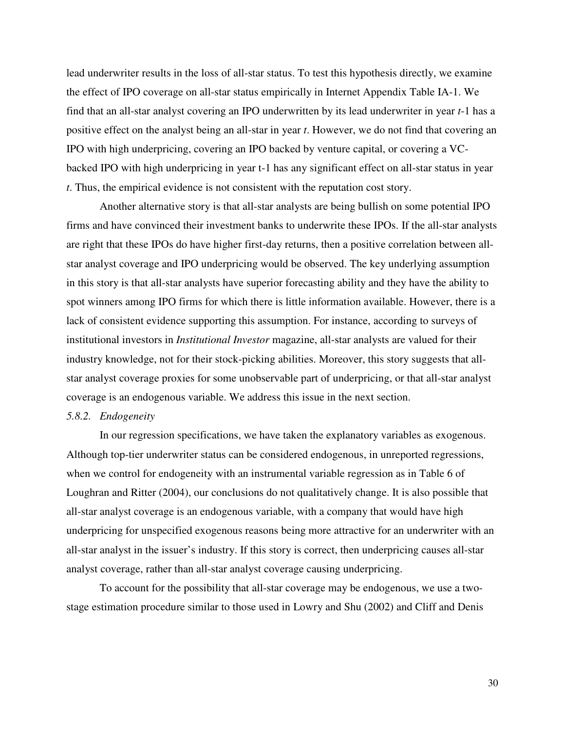lead underwriter results in the loss of all-star status. To test this hypothesis directly, we examine the effect of IPO coverage on all-star status empirically in Internet Appendix Table IA-1. We find that an all-star analyst covering an IPO underwritten by its lead underwriter in year *t*-1 has a positive effect on the analyst being an all-star in year *t*. However, we do not find that covering an IPO with high underpricing, covering an IPO backed by venture capital, or covering a VC-backed IPO with high underpricing in year t-1 has any significant effect on all-star status in year *t*. Thus, the empirical evidence is not consistent with the reputation cost story.

Another alternative story is that all-star analysts are being bullish on some potential IPO firms and have convinced their investment banks to underwrite these IPOs. If the all-star analysts are right that these IPOs do have higher first-day returns, then a positive correlation between all-star analyst coverage and IPO underpricing would be observed. The key underlying assumption in this story is that all-star analysts have superior forecasting ability and they have the ability to spot winners among IPO firms for which there is little information available. However, there is a lack of consistent evidence supporting this assumption. For instance, according to surveys of institutional investors in *Institutional Investor* magazine, all-star analysts are valued for their industry knowledge, not for their stock-picking abilities. Moreover, this story suggests that all-star analyst coverage proxies for some unobservable part of underpricing, or that all-star analyst coverage is an endogenous variable. We address this issue in the next section.

#### *5.8.2. Endogeneity*

In our regression specifications, we have taken the explanatory variables as exogenous. Although top-tier underwriter status can be considered endogenous, in unreported regressions, when we control for endogeneity with an instrumental variable regression as in Table 6 of Loughran and Ritter (2004), our conclusions do not qualitatively change. It is also possible that all-star analyst coverage is an endogenous variable, with a company that would have high underpricing for unspecified exogenous reasons being more attractive for an underwriter with an all-star analyst in the issuer's industry. If this story is correct, then underpricing causes all-star analyst coverage, rather than all-star analyst coverage causing underpricing.

To account for the possibility that all-star coverage may be endogenous, we use a two-stage estimation procedure similar to those used in Lowry and Shu (2002) and Cliff and Denis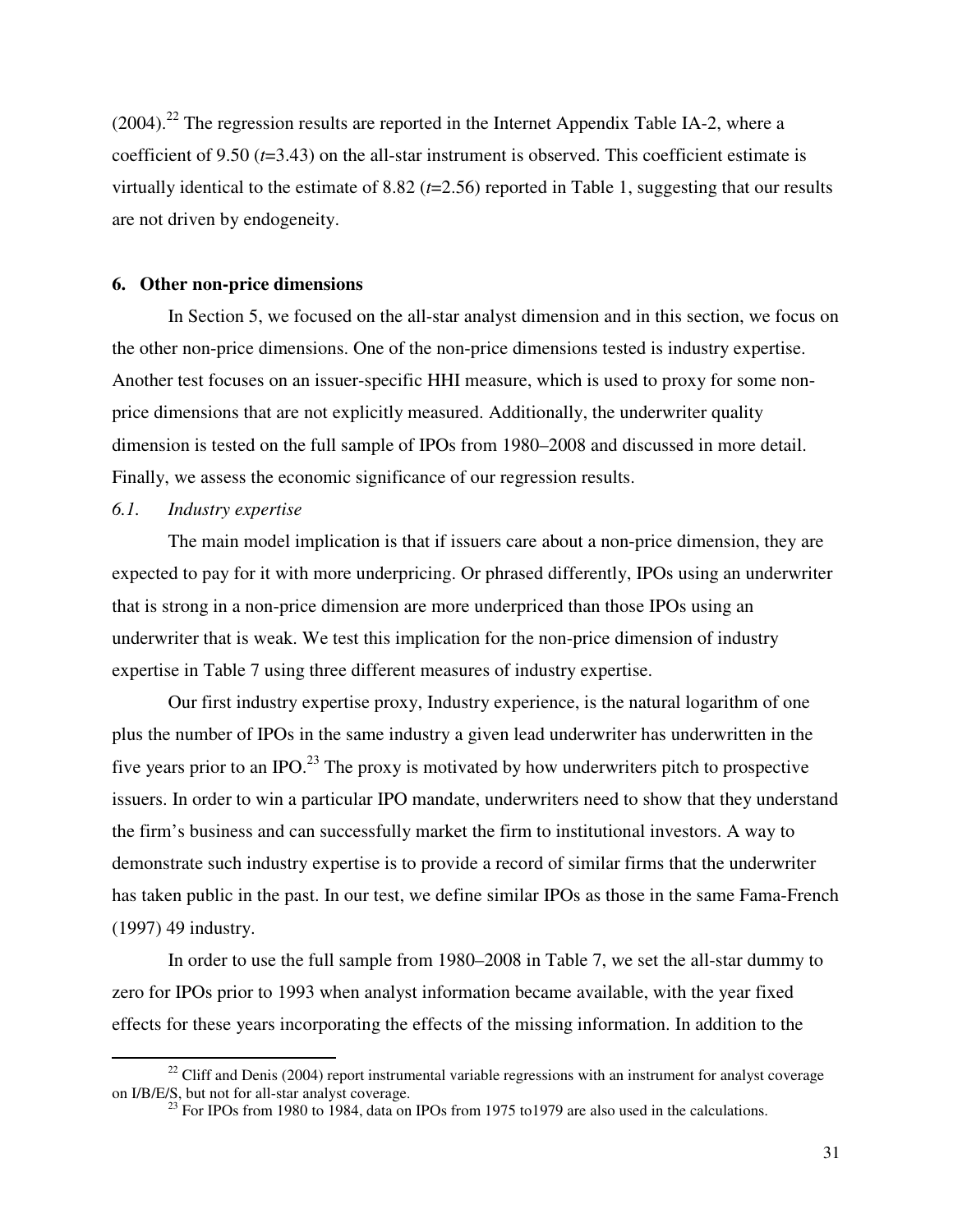(2004).[22] The regression results are reported in the Internet Appendix Table IA-2, where a coefficient of 9.50 (*t*=3.43) on the all-star instrument is observed. This coefficient estimate is virtually identical to the estimate of 8.82 (*t*=2.56) reported in Table 1, suggesting that our results are not driven by endogeneity.

## 6. Other non-price dimensions

In Section 5, we focused on the all-star analyst dimension and in this section, we focus on the other non-price dimensions. One of the non-price dimensions tested is industry expertise. Another test focuses on an issuer-specific HHI measure, which is used to proxy for some non-price dimensions that are not explicitly measured. Additionally, the underwriter quality dimension is tested on the full sample of IPOs from 1980–2008 and discussed in more detail. Finally, we assess the economic significance of our regression results.

### *6.1. Industry expertise*

The main model implication is that if issuers care about a non-price dimension, they are expected to pay for it with more underpricing. Or phrased differently, IPOs using an underwriter that is strong in a non-price dimension are more underpriced than those IPOs using an underwriter that is weak. We test this implication for the non-price dimension of industry expertise in Table 7 using three different measures of industry expertise.

Our first industry expertise proxy, Industry experience, is the natural logarithm of one plus the number of IPOs in the same industry a given lead underwriter has underwritten in the five years prior to an IPO.[23] The proxy is motivated by how underwriters pitch to prospective issuers. In order to win a particular IPO mandate, underwriters need to show that they understand the firm's business and can successfully market the firm to institutional investors. A way to demonstrate such industry expertise is to provide a record of similar firms that the underwriter has taken public in the past. In our test, we define similar IPOs as those in the same Fama-French (1997) 49 industry.

In order to use the full sample from 1980–2008 in Table 7, we set the all-star dummy to zero for IPOs prior to 1993 when analyst information became available, with the year fixed effects for these years incorporating the effects of the missing information. In addition to the

---

[22] Cliff and Denis (2004) report instrumental variable regressions with an instrument for analyst coverage on I/B/E/S, but not for all-star analyst coverage.

[23] For IPOs from 1980 to 1984, data on IPOs from 1975 to1979 are also used in the calculations.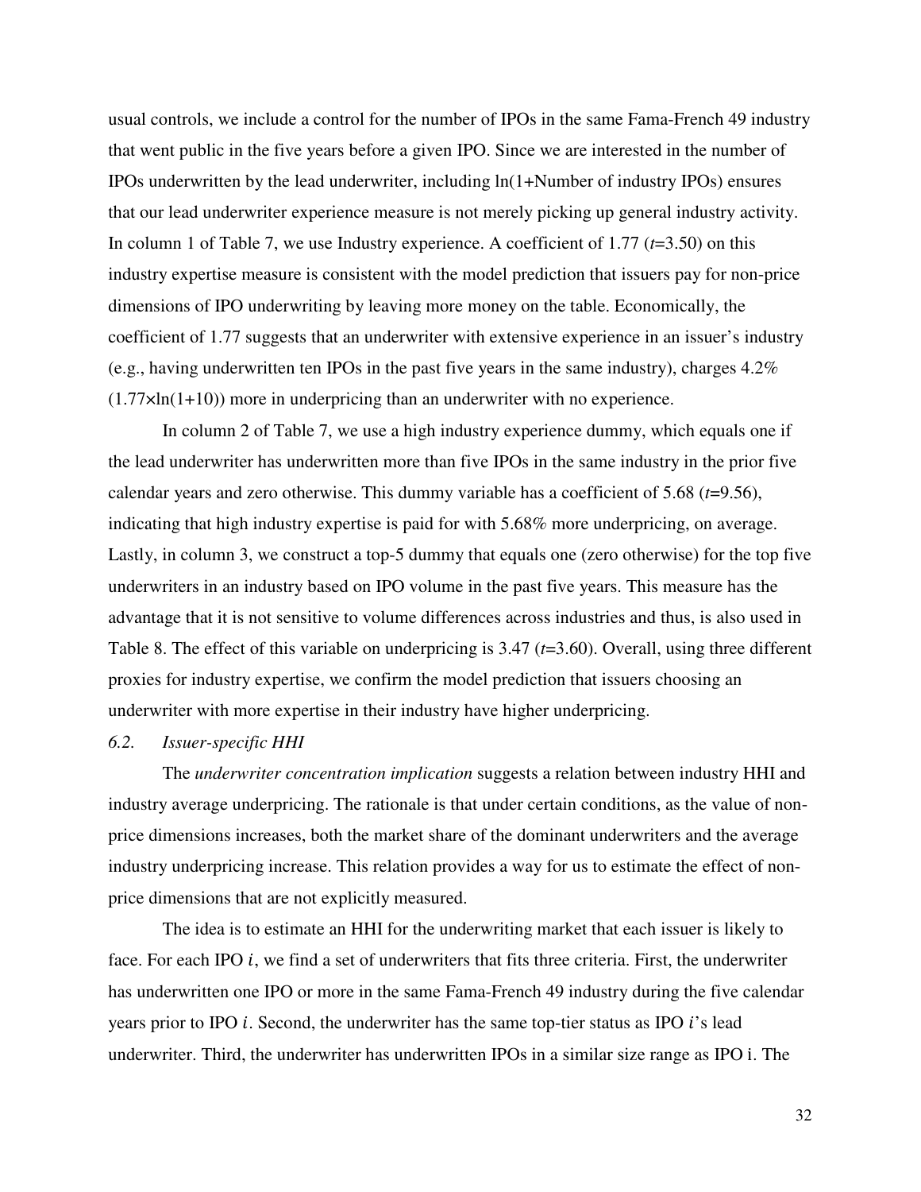usual controls, we include a control for the number of IPOs in the same Fama-French 49 industry that went public in the five years before a given IPO. Since we are interested in the number of IPOs underwritten by the lead underwriter, including ln(1+Number of industry IPOs) ensures that our lead underwriter experience measure is not merely picking up general industry activity. In column 1 of Table 7, we use Industry experience. A coefficient of 1.77 ($t$=3.50) on this industry expertise measure is consistent with the model prediction that issuers pay for non-price dimensions of IPO underwriting by leaving more money on the table. Economically, the coefficient of 1.77 suggests that an underwriter with extensive experience in an issuer's industry (e.g., having underwritten ten IPOs in the past five years in the same industry), charges 4.2% ($1.77 \times \ln(1+10)$) more in underpricing than an underwriter with no experience.

In column 2 of Table 7, we use a high industry experience dummy, which equals one if the lead underwriter has underwritten more than five IPOs in the same industry in the prior five calendar years and zero otherwise. This dummy variable has a coefficient of 5.68 ($t$=9.56), indicating that high industry expertise is paid for with 5.68% more underpricing, on average. Lastly, in column 3, we construct a top-5 dummy that equals one (zero otherwise) for the top five underwriters in an industry based on IPO volume in the past five years. This measure has the advantage that it is not sensitive to volume differences across industries and thus, is also used in Table 8. The effect of this variable on underpricing is 3.47 ($t$=3.60). Overall, using three different proxies for industry expertise, we confirm the model prediction that issuers choosing an underwriter with more expertise in their industry have higher underpricing.

### 6.2. *Issuer-specific HHI*

The *underwriter concentration implication* suggests a relation between industry HHI and industry average underpricing. The rationale is that under certain conditions, as the value of non-price dimensions increases, both the market share of the dominant underwriters and the average industry underpricing increase. This relation provides a way for us to estimate the effect of non-price dimensions that are not explicitly measured.

The idea is to estimate an HHI for the underwriting market that each issuer is likely to face. For each IPO $i$, we find a set of underwriters that fits three criteria. First, the underwriter has underwritten one IPO or more in the same Fama-French 49 industry during the five calendar years prior to IPO $i$. Second, the underwriter has the same top-tier status as IPO $i$'s lead underwriter. Third, the underwriter has underwritten IPOs in a similar size range as IPO i. The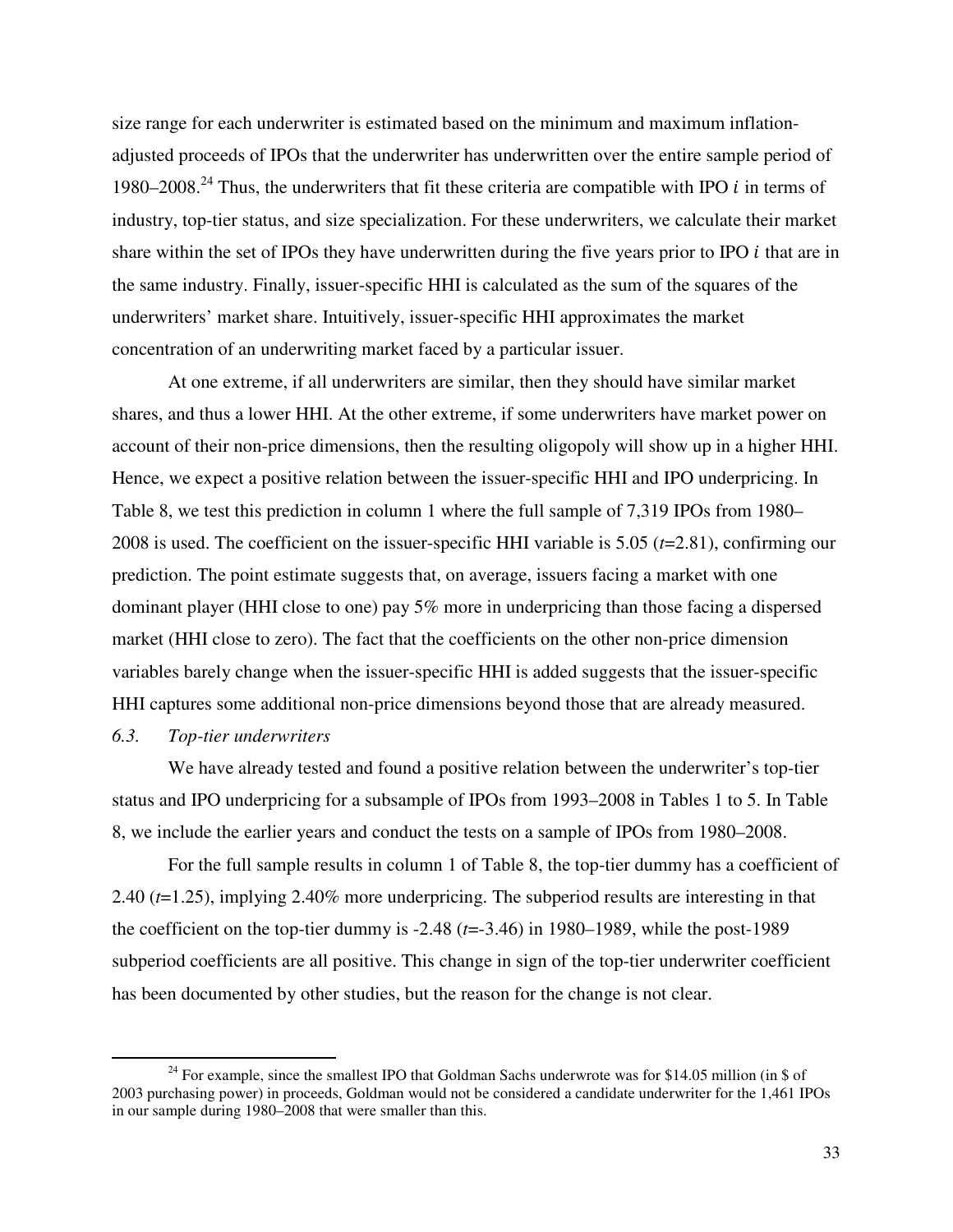size range for each underwriter is estimated based on the minimum and maximum inflation-adjusted proceeds of IPOs that the underwriter has underwritten over the entire sample period of 1980–2008.[24] Thus, the underwriters that fit these criteria are compatible with IPO $i$ in terms of industry, top-tier status, and size specialization. For these underwriters, we calculate their market share within the set of IPOs they have underwritten during the five years prior to IPO $i$ that are in the same industry. Finally, issuer-specific HHI is calculated as the sum of the squares of the underwriters' market share. Intuitively, issuer-specific HHI approximates the market concentration of an underwriting market faced by a particular issuer.

At one extreme, if all underwriters are similar, then they should have similar market shares, and thus a lower HHI. At the other extreme, if some underwriters have market power on account of their non-price dimensions, then the resulting oligopoly will show up in a higher HHI. Hence, we expect a positive relation between the issuer-specific HHI and IPO underpricing. In Table 8, we test this prediction in column 1 where the full sample of 7,319 IPOs from 1980–2008 is used. The coefficient on the issuer-specific HHI variable is 5.05 ($t$=2.81), confirming our prediction. The point estimate suggests that, on average, issuers facing a market with one dominant player (HHI close to one) pay 5% more in underpricing than those facing a dispersed market (HHI close to zero). The fact that the coefficients on the other non-price dimension variables barely change when the issuer-specific HHI is added suggests that the issuer-specific HHI captures some additional non-price dimensions beyond those that are already measured.

### *6.3. Top-tier underwriters*

We have already tested and found a positive relation between the underwriter's top-tier status and IPO underpricing for a subsample of IPOs from 1993–2008 in Tables 1 to 5. In Table 8, we include the earlier years and conduct the tests on a sample of IPOs from 1980–2008.

For the full sample results in column 1 of Table 8, the top-tier dummy has a coefficient of 2.40 ($t$=1.25), implying 2.40% more underpricing. The subperiod results are interesting in that the coefficient on the top-tier dummy is -2.48 ($t$=-3.46) in 1980–1989, while the post-1989 subperiod coefficients are all positive. This change in sign of the top-tier underwriter coefficient has been documented by other studies, but the reason for the change is not clear.

---

[24] For example, since the smallest IPO that Goldman Sachs underwrote was for $14.05 million (in $ of 2003 purchasing power) in proceeds, Goldman would not be considered a candidate underwriter for the 1,461 IPOs in our sample during 1980–2008 that were smaller than this.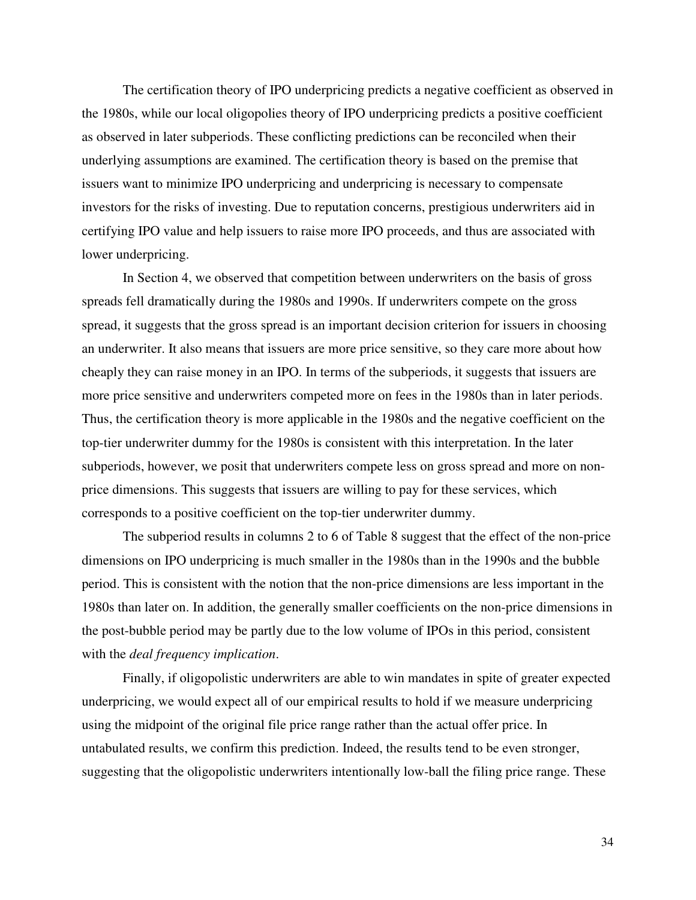The certification theory of IPO underpricing predicts a negative coefficient as observed in the 1980s, while our local oligopolies theory of IPO underpricing predicts a positive coefficient as observed in later subperiods. These conflicting predictions can be reconciled when their underlying assumptions are examined. The certification theory is based on the premise that issuers want to minimize IPO underpricing and underpricing is necessary to compensate investors for the risks of investing. Due to reputation concerns, prestigious underwriters aid in certifying IPO value and help issuers to raise more IPO proceeds, and thus are associated with lower underpricing.

In Section 4, we observed that competition between underwriters on the basis of gross spreads fell dramatically during the 1980s and 1990s. If underwriters compete on the gross spread, it suggests that the gross spread is an important decision criterion for issuers in choosing an underwriter. It also means that issuers are more price sensitive, so they care more about how cheaply they can raise money in an IPO. In terms of the subperiods, it suggests that issuers are more price sensitive and underwriters competed more on fees in the 1980s than in later periods. Thus, the certification theory is more applicable in the 1980s and the negative coefficient on the top-tier underwriter dummy for the 1980s is consistent with this interpretation. In the later subperiods, however, we posit that underwriters compete less on gross spread and more on non-price dimensions. This suggests that issuers are willing to pay for these services, which corresponds to a positive coefficient on the top-tier underwriter dummy.

The subperiod results in columns 2 to 6 of Table 8 suggest that the effect of the non-price dimensions on IPO underpricing is much smaller in the 1980s than in the 1990s and the bubble period. This is consistent with the notion that the non-price dimensions are less important in the 1980s than later on. In addition, the generally smaller coefficients on the non-price dimensions in the post-bubble period may be partly due to the low volume of IPOs in this period, consistent with the *deal frequency implication*.

Finally, if oligopolistic underwriters are able to win mandates in spite of greater expected underpricing, we would expect all of our empirical results to hold if we measure underpricing using the midpoint of the original file price range rather than the actual offer price. In untabulated results, we confirm this prediction. Indeed, the results tend to be even stronger, suggesting that the oligopolistic underwriters intentionally low-ball the filing price range. These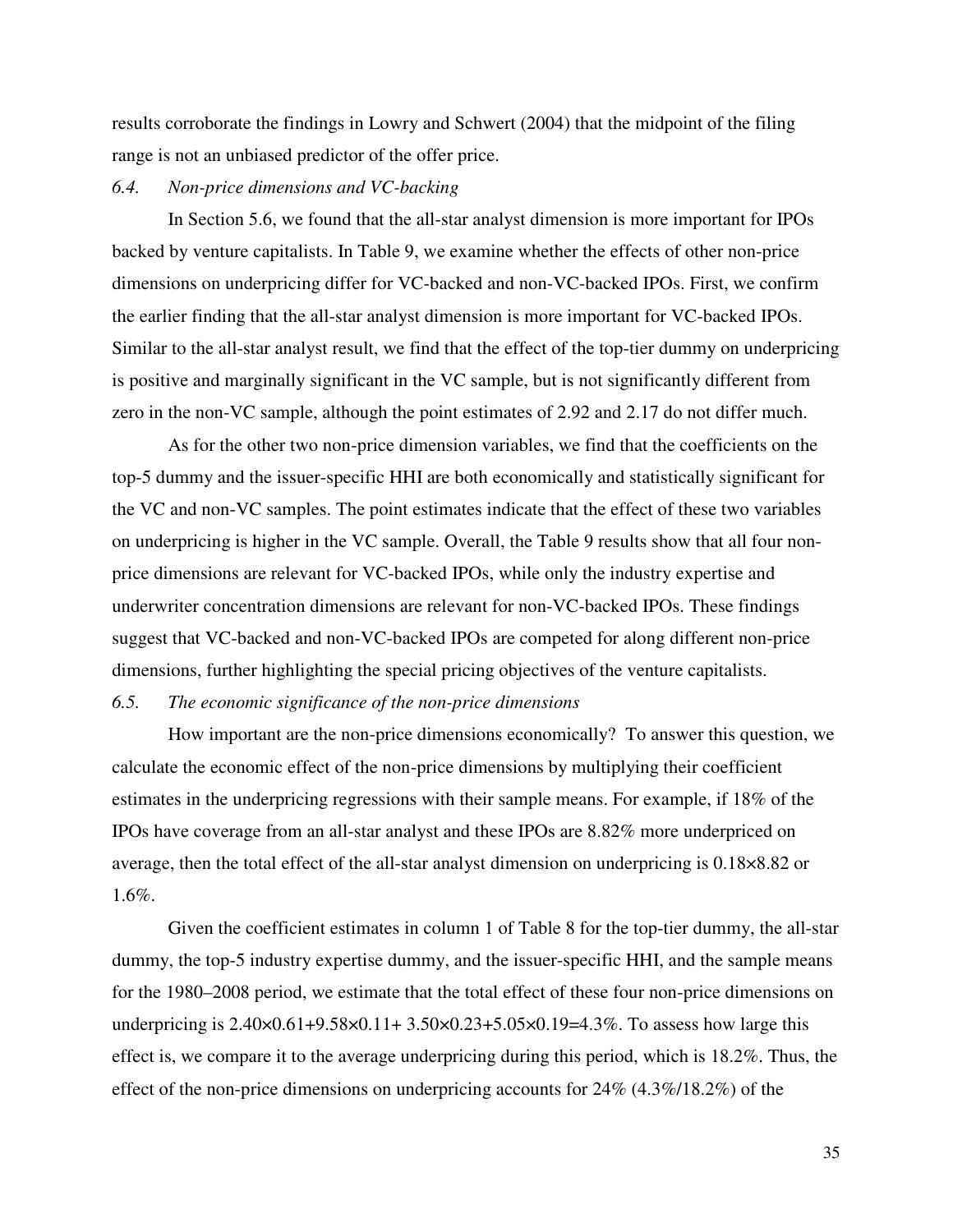results corroborate the findings in Lowry and Schwert (2004) that the midpoint of the filing range is not an unbiased predictor of the offer price.

### *6.4. Non-price dimensions and VC-backing*

In Section 5.6, we found that the all-star analyst dimension is more important for IPOs backed by venture capitalists. In Table 9, we examine whether the effects of other non-price dimensions on underpricing differ for VC-backed and non-VC-backed IPOs. First, we confirm the earlier finding that the all-star analyst dimension is more important for VC-backed IPOs. Similar to the all-star analyst result, we find that the effect of the top-tier dummy on underpricing is positive and marginally significant in the VC sample, but is not significantly different from zero in the non-VC sample, although the point estimates of 2.92 and 2.17 do not differ much.

As for the other two non-price dimension variables, we find that the coefficients on the top-5 dummy and the issuer-specific HHI are both economically and statistically significant for the VC and non-VC samples. The point estimates indicate that the effect of these two variables on underpricing is higher in the VC sample. Overall, the Table 9 results show that all four non-price dimensions are relevant for VC-backed IPOs, while only the industry expertise and underwriter concentration dimensions are relevant for non-VC-backed IPOs. These findings suggest that VC-backed and non-VC-backed IPOs are competed for along different non-price dimensions, further highlighting the special pricing objectives of the venture capitalists.

### *6.5. The economic significance of the non-price dimensions*

How important are the non-price dimensions economically? To answer this question, we calculate the economic effect of the non-price dimensions by multiplying their coefficient estimates in the underpricing regressions with their sample means. For example, if 18% of the IPOs have coverage from an all-star analyst and these IPOs are 8.82% more underpriced on average, then the total effect of the all-star analyst dimension on underpricing is 0.18×8.82 or 1.6%.

Given the coefficient estimates in column 1 of Table 8 for the top-tier dummy, the all-star dummy, the top-5 industry expertise dummy, and the issuer-specific HHI, and the sample means for the 1980–2008 period, we estimate that the total effect of these four non-price dimensions on underpricing is 2.40×0.61+9.58×0.11+ 3.50×0.23+5.05×0.19=4.3%. To assess how large this effect is, we compare it to the average underpricing during this period, which is 18.2%. Thus, the effect of the non-price dimensions on underpricing accounts for 24% (4.3%/18.2%) of the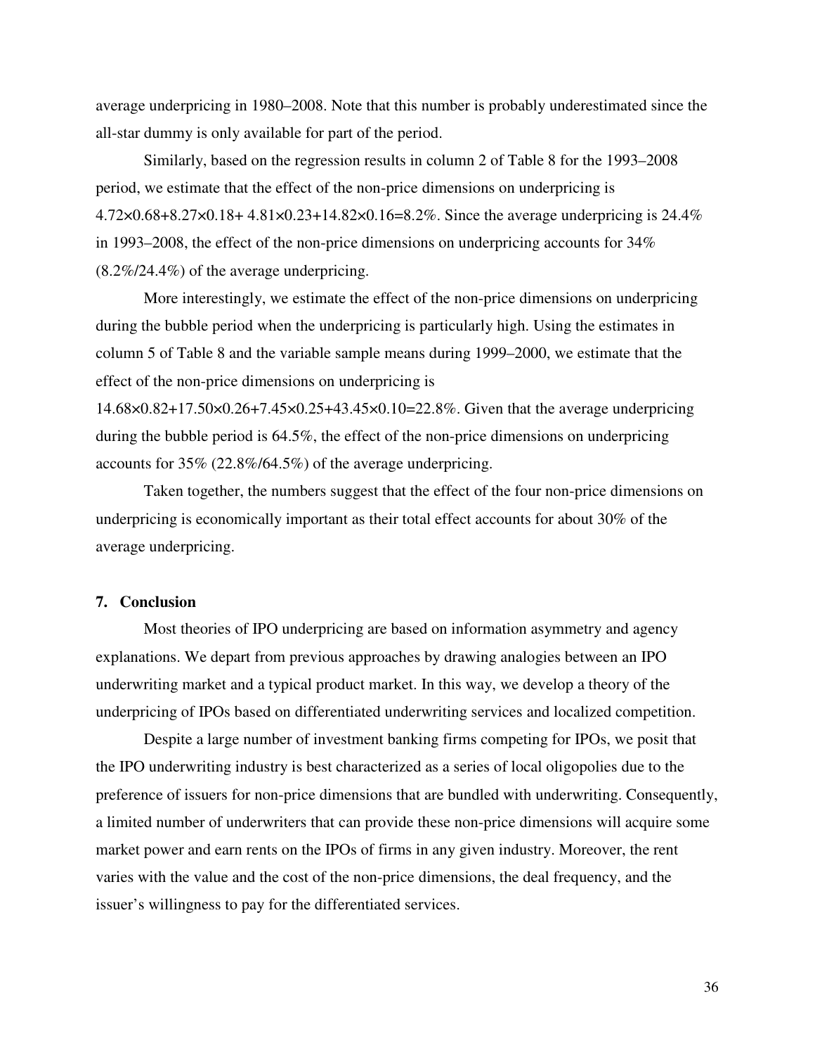average underpricing in 1980–2008. Note that this number is probably underestimated since the all-star dummy is only available for part of the period.

Similarly, based on the regression results in column 2 of Table 8 for the 1993–2008 period, we estimate that the effect of the non-price dimensions on underpricing is $4.72\times0.68+8.27\times0.18+4.81\times0.23+14.82\times0.16=8.2\%$. Since the average underpricing is 24.4% in 1993–2008, the effect of the non-price dimensions on underpricing accounts for 34% (8.2%/24.4%) of the average underpricing.

More interestingly, we estimate the effect of the non-price dimensions on underpricing during the bubble period when the underpricing is particularly high. Using the estimates in column 5 of Table 8 and the variable sample means during 1999–2000, we estimate that the effect of the non-price dimensions on underpricing is $14.68\times0.82+17.50\times0.26+7.45\times0.25+43.45\times0.10=22.8\%$. Given that the average underpricing during the bubble period is 64.5%, the effect of the non-price dimensions on underpricing accounts for 35% (22.8%/64.5%) of the average underpricing.

Taken together, the numbers suggest that the effect of the four non-price dimensions on underpricing is economically important as their total effect accounts for about 30% of the average underpricing.

## 7. Conclusion

Most theories of IPO underpricing are based on information asymmetry and agency explanations. We depart from previous approaches by drawing analogies between an IPO underwriting market and a typical product market. In this way, we develop a theory of the underpricing of IPOs based on differentiated underwriting services and localized competition.

Despite a large number of investment banking firms competing for IPOs, we posit that the IPO underwriting industry is best characterized as a series of local oligopolies due to the preference of issuers for non-price dimensions that are bundled with underwriting. Consequently, a limited number of underwriters that can provide these non-price dimensions will acquire some market power and earn rents on the IPOs of firms in any given industry. Moreover, the rent varies with the value and the cost of the non-price dimensions, the deal frequency, and the issuer's willingness to pay for the differentiated services.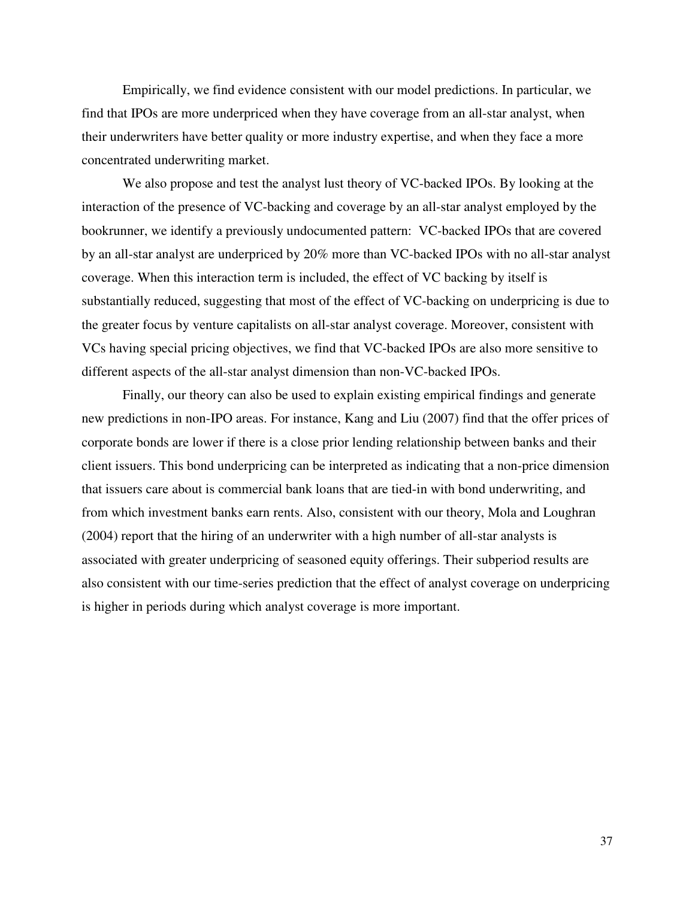Empirically, we find evidence consistent with our model predictions. In particular, we find that IPOs are more underpriced when they have coverage from an all-star analyst, when their underwriters have better quality or more industry expertise, and when they face a more concentrated underwriting market.

We also propose and test the analyst lust theory of VC-backed IPOs. By looking at the interaction of the presence of VC-backing and coverage by an all-star analyst employed by the bookrunner, we identify a previously undocumented pattern: VC-backed IPOs that are covered by an all-star analyst are underpriced by 20% more than VC-backed IPOs with no all-star analyst coverage. When this interaction term is included, the effect of VC backing by itself is substantially reduced, suggesting that most of the effect of VC-backing on underpricing is due to the greater focus by venture capitalists on all-star analyst coverage. Moreover, consistent with VCs having special pricing objectives, we find that VC-backed IPOs are also more sensitive to different aspects of the all-star analyst dimension than non-VC-backed IPOs.

Finally, our theory can also be used to explain existing empirical findings and generate new predictions in non-IPO areas. For instance, Kang and Liu (2007) find that the offer prices of corporate bonds are lower if there is a close prior lending relationship between banks and their client issuers. This bond underpricing can be interpreted as indicating that a non-price dimension that issuers care about is commercial bank loans that are tied-in with bond underwriting, and from which investment banks earn rents. Also, consistent with our theory, Mola and Loughran (2004) report that the hiring of an underwriter with a high number of all-star analysts is associated with greater underpricing of seasoned equity offerings. Their subperiod results are also consistent with our time-series prediction that the effect of analyst coverage on underpricing is higher in periods during which analyst coverage is more important.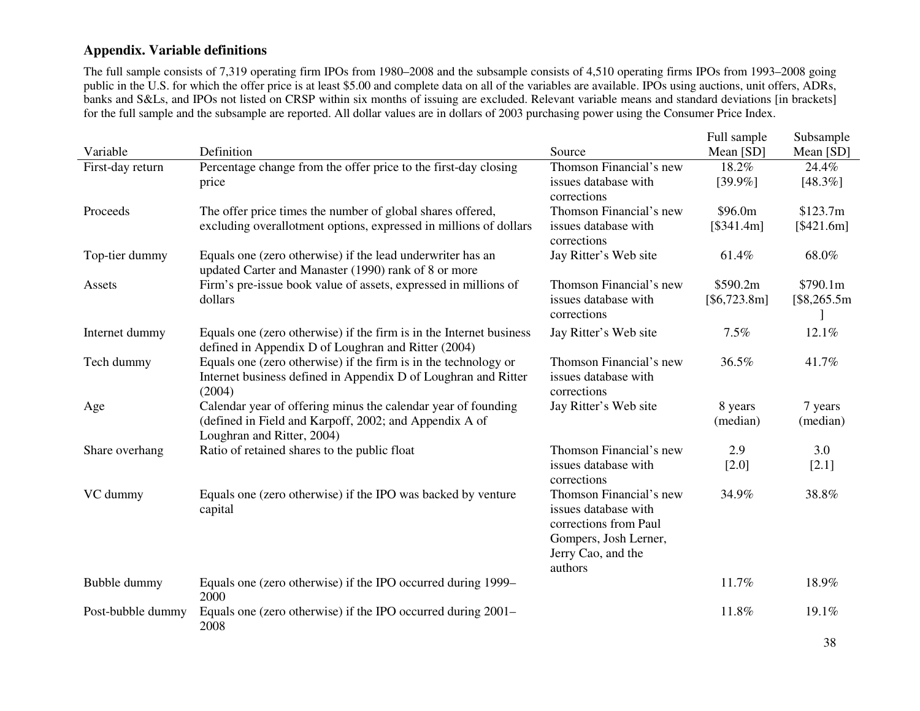## Appendix. Variable definitions

The full sample consists of 7,319 operating firm IPOs from 1980–2008 and the subsample consists of 4,510 operating firms IPOs from 1993–2008 going public in the U.S. for which the offer price is at least $5.00 and complete data on all of the variables are available. IPOs using auctions, unit offers, ADRs, banks and S&Ls, and IPOs not listed on CRSP within six months of issuing are excluded. Relevant variable means and standard deviations [in brackets] for the full sample and the subsample are reported. All dollar values are in dollars of 2003 purchasing power using the Consumer Price Index.

| Variable | Definition | Source | Full sample Mean [SD] | Subsample Mean [SD] |
|---|---|---|---|---|
| First-day return | Percentage change from the offer price to the first-day closing price | Thomson Financial's new issues database with corrections | 18.2% [39.9%] | 24.4% [48.3%] |
| Proceeds | The offer price times the number of global shares offered, excluding overallotment options, expressed in millions of dollars | Thomson Financial's new issues database with corrections | $96.0m [$341.4m] | $123.7m [$421.6m] |
| Top-tier dummy | Equals one (zero otherwise) if the lead underwriter has an updated Carter and Manaster (1990) rank of 8 or more | Jay Ritter's Web site | 61.4% | 68.0% |
| Assets | Firm's pre-issue book value of assets, expressed in millions of dollars | Thomson Financial's new issues database with corrections | $590.2m [$6,723.8m] | $790.1m [$8,265.5m] |
| Internet dummy | Equals one (zero otherwise) if the firm is in the Internet business defined in Appendix D of Loughran and Ritter (2004) | Jay Ritter's Web site | 7.5% | 12.1% |
| Tech dummy | Equals one (zero otherwise) if the firm is in the technology or Internet business defined in Appendix D of Loughran and Ritter (2004) | Thomson Financial's new issues database with corrections | 36.5% | 41.7% |
| Age | Calendar year of offering minus the calendar year of founding (defined in Field and Karpoff, 2002; and Appendix A of Loughran and Ritter, 2004) | Jay Ritter's Web site | 8 years (median) | 7 years (median) |
| Share overhang | Ratio of retained shares to the public float | Thomson Financial's new issues database with corrections | 2.9 [2.0] | 3.0 [2.1] |
| VC dummy | Equals one (zero otherwise) if the IPO was backed by venture capital | Thomson Financial's new issues database with corrections from Paul Gompers, Josh Lerner, Jerry Cao, and the authors | 34.9% | 38.8% |
| Bubble dummy | Equals one (zero otherwise) if the IPO occurred during 1999–2000 | | 11.7% | 18.9% |
| Post-bubble dummy | Equals one (zero otherwise) if the IPO occurred during 2001–2008 | | 11.8% | 19.1% |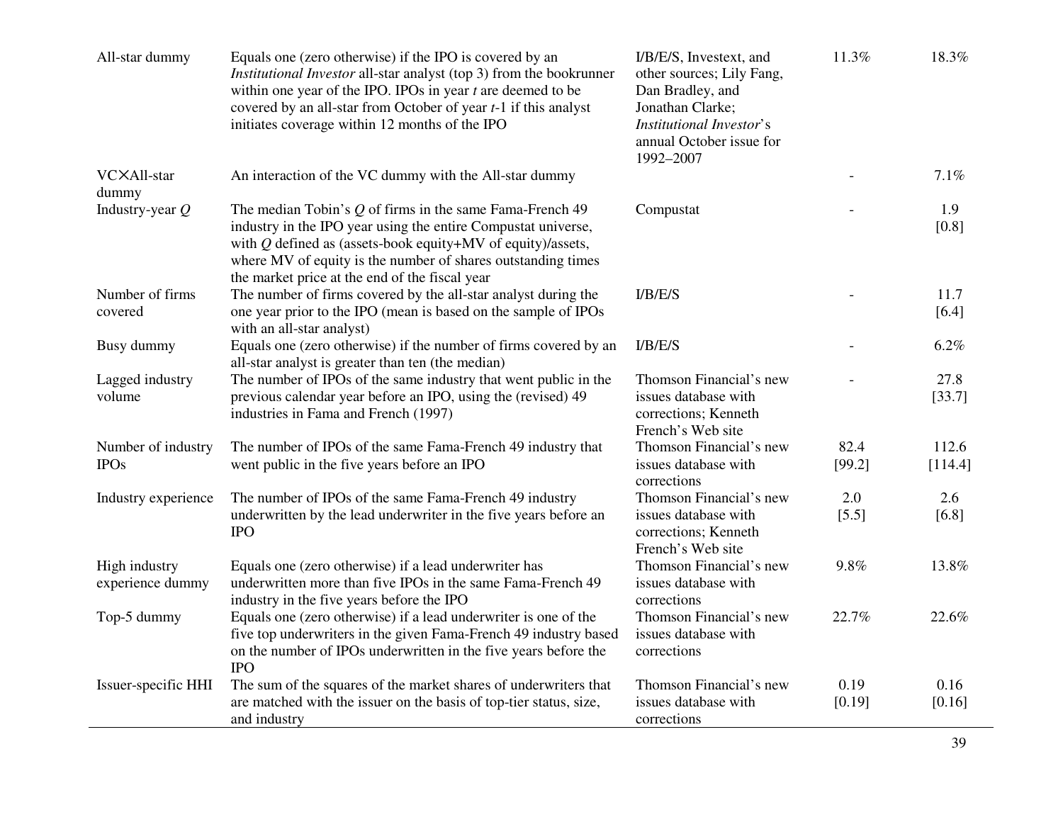| | | | | |
|---|---|---|---|---|
| All-star dummy | Equals one (zero otherwise) if the IPO is covered by an *Institutional Investor* all-star analyst (top 3) from the bookrunner within one year of the IPO. IPOs in year *t* are deemed to be covered by an all-star from October of year *t*-1 if this analyst initiates coverage within 12 months of the IPO | I/B/E/S, Investext, and other sources; Lily Fang, Dan Bradley, and Jonathan Clarke; *Institutional Investor*'s annual October issue for 1992–2007 | 11.3% | 18.3% |
| VC×All-star dummy | An interaction of the VC dummy with the All-star dummy | | - | 7.1% |
| Industry-year *Q* | The median Tobin's *Q* of firms in the same Fama-French 49 industry in the IPO year using the entire Compustat universe, with *Q* defined as (assets-book equity+MV of equity)/assets, where MV of equity is the number of shares outstanding times the market price at the end of the fiscal year | Compustat | - | 1.9 [0.8] |
| Number of firms covered | The number of firms covered by the all-star analyst during the one year prior to the IPO (mean is based on the sample of IPOs with an all-star analyst) | I/B/E/S | - | 11.7 [6.4] |
| Busy dummy | Equals one (zero otherwise) if the number of firms covered by an all-star analyst is greater than ten (the median) | I/B/E/S | - | 6.2% |
| Lagged industry volume | The number of IPOs of the same industry that went public in the previous calendar year before an IPO, using the (revised) 49 industries in Fama and French (1997) | Thomson Financial's new issues database with corrections; Kenneth French's Web site | - | 27.8 [33.7] |
| Number of industry IPOs | The number of IPOs of the same Fama-French 49 industry that went public in the five years before an IPO | Thomson Financial's new issues database with corrections | 82.4 [99.2] | 112.6 [114.4] |
| Industry experience | The number of IPOs of the same Fama-French 49 industry underwritten by the lead underwriter in the five years before an IPO | Thomson Financial's new issues database with corrections; Kenneth French's Web site | 2.0 [5.5] | 2.6 [6.8] |
| High industry experience dummy | Equals one (zero otherwise) if a lead underwriter has underwritten more than five IPOs in the same Fama-French 49 industry in the five years before the IPO | Thomson Financial's new issues database with corrections | 9.8% | 13.8% |
| Top-5 dummy | Equals one (zero otherwise) if a lead underwriter is one of the five top underwriters in the given Fama-French 49 industry based on the number of IPOs underwritten in the five years before the IPO | Thomson Financial's new issues database with corrections | 22.7% | 22.6% |
| Issuer-specific HHI | The sum of the squares of the market shares of underwriters that are matched with the issuer on the basis of top-tier status, size, and industry | Thomson Financial's new issues database with corrections | 0.19 [0.19] | 0.16 [0.16] |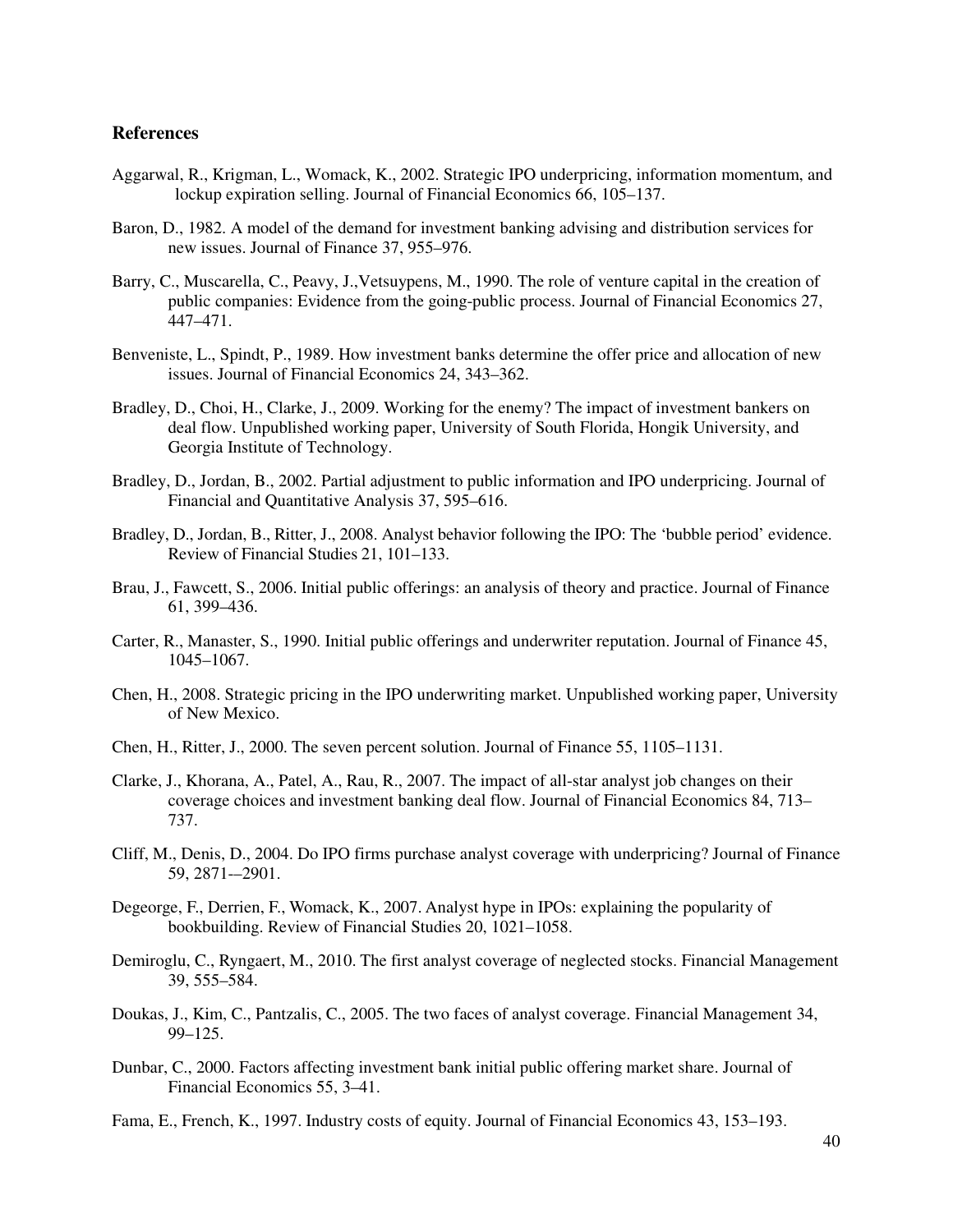## References

Aggarwal, R., Krigman, L., Womack, K., 2002. Strategic IPO underpricing, information momentum, and lockup expiration selling. Journal of Financial Economics 66, 105–137.

Baron, D., 1982. A model of the demand for investment banking advising and distribution services for new issues. Journal of Finance 37, 955–976.

Barry, C., Muscarella, C., Peavy, J.,Vetsuypens, M., 1990. The role of venture capital in the creation of public companies: Evidence from the going-public process. Journal of Financial Economics 27, 447–471.

Benveniste, L., Spindt, P., 1989. How investment banks determine the offer price and allocation of new issues. Journal of Financial Economics 24, 343–362.

Bradley, D., Choi, H., Clarke, J., 2009. Working for the enemy? The impact of investment bankers on deal flow. Unpublished working paper, University of South Florida, Hongik University, and Georgia Institute of Technology.

Bradley, D., Jordan, B., 2002. Partial adjustment to public information and IPO underpricing. Journal of Financial and Quantitative Analysis 37, 595–616.

Bradley, D., Jordan, B., Ritter, J., 2008. Analyst behavior following the IPO: The 'bubble period' evidence. Review of Financial Studies 21, 101–133.

Brau, J., Fawcett, S., 2006. Initial public offerings: an analysis of theory and practice. Journal of Finance 61, 399–436.

Carter, R., Manaster, S., 1990. Initial public offerings and underwriter reputation. Journal of Finance 45, 1045–1067.

Chen, H., 2008. Strategic pricing in the IPO underwriting market. Unpublished working paper, University of New Mexico.

Chen, H., Ritter, J., 2000. The seven percent solution. Journal of Finance 55, 1105–1131.

Clarke, J., Khorana, A., Patel, A., Rau, R., 2007. The impact of all-star analyst job changes on their coverage choices and investment banking deal flow. Journal of Financial Economics 84, 713–737.

Cliff, M., Denis, D., 2004. Do IPO firms purchase analyst coverage with underpricing? Journal of Finance 59, 2871-–2901.

Degeorge, F., Derrien, F., Womack, K., 2007. Analyst hype in IPOs: explaining the popularity of bookbuilding. Review of Financial Studies 20, 1021–1058.

Demiroglu, C., Ryngaert, M., 2010. The first analyst coverage of neglected stocks. Financial Management 39, 555–584.

Doukas, J., Kim, C., Pantzalis, C., 2005. The two faces of analyst coverage. Financial Management 34, 99–125.

Dunbar, C., 2000. Factors affecting investment bank initial public offering market share. Journal of Financial Economics 55, 3–41.

Fama, E., French, K., 1997. Industry costs of equity. Journal of Financial Economics 43, 153–193.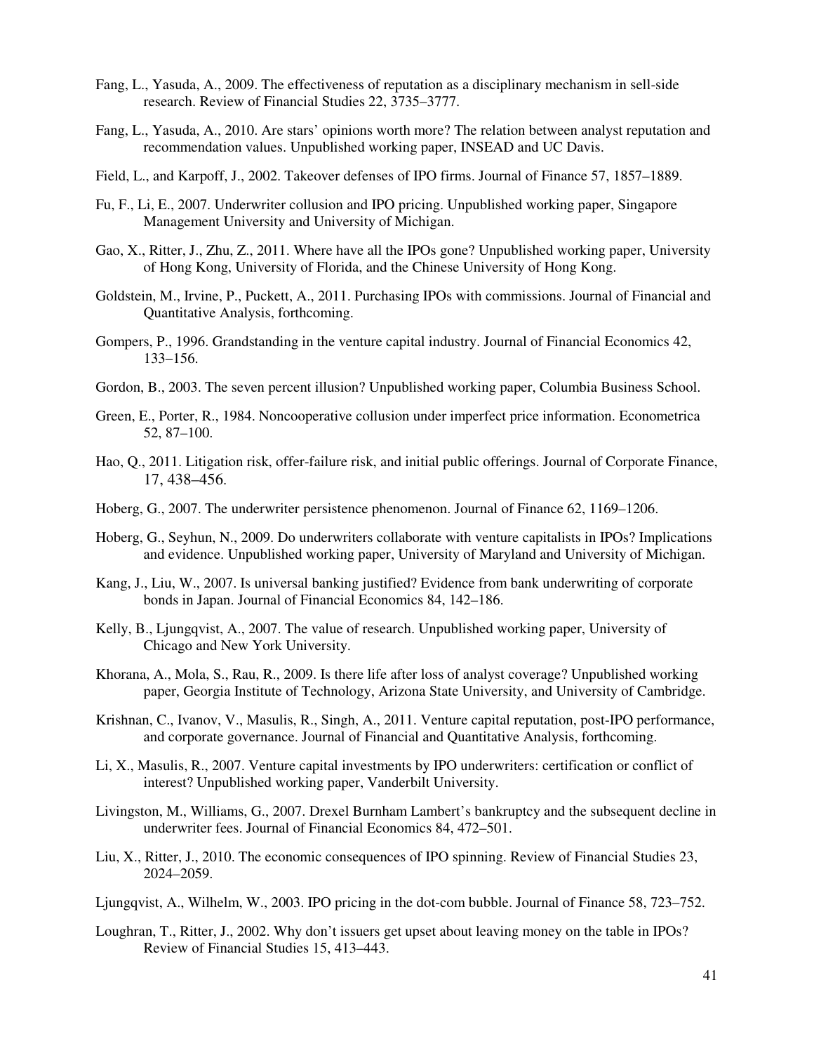Fang, L., Yasuda, A., 2009. The effectiveness of reputation as a disciplinary mechanism in sell-side research. Review of Financial Studies 22, 3735–3777.

Fang, L., Yasuda, A., 2010. Are stars' opinions worth more? The relation between analyst reputation and recommendation values. Unpublished working paper, INSEAD and UC Davis.

Field, L., and Karpoff, J., 2002. Takeover defenses of IPO firms. Journal of Finance 57, 1857–1889.

Fu, F., Li, E., 2007. Underwriter collusion and IPO pricing. Unpublished working paper, Singapore Management University and University of Michigan.

Gao, X., Ritter, J., Zhu, Z., 2011. Where have all the IPOs gone? Unpublished working paper, University of Hong Kong, University of Florida, and the Chinese University of Hong Kong.

Goldstein, M., Irvine, P., Puckett, A., 2011. Purchasing IPOs with commissions. Journal of Financial and Quantitative Analysis, forthcoming.

Gompers, P., 1996. Grandstanding in the venture capital industry. Journal of Financial Economics 42, 133–156.

Gordon, B., 2003. The seven percent illusion? Unpublished working paper, Columbia Business School.

Green, E., Porter, R., 1984. Noncooperative collusion under imperfect price information. Econometrica 52, 87–100.

Hao, Q., 2011. Litigation risk, offer-failure risk, and initial public offerings. Journal of Corporate Finance, 17, 438–456.

Hoberg, G., 2007. The underwriter persistence phenomenon. Journal of Finance 62, 1169–1206.

Hoberg, G., Seyhun, N., 2009. Do underwriters collaborate with venture capitalists in IPOs? Implications and evidence. Unpublished working paper, University of Maryland and University of Michigan.

Kang, J., Liu, W., 2007. Is universal banking justified? Evidence from bank underwriting of corporate bonds in Japan. Journal of Financial Economics 84, 142–186.

Kelly, B., Ljungqvist, A., 2007. The value of research. Unpublished working paper, University of Chicago and New York University.

Khorana, A., Mola, S., Rau, R., 2009. Is there life after loss of analyst coverage? Unpublished working paper, Georgia Institute of Technology, Arizona State University, and University of Cambridge.

Krishnan, C., Ivanov, V., Masulis, R., Singh, A., 2011. Venture capital reputation, post-IPO performance, and corporate governance. Journal of Financial and Quantitative Analysis, forthcoming.

Li, X., Masulis, R., 2007. Venture capital investments by IPO underwriters: certification or conflict of interest? Unpublished working paper, Vanderbilt University.

Livingston, M., Williams, G., 2007. Drexel Burnham Lambert's bankruptcy and the subsequent decline in underwriter fees. Journal of Financial Economics 84, 472–501.

Liu, X., Ritter, J., 2010. The economic consequences of IPO spinning. Review of Financial Studies 23, 2024–2059.

Ljungqvist, A., Wilhelm, W., 2003. IPO pricing in the dot-com bubble. Journal of Finance 58, 723–752.

Loughran, T., Ritter, J., 2002. Why don't issuers get upset about leaving money on the table in IPOs? Review of Financial Studies 15, 413–443.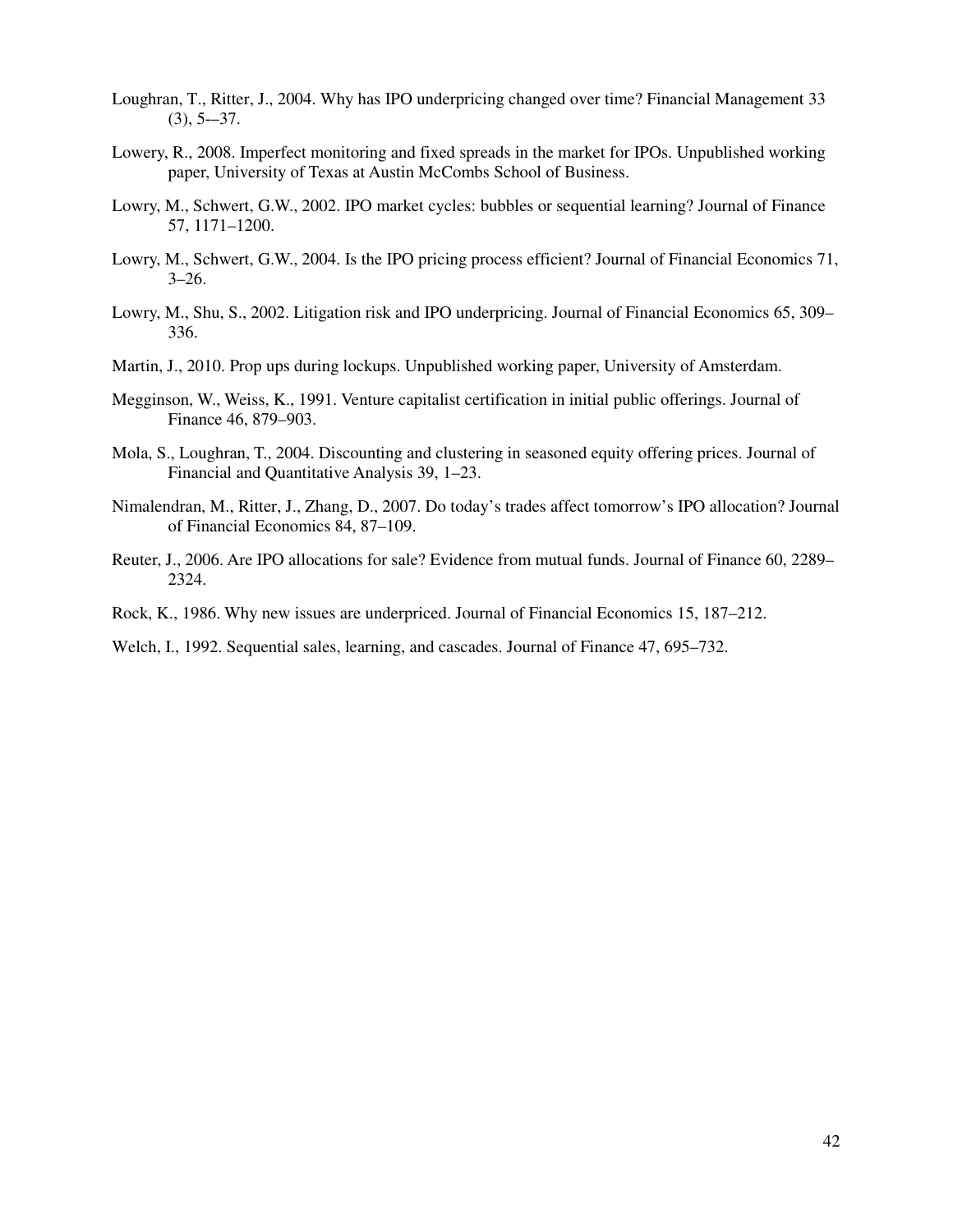Loughran, T., Ritter, J., 2004. Why has IPO underpricing changed over time? Financial Management 33 (3), 5-–37.

Lowery, R., 2008. Imperfect monitoring and fixed spreads in the market for IPOs. Unpublished working paper, University of Texas at Austin McCombs School of Business.

Lowry, M., Schwert, G.W., 2002. IPO market cycles: bubbles or sequential learning? Journal of Finance 57, 1171–1200.

Lowry, M., Schwert, G.W., 2004. Is the IPO pricing process efficient? Journal of Financial Economics 71, 3–26.

Lowry, M., Shu, S., 2002. Litigation risk and IPO underpricing. Journal of Financial Economics 65, 309–336.

Martin, J., 2010. Prop ups during lockups. Unpublished working paper, University of Amsterdam.

Megginson, W., Weiss, K., 1991. Venture capitalist certification in initial public offerings. Journal of Finance 46, 879–903.

Mola, S., Loughran, T., 2004. Discounting and clustering in seasoned equity offering prices. Journal of Financial and Quantitative Analysis 39, 1–23.

Nimalendran, M., Ritter, J., Zhang, D., 2007. Do today's trades affect tomorrow's IPO allocation? Journal of Financial Economics 84, 87–109.

Reuter, J., 2006. Are IPO allocations for sale? Evidence from mutual funds. Journal of Finance 60, 2289–2324.

Rock, K., 1986. Why new issues are underpriced. Journal of Financial Economics 15, 187–212.

Welch, I., 1992. Sequential sales, learning, and cascades. Journal of Finance 47, 695–732.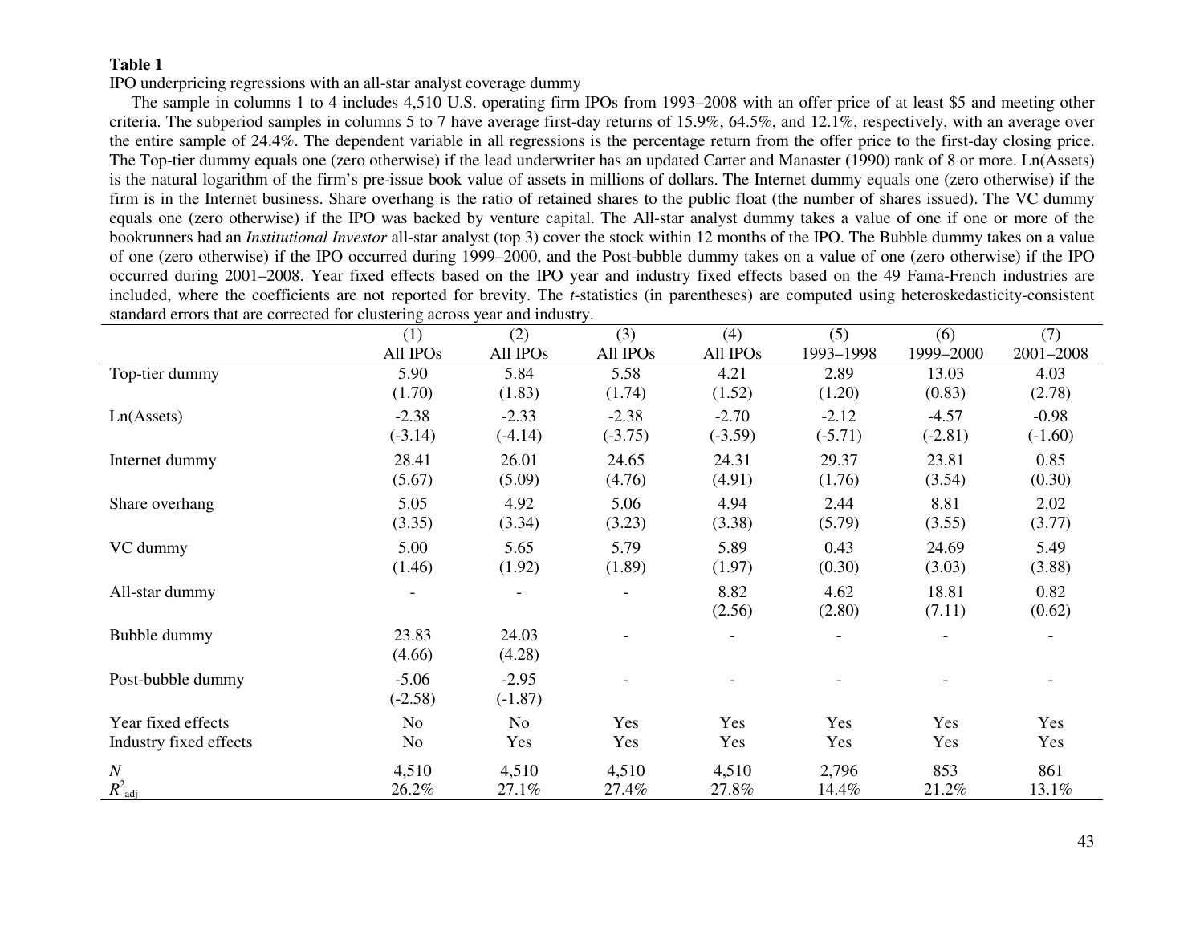**Table 1**

IPO underpricing regressions with an all-star analyst coverage dummy

The sample in columns 1 to 4 includes 4,510 U.S. operating firm IPOs from 1993–2008 with an offer price of at least \$5 and meeting other criteria. The subperiod samples in columns 5 to 7 have average first-day returns of 15.9%, 64.5%, and 12.1%, respectively, with an average over the entire sample of 24.4%. The dependent variable in all regressions is the percentage return from the offer price to the first-day closing price. The Top-tier dummy equals one (zero otherwise) if the lead underwriter has an updated Carter and Manaster (1990) rank of 8 or more. Ln(Assets) is the natural logarithm of the firm's pre-issue book value of assets in millions of dollars. The Internet dummy equals one (zero otherwise) if the firm is in the Internet business. Share overhang is the ratio of retained shares to the public float (the number of shares issued). The VC dummy equals one (zero otherwise) if the IPO was backed by venture capital. The All-star analyst dummy takes a value of one if one or more of the bookrunners had an *Institutional Investor* all-star analyst (top 3) cover the stock within 12 months of the IPO. The Bubble dummy takes on a value of one (zero otherwise) if the IPO occurred during 1999–2000, and the Post-bubble dummy takes on a value of one (zero otherwise) if the IPO occurred during 2001–2008. Year fixed effects based on the IPO year and industry fixed effects based on the 49 Fama-French industries are included, where the coefficients are not reported for brevity. The *t*-statistics (in parentheses) are computed using heteroskedasticity-consistent standard errors that are corrected for clustering across year and industry.

| | (1) All IPOs | (2) All IPOs | (3) All IPOs | (4) All IPOs | (5) 1993–1998 | (6) 1999–2000 | (7) 2001–2008 |
|---|---|---|---|---|---|---|---|
| Top-tier dummy | 5.90 | 5.84 | 5.58 | 4.21 | 2.89 | 13.03 | 4.03 |
| | (1.70) | (1.83) | (1.74) | (1.52) | (1.20) | (0.83) | (2.78) |
| Ln(Assets) | -2.38 | -2.33 | -2.38 | -2.70 | -2.12 | -4.57 | -0.98 |
| | (-3.14) | (-4.14) | (-3.75) | (-3.59) | (-5.71) | (-2.81) | (-1.60) |
| Internet dummy | 28.41 | 26.01 | 24.65 | 24.31 | 29.37 | 23.81 | 0.85 |
| | (5.67) | (5.09) | (4.76) | (4.91) | (1.76) | (3.54) | (0.30) |
| Share overhang | 5.05 | 4.92 | 5.06 | 4.94 | 2.44 | 8.81 | 2.02 |
| | (3.35) | (3.34) | (3.23) | (3.38) | (5.79) | (3.55) | (3.77) |
| VC dummy | 5.00 | 5.65 | 5.79 | 5.89 | 0.43 | 24.69 | 5.49 |
| | (1.46) | (1.92) | (1.89) | (1.97) | (0.30) | (3.03) | (3.88) |
| All-star dummy | - | - | - | 8.82 | 4.62 | 18.81 | 0.82 |
| | | | | (2.56) | (2.80) | (7.11) | (0.62) |
| Bubble dummy | 23.83 | 24.03 | - | - | - | - | - |
| | (4.66) | (4.28) | | | | | |
| Post-bubble dummy | -5.06 | -2.95 | - | - | - | - | - |
| | (-2.58) | (-1.87) | | | | | |
| Year fixed effects | No | No | Yes | Yes | Yes | Yes | Yes |
| Industry fixed effects | No | Yes | Yes | Yes | Yes | Yes | Yes |
| $N$ | 4,510 | 4,510 | 4,510 | 4,510 | 2,796 | 853 | 861 |
| $R^2_{adj}$ | 26.2% | 27.1% | 27.4% | 27.8% | 14.4% | 21.2% | 13.1% |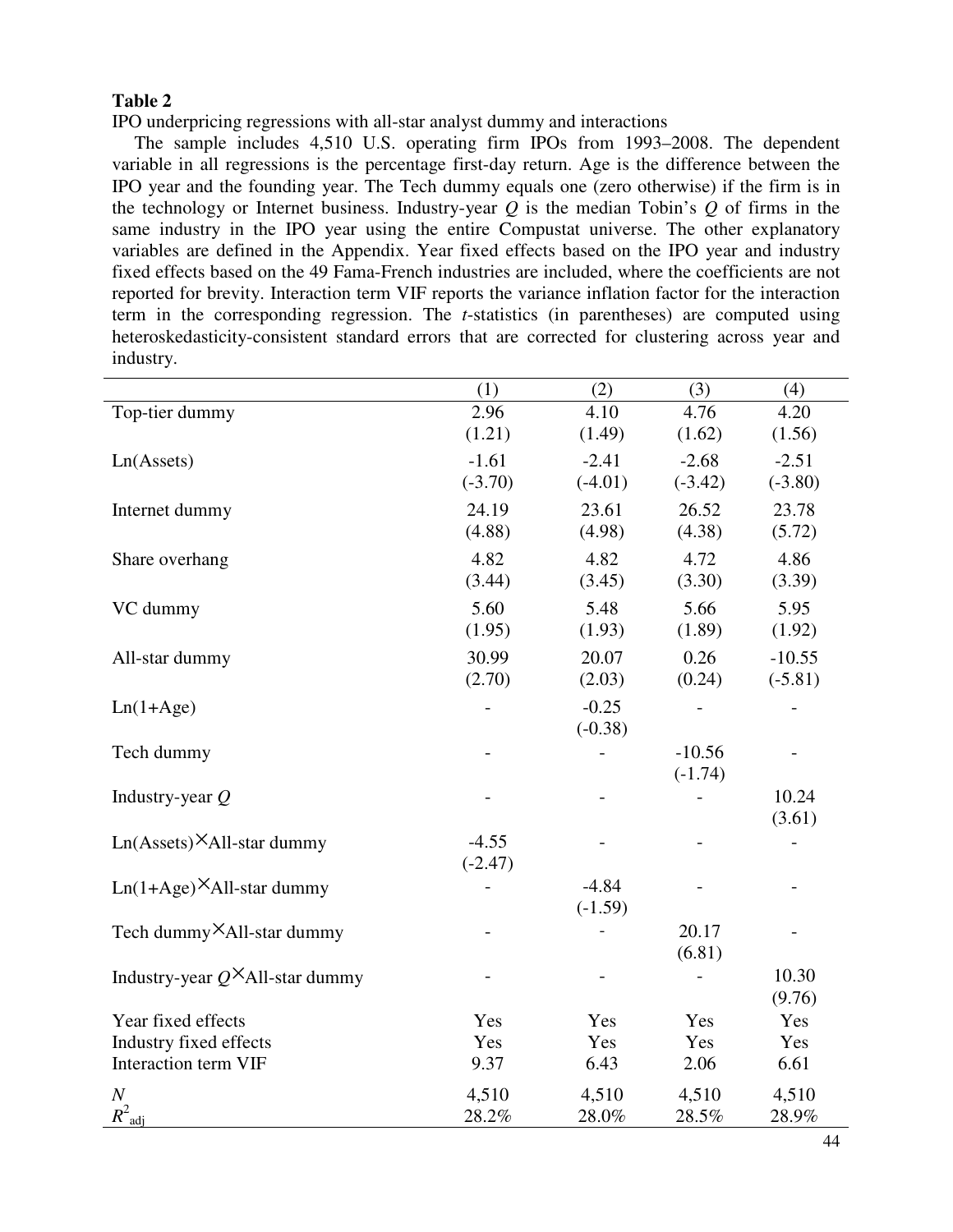**Table 2**

IPO underpricing regressions with all-star analyst dummy and interactions

The sample includes 4,510 U.S. operating firm IPOs from 1993–2008. The dependent variable in all regressions is the percentage first-day return. Age is the difference between the IPO year and the founding year. The Tech dummy equals one (zero otherwise) if the firm is in the technology or Internet business. Industry-year $Q$ is the median Tobin's $Q$ of firms in the same industry in the IPO year using the entire Compustat universe. The other explanatory variables are defined in the Appendix. Year fixed effects based on the IPO year and industry fixed effects based on the 49 Fama-French industries are included, where the coefficients are not reported for brevity. Interaction term VIF reports the variance inflation factor for the interaction term in the corresponding regression. The $t$-statistics (in parentheses) are computed using heteroskedasticity-consistent standard errors that are corrected for clustering across year and industry.

| | (1) | (2) | (3) | (4) |
|---|---|---|---|---|
| Top-tier dummy | 2.96 | 4.10 | 4.76 | 4.20 |
| | (1.21) | (1.49) | (1.62) | (1.56) |
| Ln(Assets) | -1.61 | -2.41 | -2.68 | -2.51 |
| | (-3.70) | (-4.01) | (-3.42) | (-3.80) |
| Internet dummy | 24.19 | 23.61 | 26.52 | 23.78 |
| | (4.88) | (4.98) | (4.38) | (5.72) |
| Share overhang | 4.82 | 4.82 | 4.72 | 4.86 |
| | (3.44) | (3.45) | (3.30) | (3.39) |
| VC dummy | 5.60 | 5.48 | 5.66 | 5.95 |
| | (1.95) | (1.93) | (1.89) | (1.92) |
| All-star dummy | 30.99 | 20.07 | 0.26 | -10.55 |
| | (2.70) | (2.03) | (0.24) | (-5.81) |
| Ln(1+Age) | - | -0.25 | - | - |
| | | (-0.38) | | |
| Tech dummy | - | - | -10.56 | - |
| | | | (-1.74) | |
| Industry-year $Q$ | - | - | - | 10.24 |
| | | | | (3.61) |
| Ln(Assets)×All-star dummy | -4.55 | - | - | - |
| | (-2.47) | | | |
| Ln(1+Age)×All-star dummy | - | -4.84 | - | - |
| | | (-1.59) | | |
| Tech dummy×All-star dummy | - | - | 20.17 | - |
| | | | (6.81) | |
| Industry-year $Q$×All-star dummy | - | - | - | 10.30 |
| | | | | (9.76) |
| Year fixed effects | Yes | Yes | Yes | Yes |
| Industry fixed effects | Yes | Yes | Yes | Yes |
| Interaction term VIF | 9.37 | 6.43 | 2.06 | 6.61 |
| $N$ | 4,510 | 4,510 | 4,510 | 4,510 |
| $R^2_{\text{adj}}$ | 28.2% | 28.0% | 28.5% | 28.9% |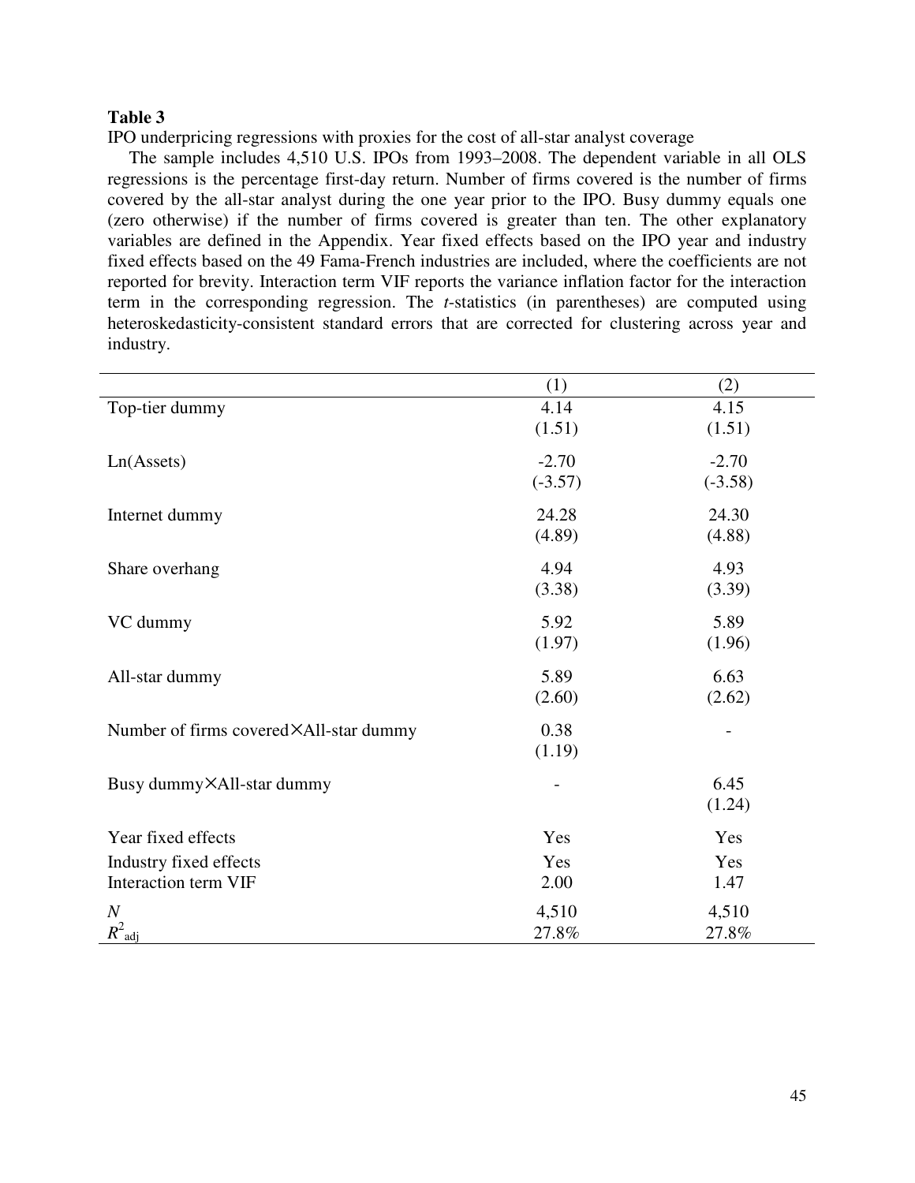**Table 3**

IPO underpricing regressions with proxies for the cost of all-star analyst coverage

The sample includes 4,510 U.S. IPOs from 1993–2008. The dependent variable in all OLS regressions is the percentage first-day return. Number of firms covered is the number of firms covered by the all-star analyst during the one year prior to the IPO. Busy dummy equals one (zero otherwise) if the number of firms covered is greater than ten. The other explanatory variables are defined in the Appendix. Year fixed effects based on the IPO year and industry fixed effects based on the 49 Fama-French industries are included, where the coefficients are not reported for brevity. Interaction term VIF reports the variance inflation factor for the interaction term in the corresponding regression. The *t*-statistics (in parentheses) are computed using heteroskedasticity-consistent standard errors that are corrected for clustering across year and industry.

| | (1) | (2) |
|---|---|---|
| Top-tier dummy | 4.14 | 4.15 |
| | (1.51) | (1.51) |
| Ln(Assets) | -2.70 | -2.70 |
| | (-3.57) | (-3.58) |
| Internet dummy | 24.28 | 24.30 |
| | (4.89) | (4.88) |
| Share overhang | 4.94 | 4.93 |
| | (3.38) | (3.39) |
| VC dummy | 5.92 | 5.89 |
| | (1.97) | (1.96) |
| All-star dummy | 5.89 | 6.63 |
| | (2.60) | (2.62) |
| Number of firms covered×All-star dummy | 0.38 | - |
| | (1.19) | |
| Busy dummy×All-star dummy | - | 6.45 |
| | | (1.24) |
| Year fixed effects | Yes | Yes |
| Industry fixed effects | Yes | Yes |
| Interaction term VIF | 2.00 | 1.47 |
| $N$ | 4,510 | 4,510 |
| $R^2_{adj}$ | 27.8% | 27.8% |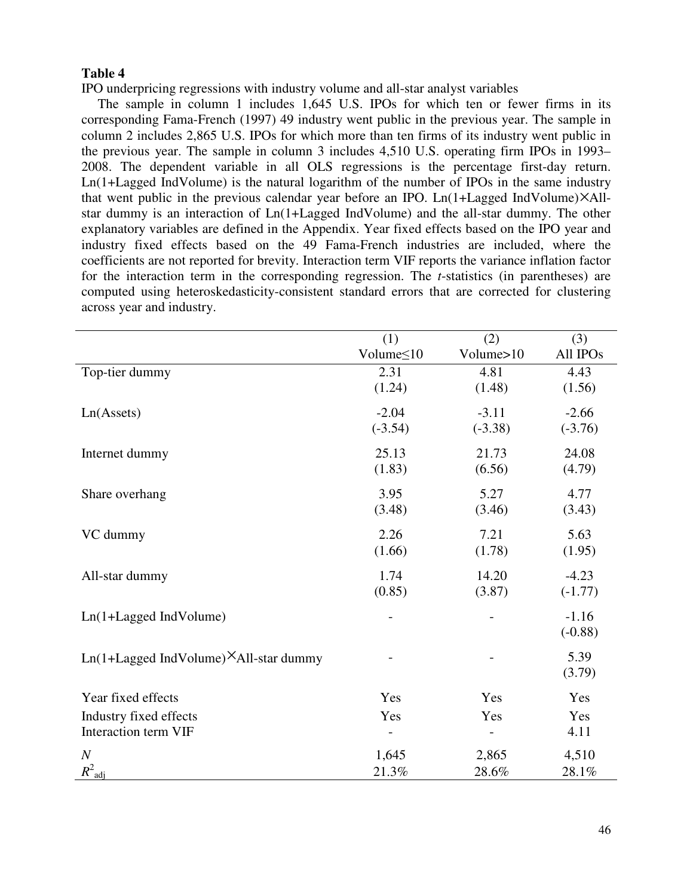**Table 4**

IPO underpricing regressions with industry volume and all-star analyst variables

The sample in column 1 includes 1,645 U.S. IPOs for which ten or fewer firms in its corresponding Fama-French (1997) 49 industry went public in the previous year. The sample in column 2 includes 2,865 U.S. IPOs for which more than ten firms of its industry went public in the previous year. The sample in column 3 includes 4,510 U.S. operating firm IPOs in 1993–2008. The dependent variable in all OLS regressions is the percentage first-day return. Ln(1+Lagged IndVolume) is the natural logarithm of the number of IPOs in the same industry that went public in the previous calendar year before an IPO. Ln(1+Lagged IndVolume)×All-star dummy is an interaction of Ln(1+Lagged IndVolume) and the all-star dummy. The other explanatory variables are defined in the Appendix. Year fixed effects based on the IPO year and industry fixed effects based on the 49 Fama-French industries are included, where the coefficients are not reported for brevity. Interaction term VIF reports the variance inflation factor for the interaction term in the corresponding regression. The *t*-statistics (in parentheses) are computed using heteroskedasticity-consistent standard errors that are corrected for clustering across year and industry.

| | (1) Volume≤10 | (2) Volume>10 | (3) All IPOs |
|---|---|---|---|
| Top-tier dummy | 2.31 | 4.81 | 4.43 |
| | (1.24) | (1.48) | (1.56) |
| Ln(Assets) | -2.04 | -3.11 | -2.66 |
| | (-3.54) | (-3.38) | (-3.76) |
| Internet dummy | 25.13 | 21.73 | 24.08 |
| | (1.83) | (6.56) | (4.79) |
| Share overhang | 3.95 | 5.27 | 4.77 |
| | (3.48) | (3.46) | (3.43) |
| VC dummy | 2.26 | 7.21 | 5.63 |
| | (1.66) | (1.78) | (1.95) |
| All-star dummy | 1.74 | 14.20 | -4.23 |
| | (0.85) | (3.87) | (-1.77) |
| Ln(1+Lagged IndVolume) | - | - | -1.16 |
| | | | (-0.88) |
| Ln(1+Lagged IndVolume)×All-star dummy | - | - | 5.39 |
| | | | (3.79) |
| Year fixed effects | Yes | Yes | Yes |
| Industry fixed effects | Yes | Yes | Yes |
| Interaction term VIF | - | - | 4.11 |
| $N$ | 1,645 | 2,865 | 4,510 |
| $R^2_{\text{adj}}$ | 21.3% | 28.6% | 28.1% |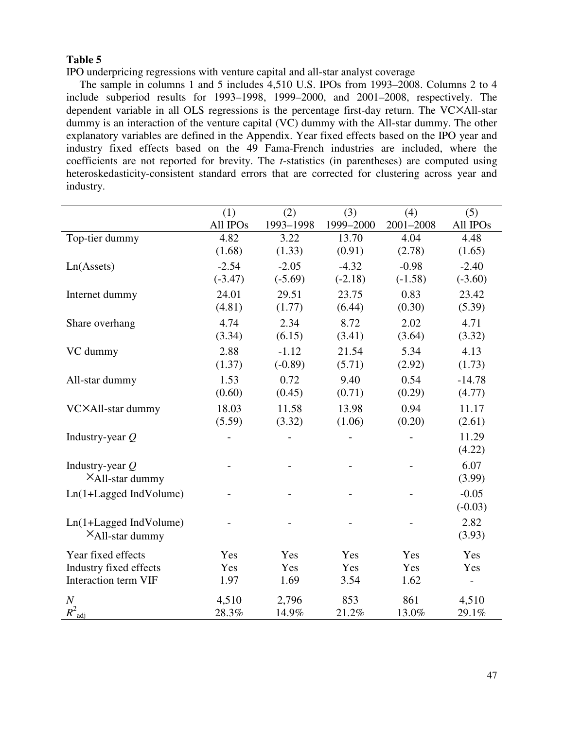**Table 5**

IPO underpricing regressions with venture capital and all-star analyst coverage

The sample in columns 1 and 5 includes 4,510 U.S. IPOs from 1993–2008. Columns 2 to 4 include subperiod results for 1993–1998, 1999–2000, and 2001–2008, respectively. The dependent variable in all OLS regressions is the percentage first-day return. The VC×All-star dummy is an interaction of the venture capital (VC) dummy with the All-star dummy. The other explanatory variables are defined in the Appendix. Year fixed effects based on the IPO year and industry fixed effects based on the 49 Fama-French industries are included, where the coefficients are not reported for brevity. The *t*-statistics (in parentheses) are computed using heteroskedasticity-consistent standard errors that are corrected for clustering across year and industry.

| | (1)<br>All IPOs | (2)<br>1993–1998 | (3)<br>1999–2000 | (4)<br>2001–2008 | (5)<br>All IPOs |
|---|---|---|---|---|---|
| Top-tier dummy | 4.82<br>(1.68) | 3.22<br>(1.33) | 13.70<br>(0.91) | 4.04<br>(2.78) | 4.48<br>(1.65) |
| Ln(Assets) | -2.54<br>(-3.47) | -2.05<br>(-5.69) | -4.32<br>(-2.18) | -0.98<br>(-1.58) | -2.40<br>(-3.60) |
| Internet dummy | 24.01<br>(4.81) | 29.51<br>(1.77) | 23.75<br>(6.44) | 0.83<br>(0.30) | 23.42<br>(5.39) |
| Share overhang | 4.74<br>(3.34) | 2.34<br>(6.15) | 8.72<br>(3.41) | 2.02<br>(3.64) | 4.71<br>(3.32) |
| VC dummy | 2.88<br>(1.37) | -1.12<br>(-0.89) | 21.54<br>(5.71) | 5.34<br>(2.92) | 4.13<br>(1.73) |
| All-star dummy | 1.53<br>(0.60) | 0.72<br>(0.45) | 9.40<br>(0.71) | 0.54<br>(0.29) | -14.78<br>(4.77) |
| VC×All-star dummy | 18.03<br>(5.59) | 11.58<br>(3.32) | 13.98<br>(1.06) | 0.94<br>(0.20) | 11.17<br>(2.61) |
| Industry-year *Q* | - | - | - | - | 11.29<br>(4.22) |
| Industry-year *Q* ×All-star dummy | - | - | - | - | 6.07<br>(3.99) |
| Ln(1+Lagged IndVolume) | - | - | - | - | -0.05<br>(-0.03) |
| Ln(1+Lagged IndVolume) ×All-star dummy | - | - | - | - | 2.82<br>(3.93) |
| Year fixed effects | Yes | Yes | Yes | Yes | Yes |
| Industry fixed effects | Yes | Yes | Yes | Yes | Yes |
| Interaction term VIF | 1.97 | 1.69 | 3.54 | 1.62 | - |
| $N$ | 4,510 | 2,796 | 853 | 861 | 4,510 |
| $R^2_{\text{adj}}$ | 28.3% | 14.9% | 21.2% | 13.0% | 29.1% |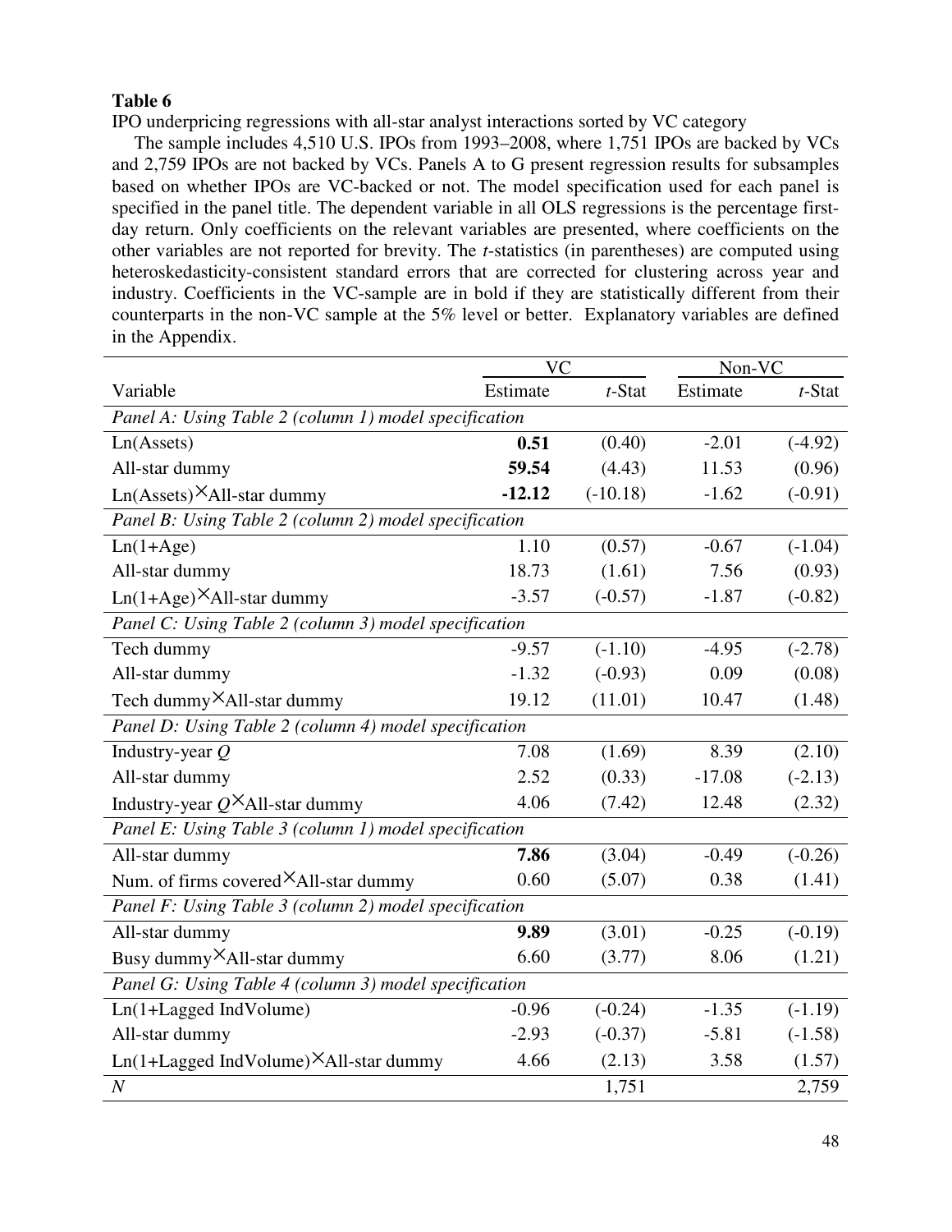**Table 6**

IPO underpricing regressions with all-star analyst interactions sorted by VC category

The sample includes 4,510 U.S. IPOs from 1993–2008, where 1,751 IPOs are backed by VCs and 2,759 IPOs are not backed by VCs. Panels A to G present regression results for subsamples based on whether IPOs are VC-backed or not. The model specification used for each panel is specified in the panel title. The dependent variable in all OLS regressions is the percentage first-day return. Only coefficients on the relevant variables are presented, where coefficients on the other variables are not reported for brevity. The *t*-statistics (in parentheses) are computed using heteroskedasticity-consistent standard errors that are corrected for clustering across year and industry. Coefficients in the VC-sample are in bold if they are statistically different from their counterparts in the non-VC sample at the 5% level or better. Explanatory variables are defined in the Appendix.

| | VC | | Non-VC | |
|---|---|---|---|---|
| Variable | Estimate | *t*-Stat | Estimate | *t*-Stat |
| *Panel A: Using Table 2 (column 1) model specification* | | | | |
| Ln(Assets) | **0.51** | (0.40) | -2.01 | (-4.92) |
| All-star dummy | **59.54** | (4.43) | 11.53 | (0.96) |
| Ln(Assets)×All-star dummy | **-12.12** | (-10.18) | -1.62 | (-0.91) |
| *Panel B: Using Table 2 (column 2) model specification* | | | | |
| Ln(1+Age) | 1.10 | (0.57) | -0.67 | (-1.04) |
| All-star dummy | 18.73 | (1.61) | 7.56 | (0.93) |
| Ln(1+Age)×All-star dummy | -3.57 | (-0.57) | -1.87 | (-0.82) |
| *Panel C: Using Table 2 (column 3) model specification* | | | | |
| Tech dummy | -9.57 | (-1.10) | -4.95 | (-2.78) |
| All-star dummy | -1.32 | (-0.93) | 0.09 | (0.08) |
| Tech dummy×All-star dummy | 19.12 | (11.01) | 10.47 | (1.48) |
| *Panel D: Using Table 2 (column 4) model specification* | | | | |
| Industry-year *Q* | 7.08 | (1.69) | 8.39 | (2.10) |
| All-star dummy | 2.52 | (0.33) | -17.08 | (-2.13) |
| Industry-year *Q*×All-star dummy | 4.06 | (7.42) | 12.48 | (2.32) |
| *Panel E: Using Table 3 (column 1) model specification* | | | | |
| All-star dummy | **7.86** | (3.04) | -0.49 | (-0.26) |
| Num. of firms covered×All-star dummy | 0.60 | (5.07) | 0.38 | (1.41) |
| *Panel F: Using Table 3 (column 2) model specification* | | | | |
| All-star dummy | **9.89** | (3.01) | -0.25 | (-0.19) |
| Busy dummy×All-star dummy | 6.60 | (3.77) | 8.06 | (1.21) |
| *Panel G: Using Table 4 (column 3) model specification* | | | | |
| Ln(1+Lagged IndVolume) | -0.96 | (-0.24) | -1.35 | (-1.19) |
| All-star dummy | -2.93 | (-0.37) | -5.81 | (-1.58) |
| Ln(1+Lagged IndVolume)×All-star dummy | 4.66 | (2.13) | 3.58 | (1.57) |
| *N* | | 1,751 | | 2,759 |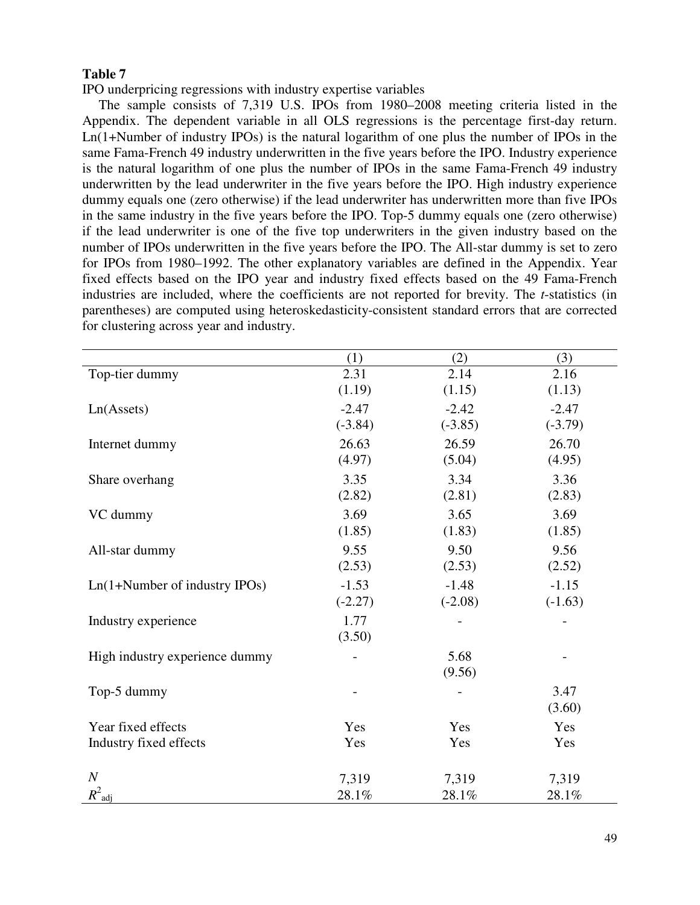**Table 7**

IPO underpricing regressions with industry expertise variables

The sample consists of 7,319 U.S. IPOs from 1980–2008 meeting criteria listed in the Appendix. The dependent variable in all OLS regressions is the percentage first-day return. Ln(1+Number of industry IPOs) is the natural logarithm of one plus the number of IPOs in the same Fama-French 49 industry underwritten in the five years before the IPO. Industry experience is the natural logarithm of one plus the number of IPOs in the same Fama-French 49 industry underwritten by the lead underwriter in the five years before the IPO. High industry experience dummy equals one (zero otherwise) if the lead underwriter has underwritten more than five IPOs in the same industry in the five years before the IPO. Top-5 dummy equals one (zero otherwise) if the lead underwriter is one of the five top underwriters in the given industry based on the number of IPOs underwritten in the five years before the IPO. The All-star dummy is set to zero for IPOs from 1980–1992. The other explanatory variables are defined in the Appendix. Year fixed effects based on the IPO year and industry fixed effects based on the 49 Fama-French industries are included, where the coefficients are not reported for brevity. The *t*-statistics (in parentheses) are computed using heteroskedasticity-consistent standard errors that are corrected for clustering across year and industry.

| | (1) | (2) | (3) |
|---|---|---|---|
| Top-tier dummy | 2.31 | 2.14 | 2.16 |
| | (1.19) | (1.15) | (1.13) |
| Ln(Assets) | -2.47 | -2.42 | -2.47 |
| | (-3.84) | (-3.85) | (-3.79) |
| Internet dummy | 26.63 | 26.59 | 26.70 |
| | (4.97) | (5.04) | (4.95) |
| Share overhang | 3.35 | 3.34 | 3.36 |
| | (2.82) | (2.81) | (2.83) |
| VC dummy | 3.69 | 3.65 | 3.69 |
| | (1.85) | (1.83) | (1.85) |
| All-star dummy | 9.55 | 9.50 | 9.56 |
| | (2.53) | (2.53) | (2.52) |
| Ln(1+Number of industry IPOs) | -1.53 | -1.48 | -1.15 |
| | (-2.27) | (-2.08) | (-1.63) |
| Industry experience | 1.77 | - | - |
| | (3.50) | | |
| High industry experience dummy | - | 5.68 | - |
| | | (9.56) | |
| Top-5 dummy | - | - | 3.47 |
| | | | (3.60) |
| Year fixed effects | Yes | Yes | Yes |
| Industry fixed effects | Yes | Yes | Yes |
| $N$ | 7,319 | 7,319 | 7,319 |
| $R^2_{\text{adj}}$ | 28.1% | 28.1% | 28.1% |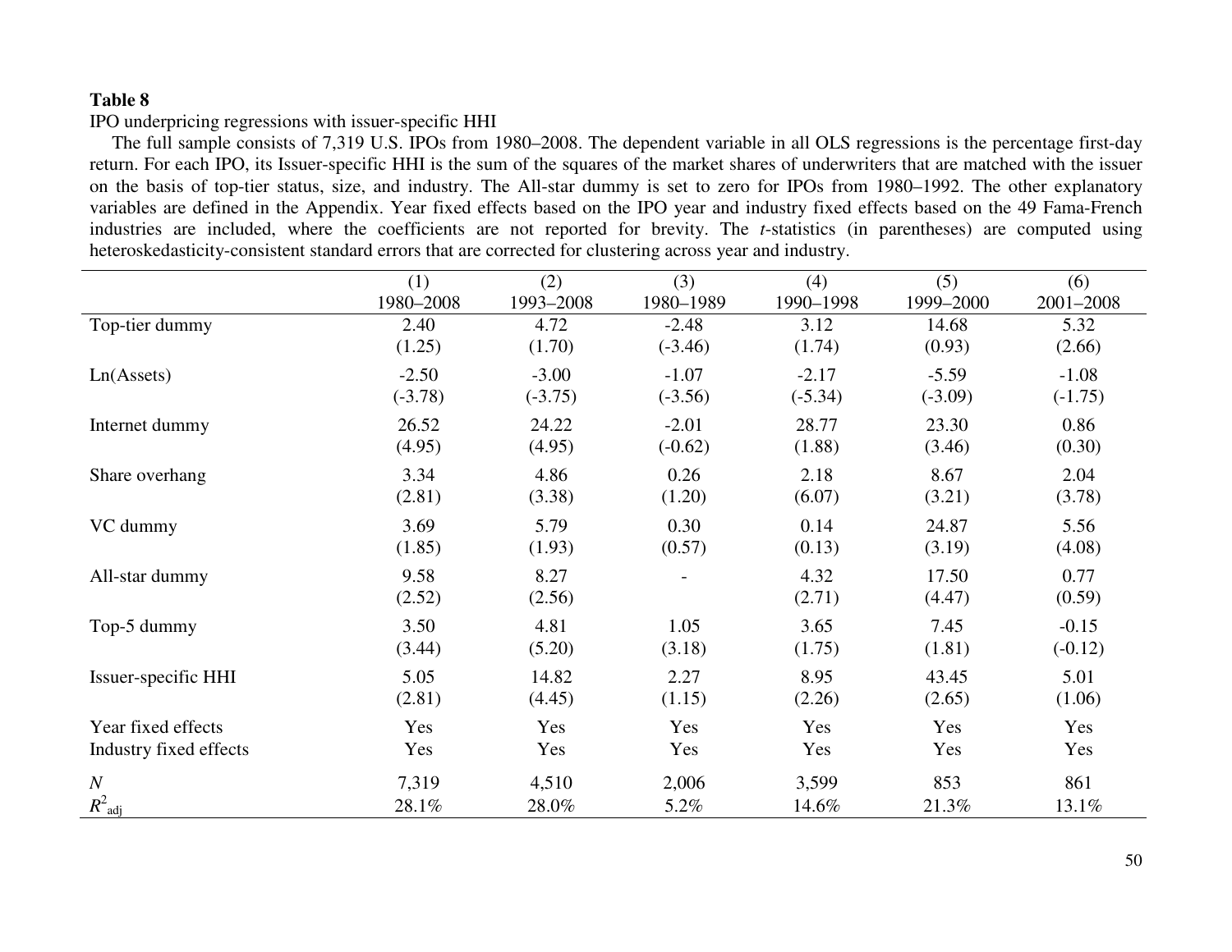**Table 8**

IPO underpricing regressions with issuer-specific HHI

The full sample consists of 7,319 U.S. IPOs from 1980–2008. The dependent variable in all OLS regressions is the percentage first-day return. For each IPO, its Issuer-specific HHI is the sum of the squares of the market shares of underwriters that are matched with the issuer on the basis of top-tier status, size, and industry. The All-star dummy is set to zero for IPOs from 1980–1992. The other explanatory variables are defined in the Appendix. Year fixed effects based on the IPO year and industry fixed effects based on the 49 Fama-French industries are included, where the coefficients are not reported for brevity. The *t*-statistics (in parentheses) are computed using heteroskedasticity-consistent standard errors that are corrected for clustering across year and industry.

| | (1) 1980–2008 | (2) 1993–2008 | (3) 1980–1989 | (4) 1990–1998 | (5) 1999–2000 | (6) 2001–2008 |
|---|---|---|---|---|---|---|
| Top-tier dummy | 2.40 | 4.72 | -2.48 | 3.12 | 14.68 | 5.32 |
| | (1.25) | (1.70) | (-3.46) | (1.74) | (0.93) | (2.66) |
| Ln(Assets) | -2.50 | -3.00 | -1.07 | -2.17 | -5.59 | -1.08 |
| | (-3.78) | (-3.75) | (-3.56) | (-5.34) | (-3.09) | (-1.75) |
| Internet dummy | 26.52 | 24.22 | -2.01 | 28.77 | 23.30 | 0.86 |
| | (4.95) | (4.95) | (-0.62) | (1.88) | (3.46) | (0.30) |
| Share overhang | 3.34 | 4.86 | 0.26 | 2.18 | 8.67 | 2.04 |
| | (2.81) | (3.38) | (1.20) | (6.07) | (3.21) | (3.78) |
| VC dummy | 3.69 | 5.79 | 0.30 | 0.14 | 24.87 | 5.56 |
| | (1.85) | (1.93) | (0.57) | (0.13) | (3.19) | (4.08) |
| All-star dummy | 9.58 | 8.27 | - | 4.32 | 17.50 | 0.77 |
| | (2.52) | (2.56) | | (2.71) | (4.47) | (0.59) |
| Top-5 dummy | 3.50 | 4.81 | 1.05 | 3.65 | 7.45 | -0.15 |
| | (3.44) | (5.20) | (3.18) | (1.75) | (1.81) | (-0.12) |
| Issuer-specific HHI | 5.05 | 14.82 | 2.27 | 8.95 | 43.45 | 5.01 |
| | (2.81) | (4.45) | (1.15) | (2.26) | (2.65) | (1.06) |
| Year fixed effects | Yes | Yes | Yes | Yes | Yes | Yes |
| Industry fixed effects | Yes | Yes | Yes | Yes | Yes | Yes |
| *N* | 7,319 | 4,510 | 2,006 | 3,599 | 853 | 861 |
| $R^2_{\text{adj}}$ | 28.1% | 28.0% | 5.2% | 14.6% | 21.3% | 13.1% |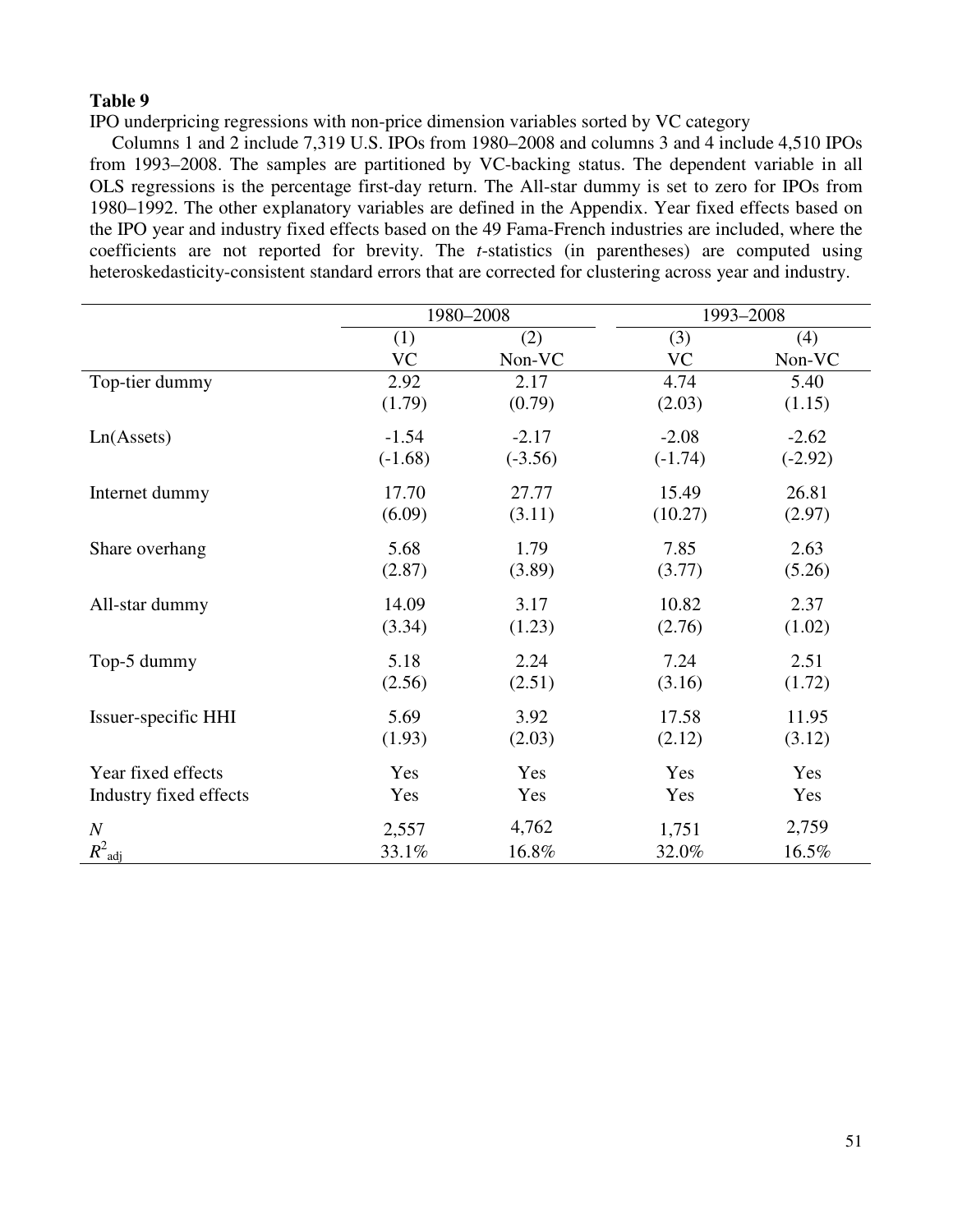**Table 9**

IPO underpricing regressions with non-price dimension variables sorted by VC category

Columns 1 and 2 include 7,319 U.S. IPOs from 1980–2008 and columns 3 and 4 include 4,510 IPOs from 1993–2008. The samples are partitioned by VC-backing status. The dependent variable in all OLS regressions is the percentage first-day return. The All-star dummy is set to zero for IPOs from 1980–1992. The other explanatory variables are defined in the Appendix. Year fixed effects based on the IPO year and industry fixed effects based on the 49 Fama-French industries are included, where the coefficients are not reported for brevity. The *t*-statistics (in parentheses) are computed using heteroskedasticity-consistent standard errors that are corrected for clustering across year and industry.

| | 1980–2008 | | 1993–2008 | |
|---|---|---|---|---|
| | (1) | (2) | (3) | (4) |
| | VC | Non-VC | VC | Non-VC |
| Top-tier dummy | 2.92 | 2.17 | 4.74 | 5.40 |
| | (1.79) | (0.79) | (2.03) | (1.15) |
| Ln(Assets) | -1.54 | -2.17 | -2.08 | -2.62 |
| | (-1.68) | (-3.56) | (-1.74) | (-2.92) |
| Internet dummy | 17.70 | 27.77 | 15.49 | 26.81 |
| | (6.09) | (3.11) | (10.27) | (2.97) |
| Share overhang | 5.68 | 1.79 | 7.85 | 2.63 |
| | (2.87) | (3.89) | (3.77) | (5.26) |
| All-star dummy | 14.09 | 3.17 | 10.82 | 2.37 |
| | (3.34) | (1.23) | (2.76) | (1.02) |
| Top-5 dummy | 5.18 | 2.24 | 7.24 | 2.51 |
| | (2.56) | (2.51) | (3.16) | (1.72) |
| Issuer-specific HHI | 5.69 | 3.92 | 17.58 | 11.95 |
| | (1.93) | (2.03) | (2.12) | (3.12) |
| Year fixed effects | Yes | Yes | Yes | Yes |
| Industry fixed effects | Yes | Yes | Yes | Yes |
| $N$ | 2,557 | 4,762 | 1,751 | 2,759 |
| $R^2_{\text{adj}}$ | 33.1% | 16.8% | 32.0% | 16.5% |